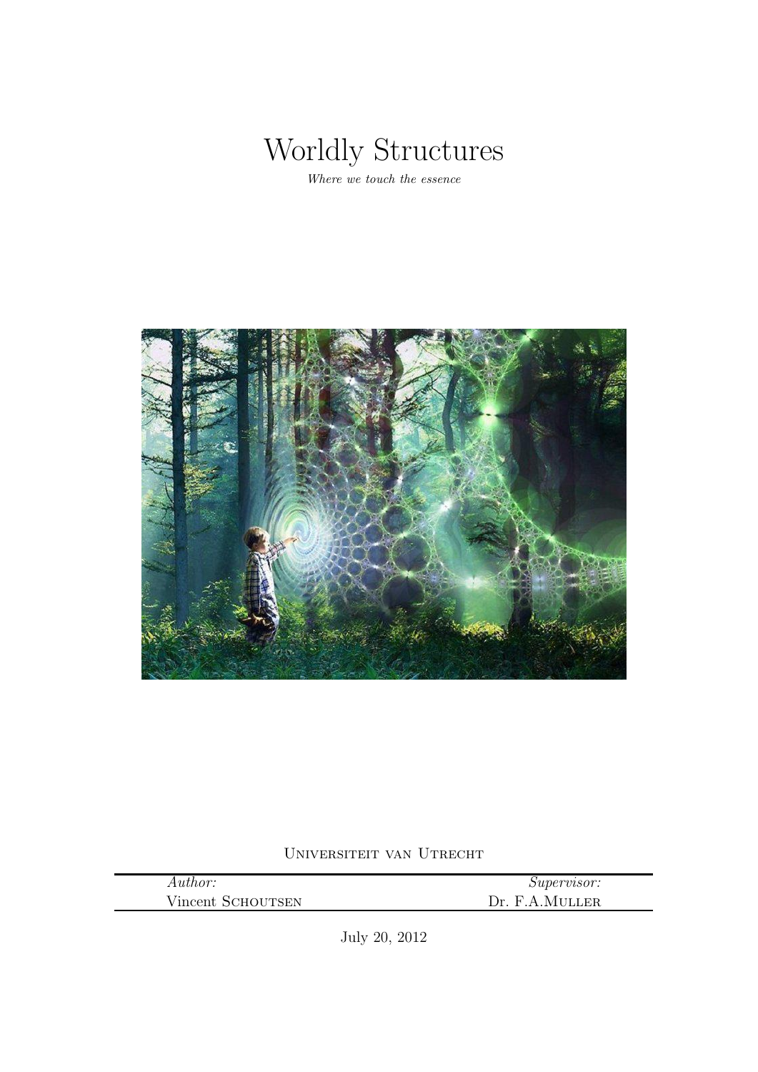# Worldly Structures

*Where we touch the essence*

Universiteit van Utrecht

| *Author:* | *Supervisor:* |
|---|---|
| Vincent Schoutsen | Dr. F.A.Muller |

July 20, 2012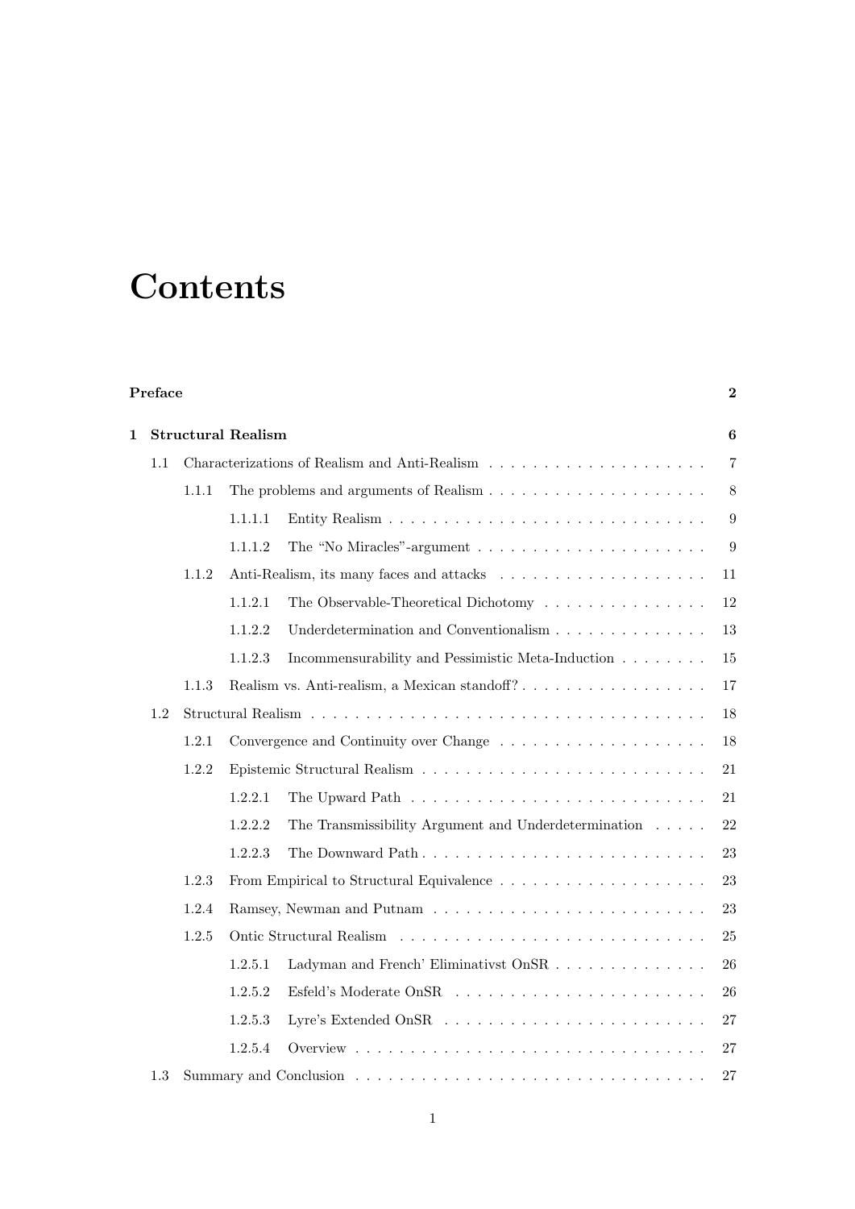# Contents

**Preface** **2**

**1 Structural Realism** **6**

- 1.1 Characterizations of Realism and Anti-Realism . . . . . 7
  - 1.1.1 The problems and arguments of Realism . . . . . 8
    - 1.1.1.1 Entity Realism . . . . . 9
    - 1.1.1.2 The “No Miracles”-argument . . . . . 9
  - 1.1.2 Anti-Realism, its many faces and attacks . . . . . 11
    - 1.1.2.1 The Observable-Theoretical Dichotomy . . . . . 12
    - 1.1.2.2 Underdetermination and Conventionalism . . . . . 13
    - 1.1.2.3 Incommensurability and Pessimistic Meta-Induction . . . . . 15
  - 1.1.3 Realism vs. Anti-realism, a Mexican standoff? . . . . . 17
- 1.2 Structural Realism . . . . . 18
  - 1.2.1 Convergence and Continuity over Change . . . . . 18
  - 1.2.2 Epistemic Structural Realism . . . . . 21
    - 1.2.2.1 The Upward Path . . . . . 21
    - 1.2.2.2 The Transmissibility Argument and Underdetermination . . . . . 22
    - 1.2.2.3 The Downward Path . . . . . 23
  - 1.2.3 From Empirical to Structural Equivalence . . . . . 23
  - 1.2.4 Ramsey, Newman and Putnam . . . . . 23
  - 1.2.5 Ontic Structural Realism . . . . . 25
    - 1.2.5.1 Ladyman and French’ Eliminativst OnSR . . . . . 26
    - 1.2.5.2 Esfeld’s Moderate OnSR . . . . . 26
    - 1.2.5.3 Lyre’s Extended OnSR . . . . . 27
    - 1.2.5.4 Overview . . . . . 27
- 1.3 Summary and Conclusion . . . . . 27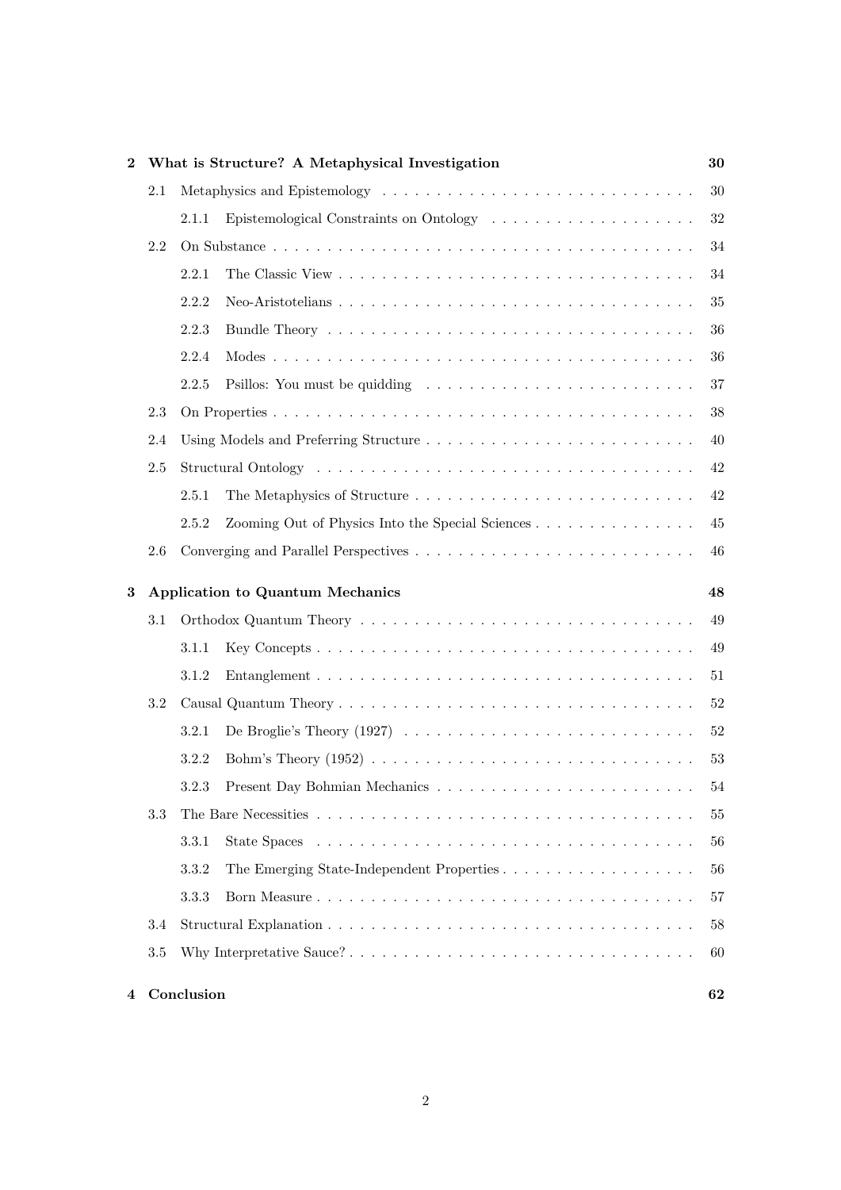| | | | |
|---|---|---|---|
| **2** | **What is Structure? A Metaphysical Investigation** | | **30** |
| | 2.1 | Metaphysics and Epistemology | 30 |
| | | 2.1.1 Epistemological Constraints on Ontology | 32 |
| | 2.2 | On Substance | 34 |
| | | 2.2.1 The Classic View | 34 |
| | | 2.2.2 Neo-Aristotelians | 35 |
| | | 2.2.3 Bundle Theory | 36 |
| | | 2.2.4 Modes | 36 |
| | | 2.2.5 Psillos: You must be quidding | 37 |
| | 2.3 | On Properties | 38 |
| | 2.4 | Using Models and Preferring Structure | 40 |
| | 2.5 | Structural Ontology | 42 |
| | | 2.5.1 The Metaphysics of Structure | 42 |
| | | 2.5.2 Zooming Out of Physics Into the Special Sciences | 45 |
| | 2.6 | Converging and Parallel Perspectives | 46 |
| **3** | **Application to Quantum Mechanics** | | **48** |
| | 3.1 | Orthodox Quantum Theory | 49 |
| | | 3.1.1 Key Concepts | 49 |
| | | 3.1.2 Entanglement | 51 |
| | 3.2 | Causal Quantum Theory | 52 |
| | | 3.2.1 De Broglie's Theory (1927) | 52 |
| | | 3.2.2 Bohm's Theory (1952) | 53 |
| | | 3.2.3 Present Day Bohmian Mechanics | 54 |
| | 3.3 | The Bare Necessities | 55 |
| | | 3.3.1 State Spaces | 56 |
| | | 3.3.2 The Emerging State-Independent Properties | 56 |
| | | 3.3.3 Born Measure | 57 |
| | 3.4 | Structural Explanation | 58 |
| | 3.5 | Why Interpretative Sauce? | 60 |
| **4** | **Conclusion** | | **62** |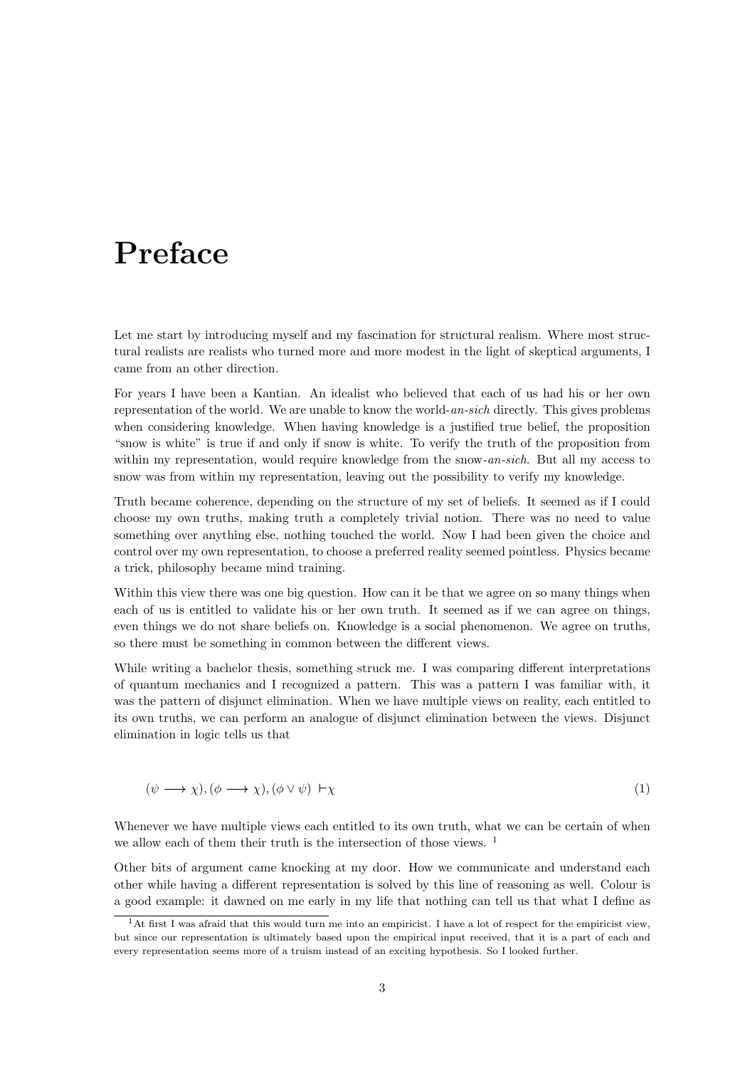# Preface

Let me start by introducing myself and my fascination for structural realism. Where most structural realists are realists who turned more and more modest in the light of skeptical arguments, I came from an other direction.

For years I have been a Kantian. An idealist who believed that each of us had his or her own representation of the world. We are unable to know the world-*an-sich* directly. This gives problems when considering knowledge. When having knowledge is a justified true belief, the proposition "snow is white" is true if and only if snow is white. To verify the truth of the proposition from within my representation, would require knowledge from the snow-*an-sich*. But all my access to snow was from within my representation, leaving out the possibility to verify my knowledge.

Truth became coherence, depending on the structure of my set of beliefs. It seemed as if I could choose my own truths, making truth a completely trivial notion. There was no need to value something over anything else, nothing touched the world. Now I had been given the choice and control over my own representation, to choose a preferred reality seemed pointless. Physics became a trick, philosophy became mind training.

Within this view there was one big question. How can it be that we agree on so many things when each of us is entitled to validate his or her own truth. It seemed as if we can agree on things, even things we do not share beliefs on. Knowledge is a social phenomenon. We agree on truths, so there must be something in common between the different views.

While writing a bachelor thesis, something struck me. I was comparing different interpretations of quantum mechanics and I recognized a pattern. This was a pattern I was familiar with, it was the pattern of disjunct elimination. When we have multiple views on reality, each entitled to its own truths, we can perform an analogue of disjunct elimination between the views. Disjunct elimination in logic tells us that

$$(\psi \longrightarrow \chi), (\phi \longrightarrow \chi), (\phi \vee \psi) \vdash \chi \tag{1}$$

Whenever we have multiple views each entitled to its own truth, what we can be certain of when we allow each of them their truth is the intersection of those views. [1]

Other bits of argument came knocking at my door. How we communicate and understand each other while having a different representation is solved by this line of reasoning as well. Colour is a good example: it dawned on me early in my life that nothing can tell us that what I define as

[1] At first I was afraid that this would turn me into an empiricist. I have a lot of respect for the empiricist view, but since our representation is ultimately based upon the empirical input received, that it is a part of each and every representation seems more of a truism instead of an exciting hypothesis. So I looked further.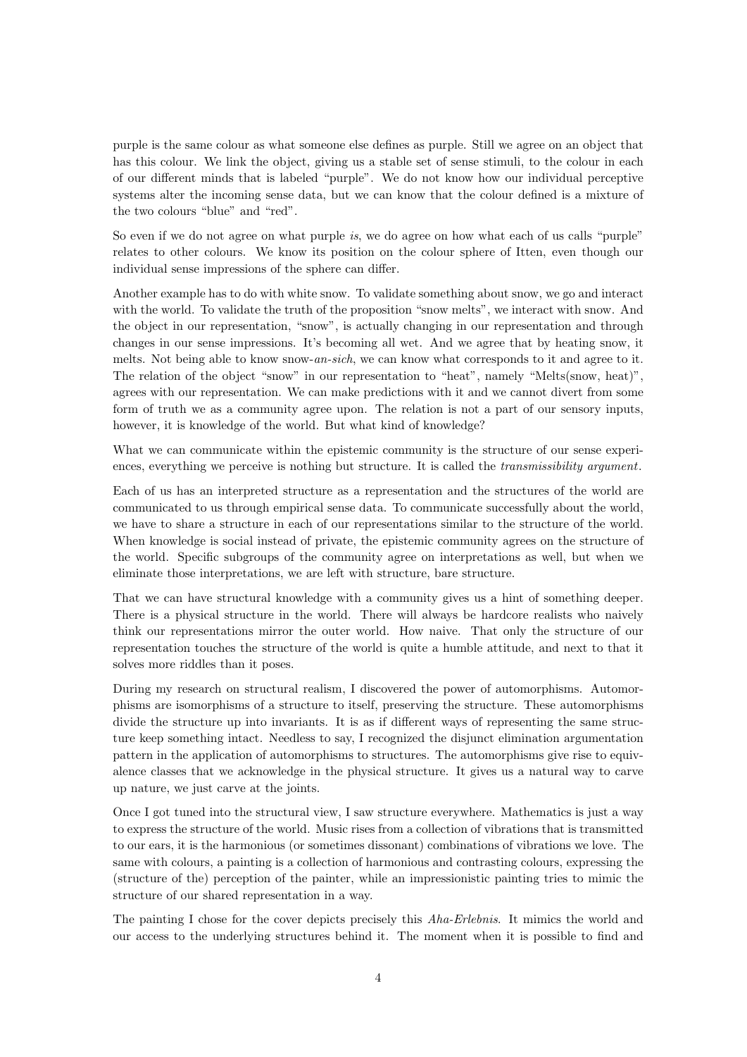purple is the same colour as what someone else defines as purple. Still we agree on an object that has this colour. We link the object, giving us a stable set of sense stimuli, to the colour in each of our different minds that is labeled "purple". We do not know how our individual perceptive systems alter the incoming sense data, but we can know that the colour defined is a mixture of the two colours "blue" and "red".

So even if we do not agree on what purple *is*, we do agree on how what each of us calls "purple" relates to other colours. We know its position on the colour sphere of Itten, even though our individual sense impressions of the sphere can differ.

Another example has to do with white snow. To validate something about snow, we go and interact with the world. To validate the truth of the proposition "snow melts", we interact with snow. And the object in our representation, "snow", is actually changing in our representation and through changes in our sense impressions. It's becoming all wet. And we agree that by heating snow, it melts. Not being able to know snow-*an-sich*, we can know what corresponds to it and agree to it. The relation of the object "snow" in our representation to "heat", namely "Melts(snow, heat)", agrees with our representation. We can make predictions with it and we cannot divert from some form of truth we as a community agree upon. The relation is not a part of our sensory inputs, however, it is knowledge of the world. But what kind of knowledge?

What we can communicate within the epistemic community is the structure of our sense experiences, everything we perceive is nothing but structure. It is called the *transmissibility argument*.

Each of us has an interpreted structure as a representation and the structures of the world are communicated to us through empirical sense data. To communicate successfully about the world, we have to share a structure in each of our representations similar to the structure of the world. When knowledge is social instead of private, the epistemic community agrees on the structure of the world. Specific subgroups of the community agree on interpretations as well, but when we eliminate those interpretations, we are left with structure, bare structure.

That we can have structural knowledge with a community gives us a hint of something deeper. There is a physical structure in the world. There will always be hardcore realists who naively think our representations mirror the outer world. How naive. That only the structure of our representation touches the structure of the world is quite a humble attitude, and next to that it solves more riddles than it poses.

During my research on structural realism, I discovered the power of automorphisms. Automorphisms are isomorphisms of a structure to itself, preserving the structure. These automorphisms divide the structure up into invariants. It is as if different ways of representing the same structure keep something intact. Needless to say, I recognized the disjunct elimination argumentation pattern in the application of automorphisms to structures. The automorphisms give rise to equivalence classes that we acknowledge in the physical structure. It gives us a natural way to carve up nature, we just carve at the joints.

Once I got tuned into the structural view, I saw structure everywhere. Mathematics is just a way to express the structure of the world. Music rises from a collection of vibrations that is transmitted to our ears, it is the harmonious (or sometimes dissonant) combinations of vibrations we love. The same with colours, a painting is a collection of harmonious and contrasting colours, expressing the (structure of the) perception of the painter, while an impressionistic painting tries to mimic the structure of our shared representation in a way.

The painting I chose for the cover depicts precisely this *Aha-Erlebnis*. It mimics the world and our access to the underlying structures behind it. The moment when it is possible to find and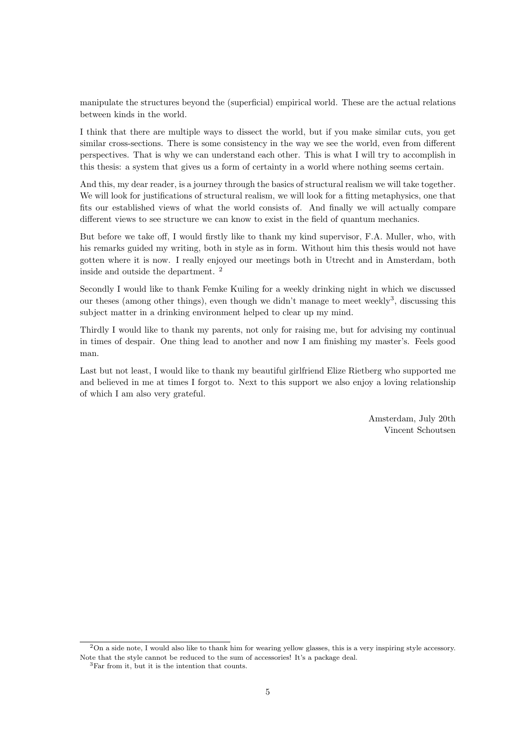manipulate the structures beyond the (superficial) empirical world. These are the actual relations between kinds in the world.

I think that there are multiple ways to dissect the world, but if you make similar cuts, you get similar cross-sections. There is some consistency in the way we see the world, even from different perspectives. That is why we can understand each other. This is what I will try to accomplish in this thesis: a system that gives us a form of certainty in a world where nothing seems certain.

And this, my dear reader, is a journey through the basics of structural realism we will take together. We will look for justifications of structural realism, we will look for a fitting metaphysics, one that fits our established views of what the world consists of. And finally we will actually compare different views to see structure we can know to exist in the field of quantum mechanics.

But before we take off, I would firstly like to thank my kind supervisor, F.A. Muller, who, with his remarks guided my writing, both in style as in form. Without him this thesis would not have gotten where it is now. I really enjoyed our meetings both in Utrecht and in Amsterdam, both inside and outside the department. [2]

Secondly I would like to thank Femke Kuiling for a weekly drinking night in which we discussed our theses (among other things), even though we didn't manage to meet weekly[3], discussing this subject matter in a drinking environment helped to clear up my mind.

Thirdly I would like to thank my parents, not only for raising me, but for advising my continual in times of despair. One thing lead to another and now I am finishing my master's. Feels good man.

Last but not least, I would like to thank my beautiful girlfriend Elize Rietberg who supported me and believed in me at times I forgot to. Next to this support we also enjoy a loving relationship of which I am also very grateful.

Amsterdam, July 20th
Vincent Schoutsen

---

[2] On a side note, I would also like to thank him for wearing yellow glasses, this is a very inspiring style accessory. Note that the style cannot be reduced to the sum of accessories! It's a package deal.

[3] Far from it, but it is the intention that counts.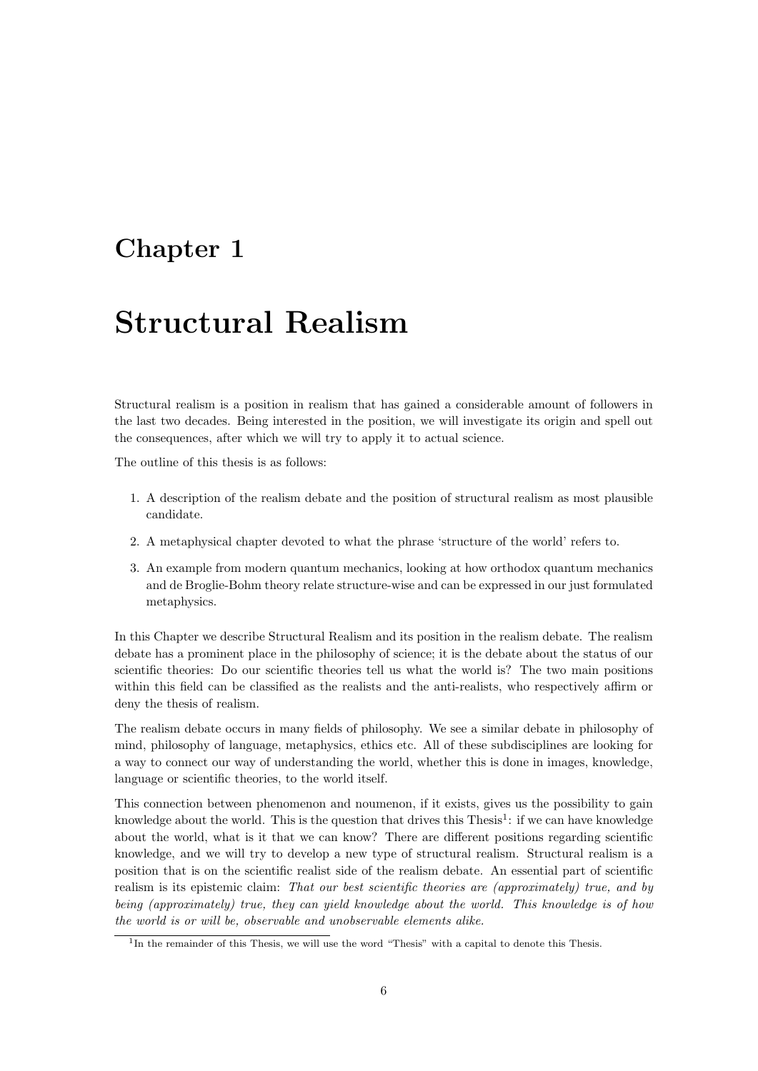# Chapter 1

# Structural Realism

Structural realism is a position in realism that has gained a considerable amount of followers in the last two decades. Being interested in the position, we will investigate its origin and spell out the consequences, after which we will try to apply it to actual science.

The outline of this thesis is as follows:

1. A description of the realism debate and the position of structural realism as most plausible candidate.
2. A metaphysical chapter devoted to what the phrase 'structure of the world' refers to.
3. An example from modern quantum mechanics, looking at how orthodox quantum mechanics and de Broglie-Bohm theory relate structure-wise and can be expressed in our just formulated metaphysics.

In this Chapter we describe Structural Realism and its position in the realism debate. The realism debate has a prominent place in the philosophy of science; it is the debate about the status of our scientific theories: Do our scientific theories tell us what the world is? The two main positions within this field can be classified as the realists and the anti-realists, who respectively affirm or deny the thesis of realism.

The realism debate occurs in many fields of philosophy. We see a similar debate in philosophy of mind, philosophy of language, metaphysics, ethics etc. All of these subdisciplines are looking for a way to connect our way of understanding the world, whether this is done in images, knowledge, language or scientific theories, to the world itself.

This connection between phenomenon and noumenon, if it exists, gives us the possibility to gain knowledge about the world. This is the question that drives this Thesis[1]: if we can have knowledge about the world, what is it that we can know? There are different positions regarding scientific knowledge, and we will try to develop a new type of structural realism. Structural realism is a position that is on the scientific realist side of the realism debate. An essential part of scientific realism is its epistemic claim: *That our best scientific theories are (approximately) true, and by being (approximately) true, they can yield knowledge about the world. This knowledge is of how the world is or will be, observable and unobservable elements alike.*

[1] In the remainder of this Thesis, we will use the word "Thesis" with a capital to denote this Thesis.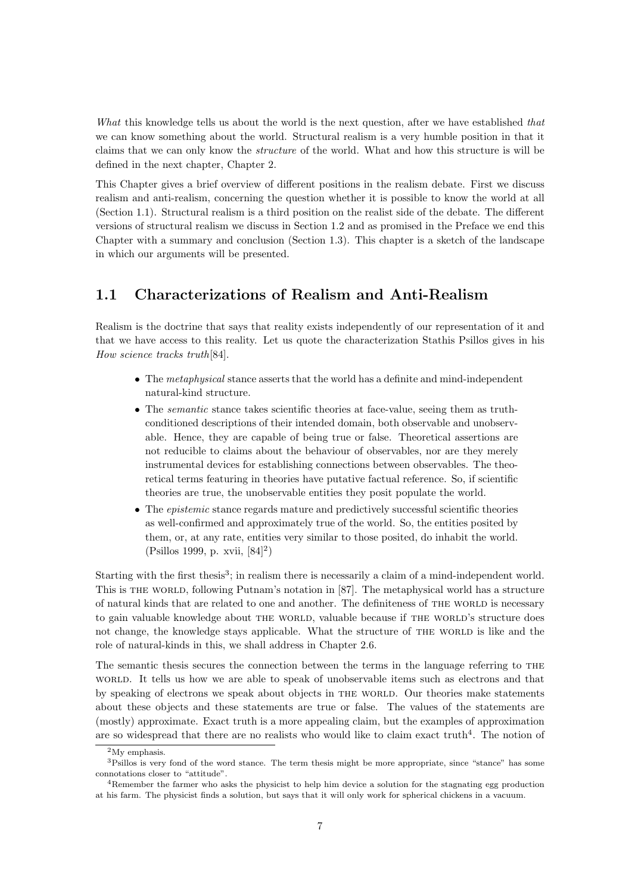*What* this knowledge tells us about the world is the next question, after we have established *that* we can know something about the world. Structural realism is a very humble position in that it claims that we can only know the *structure* of the world. What and how this structure is will be defined in the next chapter, Chapter 2.

This Chapter gives a brief overview of different positions in the realism debate. First we discuss realism and anti-realism, concerning the question whether it is possible to know the world at all (Section 1.1). Structural realism is a third position on the realist side of the debate. The different versions of structural realism we discuss in Section 1.2 and as promised in the Preface we end this Chapter with a summary and conclusion (Section 1.3). This chapter is a sketch of the landscape in which our arguments will be presented.

## 1.1 Characterizations of Realism and Anti-Realism

Realism is the doctrine that says that reality exists independently of our representation of it and that we have access to this reality. Let us quote the characterization Stathis Psillos gives in his *How science tracks truth*[84].

> - The *metaphysical* stance asserts that the world has a definite and mind-independent natural-kind structure.
> - The *semantic* stance takes scientific theories at face-value, seeing them as truth-conditioned descriptions of their intended domain, both observable and unobservable. Hence, they are capable of being true or false. Theoretical assertions are not reducible to claims about the behaviour of observables, nor are they merely instrumental devices for establishing connections between observables. The theoretical terms featuring in theories have putative factual reference. So, if scientific theories are true, the unobservable entities they posit populate the world.
> - The *epistemic* stance regards mature and predictively successful scientific theories as well-confirmed and approximately true of the world. So, the entities posited by them, or, at any rate, entities very similar to those posited, do inhabit the world. (Psillos 1999, p. xvii, [84][2])

Starting with the first thesis[3]; in realism there is necessarily a claim of a mind-independent world. This is THE WORLD, following Putnam's notation in [87]. The metaphysical world has a structure of natural kinds that are related to one and another. The definiteness of THE WORLD is necessary to gain valuable knowledge about THE WORLD, valuable because if THE WORLD's structure does not change, the knowledge stays applicable. What the structure of THE WORLD is like and the role of natural-kinds in this, we shall address in Chapter 2.6.

The semantic thesis secures the connection between the terms in the language referring to THE WORLD. It tells us how we are able to speak of unobservable items such as electrons and that by speaking of electrons we speak about objects in THE WORLD. Our theories make statements about these objects and these statements are true or false. The values of the statements are (mostly) approximate. Exact truth is a more appealing claim, but the examples of approximation are so widespread that there are no realists who would like to claim exact truth[4]. The notion of

[2] My emphasis.

[3] Psillos is very fond of the word stance. The term thesis might be more appropriate, since "stance" has some connotations closer to "attitude".

[4] Remember the farmer who asks the physicist to help him device a solution for the stagnating egg production at his farm. The physicist finds a solution, but says that it will only work for spherical chickens in a vacuum.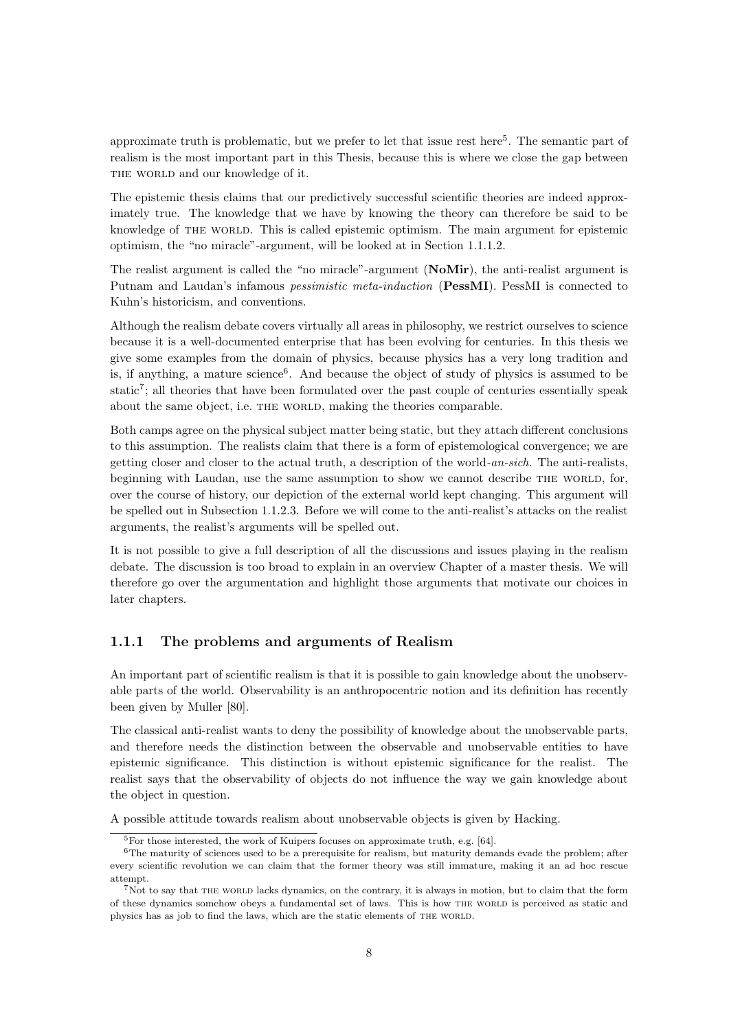approximate truth is problematic, but we prefer to let that issue rest here[5]. The semantic part of realism is the most important part in this Thesis, because this is where we close the gap between THE WORLD and our knowledge of it.

The epistemic thesis claims that our predictively successful scientific theories are indeed approximately true. The knowledge that we have by knowing the theory can therefore be said to be knowledge of THE WORLD. This is called epistemic optimism. The main argument for epistemic optimism, the "no miracle"-argument, will be looked at in Section 1.1.1.2.

The realist argument is called the "no miracle"-argument (**NoMir**), the anti-realist argument is Putnam and Laudan's infamous *pessimistic meta-induction* (**PessMI**). PessMI is connected to Kuhn's historicism, and conventions.

Although the realism debate covers virtually all areas in philosophy, we restrict ourselves to science because it is a well-documented enterprise that has been evolving for centuries. In this thesis we give some examples from the domain of physics, because physics has a very long tradition and is, if anything, a mature science[6]. And because the object of study of physics is assumed to be static[7]; all theories that have been formulated over the past couple of centuries essentially speak about the same object, i.e. THE WORLD, making the theories comparable.

Both camps agree on the physical subject matter being static, but they attach different conclusions to this assumption. The realists claim that there is a form of epistemological convergence; we are getting closer and closer to the actual truth, a description of the world-*an-sich*. The anti-realists, beginning with Laudan, use the same assumption to show we cannot describe THE WORLD, for, over the course of history, our depiction of the external world kept changing. This argument will be spelled out in Subsection 1.1.2.3. Before we will come to the anti-realist's attacks on the realist arguments, the realist's arguments will be spelled out.

It is not possible to give a full description of all the discussions and issues playing in the realism debate. The discussion is too broad to explain in an overview Chapter of a master thesis. We will therefore go over the argumentation and highlight those arguments that motivate our choices in later chapters.

### 1.1.1 The problems and arguments of Realism

An important part of scientific realism is that it is possible to gain knowledge about the unobservable parts of the world. Observability is an anthropocentric notion and its definition has recently been given by Muller [80].

The classical anti-realist wants to deny the possibility of knowledge about the unobservable parts, and therefore needs the distinction between the observable and unobservable entities to have epistemic significance. This distinction is without epistemic significance for the realist. The realist says that the observability of objects do not influence the way we gain knowledge about the object in question.

A possible attitude towards realism about unobservable objects is given by Hacking.

---

[5] For those interested, the work of Kuipers focuses on approximate truth, e.g. [64].

[6] The maturity of sciences used to be a prerequisite for realism, but maturity demands evade the problem; after every scientific revolution we can claim that the former theory was still immature, making it an ad hoc rescue attempt.

[7] Not to say that THE WORLD lacks dynamics, on the contrary, it is always in motion, but to claim that the form of these dynamics somehow obeys a fundamental set of laws. This is how THE WORLD is perceived as static and physics has as job to find the laws, which are the static elements of THE WORLD.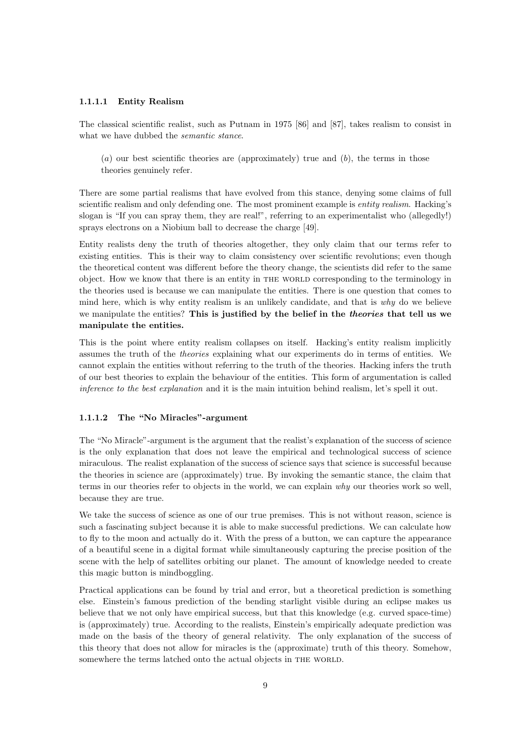#### 1.1.1.1 Entity Realism

The classical scientific realist, such as Putnam in 1975 [86] and [87], takes realism to consist in what we have dubbed the *semantic stance*.

> (*a*) our best scientific theories are (approximately) true and (*b*), the terms in those theories genuinely refer.

There are some partial realisms that have evolved from this stance, denying some claims of full scientific realism and only defending one. The most prominent example is *entity realism*. Hacking's slogan is "If you can spray them, they are real!", referring to an experimentalist who (allegedly!) sprays electrons on a Niobium ball to decrease the charge [49].

Entity realists deny the truth of theories altogether, they only claim that our terms refer to existing entities. This is their way to claim consistency over scientific revolutions; even though the theoretical content was different before the theory change, the scientists did refer to the same object. How we know that there is an entity in THE WORLD corresponding to the terminology in the theories used is because we can manipulate the entities. There is one question that comes to mind here, which is why entity realism is an unlikely candidate, and that is *why* do we believe we manipulate the entities? **This is justified by the belief in the *theories* that tell us we manipulate the entities.**

This is the point where entity realism collapses on itself. Hacking's entity realism implicitly assumes the truth of the *theories* explaining what our experiments do in terms of entities. We cannot explain the entities without referring to the truth of the theories. Hacking infers the truth of our best theories to explain the behaviour of the entities. This form of argumentation is called *inference to the best explanation* and it is the main intuition behind realism, let's spell it out.

#### 1.1.1.2 The "No Miracles"-argument

The "No Miracle"-argument is the argument that the realist's explanation of the success of science is the only explanation that does not leave the empirical and technological success of science miraculous. The realist explanation of the success of science says that science is successful because the theories in science are (approximately) true. By invoking the semantic stance, the claim that terms in our theories refer to objects in the world, we can explain *why* our theories work so well, because they are true.

We take the success of science as one of our true premises. This is not without reason, science is such a fascinating subject because it is able to make successful predictions. We can calculate how to fly to the moon and actually do it. With the press of a button, we can capture the appearance of a beautiful scene in a digital format while simultaneously capturing the precise position of the scene with the help of satellites orbiting our planet. The amount of knowledge needed to create this magic button is mindboggling.

Practical applications can be found by trial and error, but a theoretical prediction is something else. Einstein's famous prediction of the bending starlight visible during an eclipse makes us believe that we not only have empirical success, but that this knowledge (e.g. curved space-time) is (approximately) true. According to the realists, Einstein's empirically adequate prediction was made on the basis of the theory of general relativity. The only explanation of the success of this theory that does not allow for miracles is the (approximate) truth of this theory. Somehow, somewhere the terms latched onto the actual objects in THE WORLD.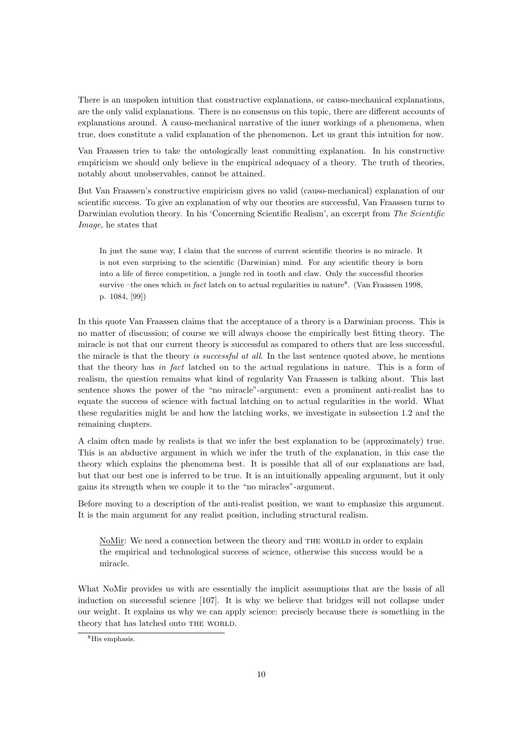There is an unspoken intuition that constructive explanations, or causo-mechanical explanations, are the only valid explanations. There is no consensus on this topic, there are different accounts of explanations around. A causo-mechanical narrative of the inner workings of a phenomena, when true, does constitute a valid explanation of the phenomenon. Let us grant this intuition for now.

Van Fraassen tries to take the ontologically least committing explanation. In his constructive empiricism we should only believe in the empirical adequacy of a theory. The truth of theories, notably about unobservables, cannot be attained.

But Van Fraassen's constructive empiricism gives no valid (causo-mechanical) explanation of our scientific success. To give an explanation of why our theories are successful, Van Fraassen turns to Darwinian evolution theory. In his 'Concerning Scientific Realism', an excerpt from *The Scientific Image*, he states that

> In just the same way, I claim that the success of current scientific theories is no miracle. It is not even surprising to the scientific (Darwinian) mind. For any scientific theory is born into a life of fierce competition, a jungle red in tooth and claw. Only the successful theories survive –the ones which *in fact* latch on to actual regularities in nature[8]. (Van Fraassen 1998, p. 1084, [99])

In this quote Van Fraassen claims that the acceptance of a theory is a Darwinian process. This is no matter of discussion; of course we will always choose the empirically best fitting theory. The miracle is not that our current theory is successful as compared to others that are less successful, the miracle is that the theory *is successful at all*. In the last sentence quoted above, he mentions that the theory has *in fact* latched on to the actual regulations in nature. This is a form of realism, the question remains what kind of regularity Van Fraassen is talking about. This last sentence shows the power of the "no miracle"-argument: even a prominent anti-realist has to equate the success of science with factual latching on to actual regularities in the world. What these regularities might be and how the latching works, we investigate in subsection 1.2 and the remaining chapters.

A claim often made by realists is that we infer the best explanation to be (approximately) true. This is an abductive argument in which we infer the truth of the explanation, in this case the theory which explains the phenomena best. It is possible that all of our explanations are bad, but that our best one is inferred to be true. It is an intuitionally appealing argument, but it only gains its strength when we couple it to the "no miracles"-argument.

Before moving to a description of the anti-realist position, we want to emphasize this argument. It is the main argument for any realist position, including structural realism.

> <u>NoMir</u>: We need a connection between the theory and THE WORLD in order to explain the empirical and technological success of science, otherwise this success would be a miracle.

What NoMir provides us with are essentially the implicit assumptions that are the basis of all induction on successful science [107]. It is why we believe that bridges will not collapse under our weight. It explains us why we can apply science: precisely because there *is* something in the theory that has latched onto THE WORLD.

[8] His emphasis.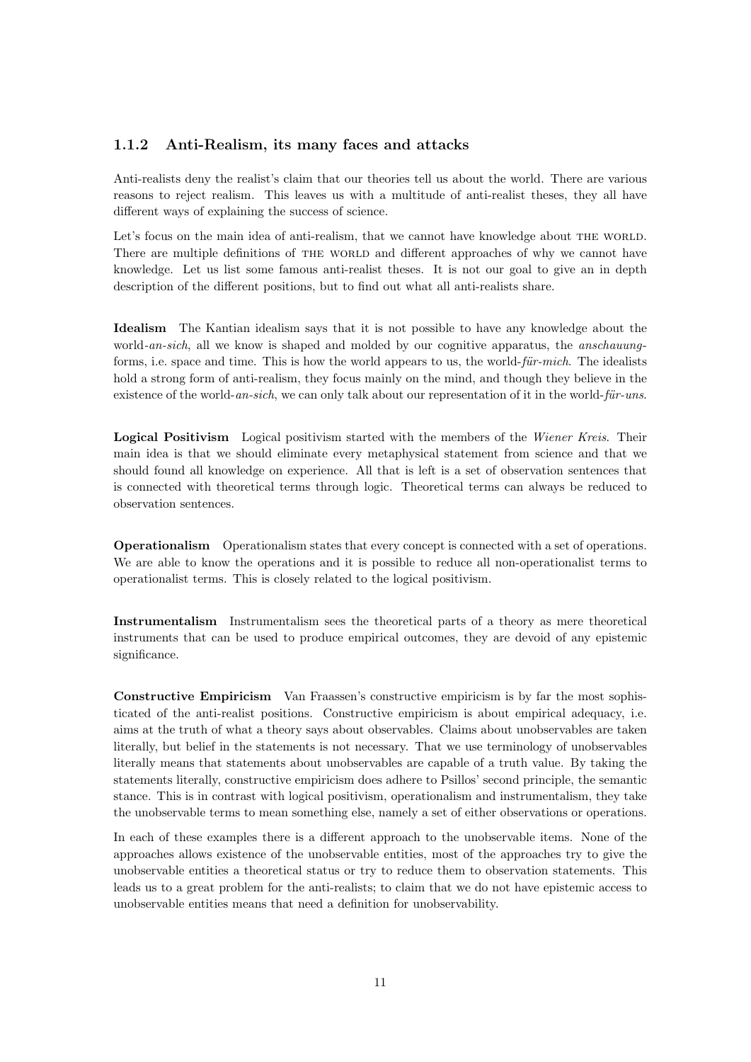### 1.1.2 Anti-Realism, its many faces and attacks

Anti-realists deny the realist's claim that our theories tell us about the world. There are various reasons to reject realism. This leaves us with a multitude of anti-realist theses, they all have different ways of explaining the success of science.

Let's focus on the main idea of anti-realism, that we cannot have knowledge about THE WORLD. There are multiple definitions of THE WORLD and different approaches of why we cannot have knowledge. Let us list some famous anti-realist theses. It is not our goal to give an in depth description of the different positions, but to find out what all anti-realists share.

**Idealism** The Kantian idealism says that it is not possible to have any knowledge about the world-*an-sich*, all we know is shaped and molded by our cognitive apparatus, the *anschauung*-forms, i.e. space and time. This is how the world appears to us, the world-*für-mich*. The idealists hold a strong form of anti-realism, they focus mainly on the mind, and though they believe in the existence of the world-*an-sich*, we can only talk about our representation of it in the world-*für-uns*.

**Logical Positivism** Logical positivism started with the members of the *Wiener Kreis*. Their main idea is that we should eliminate every metaphysical statement from science and that we should found all knowledge on experience. All that is left is a set of observation sentences that is connected with theoretical terms through logic. Theoretical terms can always be reduced to observation sentences.

**Operationalism** Operationalism states that every concept is connected with a set of operations. We are able to know the operations and it is possible to reduce all non-operationalist terms to operationalist terms. This is closely related to the logical positivism.

**Instrumentalism** Instrumentalism sees the theoretical parts of a theory as mere theoretical instruments that can be used to produce empirical outcomes, they are devoid of any epistemic significance.

**Constructive Empiricism** Van Fraassen's constructive empiricism is by far the most sophisticated of the anti-realist positions. Constructive empiricism is about empirical adequacy, i.e. aims at the truth of what a theory says about observables. Claims about unobservables are taken literally, but belief in the statements is not necessary. That we use terminology of unobservables literally means that statements about unobservables are capable of a truth value. By taking the statements literally, constructive empiricism does adhere to Psillos' second principle, the semantic stance. This is in contrast with logical positivism, operationalism and instrumentalism, they take the unobservable terms to mean something else, namely a set of either observations or operations.

In each of these examples there is a different approach to the unobservable items. None of the approaches allows existence of the unobservable entities, most of the approaches try to give the unobservable entities a theoretical status or try to reduce them to observation statements. This leads us to a great problem for the anti-realists; to claim that we do not have epistemic access to unobservable entities means that need a definition for unobservability.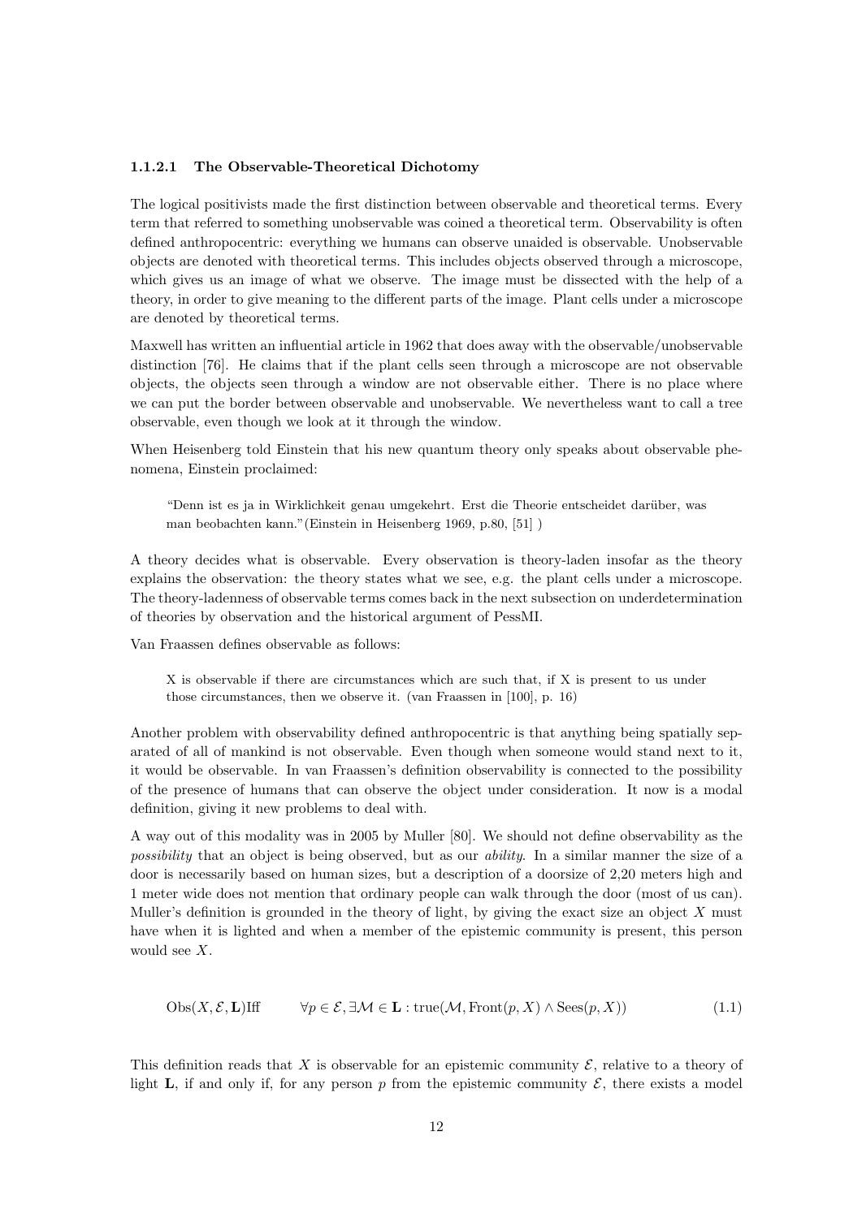#### 1.1.2.1 The Observable-Theoretical Dichotomy

The logical positivists made the first distinction between observable and theoretical terms. Every term that referred to something unobservable was coined a theoretical term. Observability is often defined anthropocentric: everything we humans can observe unaided is observable. Unobservable objects are denoted with theoretical terms. This includes objects observed through a microscope, which gives us an image of what we observe. The image must be dissected with the help of a theory, in order to give meaning to the different parts of the image. Plant cells under a microscope are denoted by theoretical terms.

Maxwell has written an influential article in 1962 that does away with the observable/unobservable distinction [76]. He claims that if the plant cells seen through a microscope are not observable objects, the objects seen through a window are not observable either. There is no place where we can put the border between observable and unobservable. We nevertheless want to call a tree observable, even though we look at it through the window.

When Heisenberg told Einstein that his new quantum theory only speaks about observable phenomena, Einstein proclaimed:

> "Denn ist es ja in Wirklichkeit genau umgekehrt. Erst die Theorie entscheidet darüber, was man beobachten kann."(Einstein in Heisenberg 1969, p.80, [51] )

A theory decides what is observable. Every observation is theory-laden insofar as the theory explains the observation: the theory states what we see, e.g. the plant cells under a microscope. The theory-ladenness of observable terms comes back in the next subsection on underdetermination of theories by observation and the historical argument of PessMI.

Van Fraassen defines observable as follows:

> X is observable if there are circumstances which are such that, if X is present to us under those circumstances, then we observe it. (van Fraassen in [100], p. 16)

Another problem with observability defined anthropocentric is that anything being spatially separated of all of mankind is not observable. Even though when someone would stand next to it, it would be observable. In van Fraassen's definition observability is connected to the possibility of the presence of humans that can observe the object under consideration. It now is a modal definition, giving it new problems to deal with.

A way out of this modality was in 2005 by Muller [80]. We should not define observability as the *possibility* that an object is being observed, but as our *ability*. In a similar manner the size of a door is necessarily based on human sizes, but a description of a doorsize of 2,20 meters high and 1 meter wide does not mention that ordinary people can walk through the door (most of us can). Muller's definition is grounded in the theory of light, by giving the exact size an object $X$ must have when it is lighted and when a member of the epistemic community is present, this person would see $X$.

$$\mathrm{Obs}(X, \mathcal{E}, \mathbf{L})\mathrm{Iff} \qquad \forall p \in \mathcal{E}, \exists \mathcal{M} \in \mathbf{L} : \mathrm{true}(\mathcal{M}, \mathrm{Front}(p, X) \wedge \mathrm{Sees}(p, X)) \tag{1.1}$$

This definition reads that $X$ is observable for an epistemic community $\mathcal{E}$, relative to a theory of light $\mathbf{L}$, if and only if, for any person $p$ from the epistemic community $\mathcal{E}$, there exists a model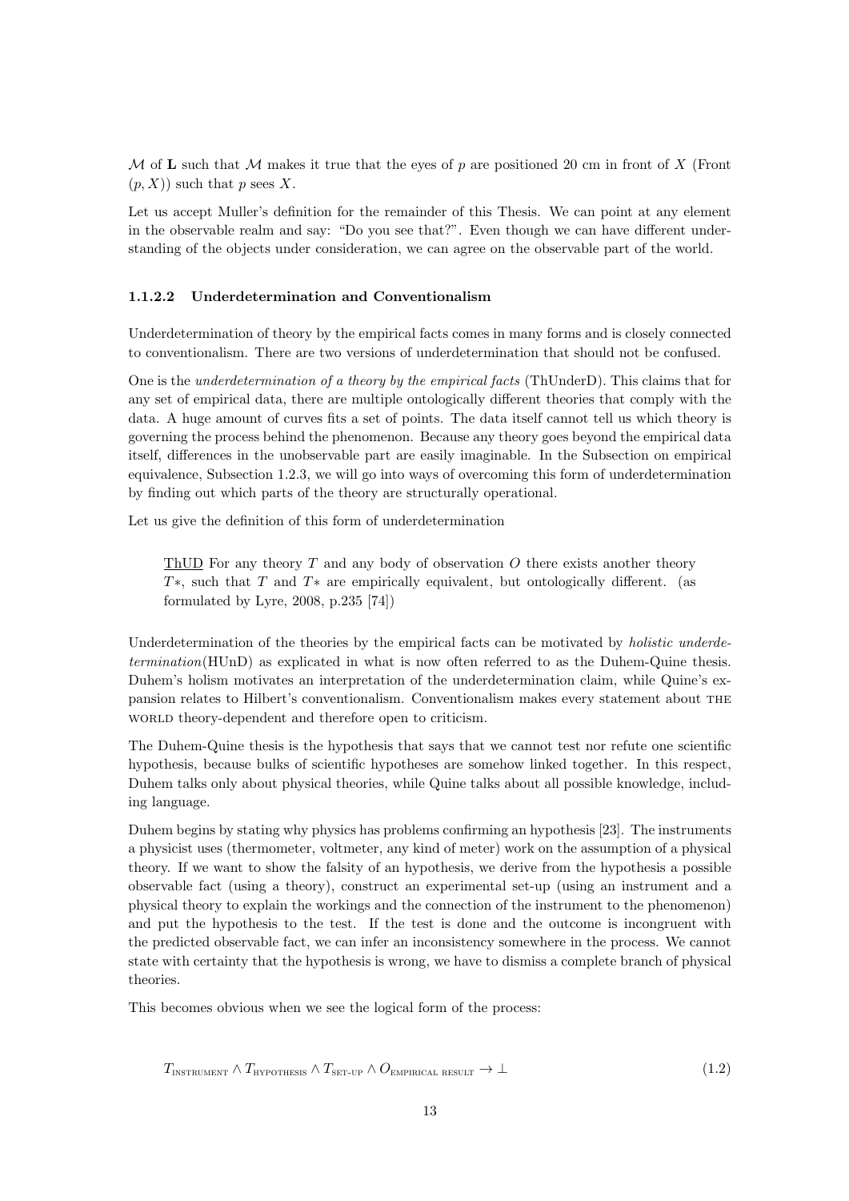$\mathcal{M}$ of **L** such that $\mathcal{M}$ makes it true that the eyes of $p$ are positioned 20 cm in front of $X$ (Front $(p, X)$) such that $p$ sees $X$.

Let us accept Muller's definition for the remainder of this Thesis. We can point at any element in the observable realm and say: "Do you see that?". Even though we can have different understanding of the objects under consideration, we can agree on the observable part of the world.

#### 1.1.2.2 Underdetermination and Conventionalism

Underdetermination of theory by the empirical facts comes in many forms and is closely connected to conventionalism. There are two versions of underdetermination that should not be confused.

One is the *underdetermination of a theory by the empirical facts* (ThUnderD). This claims that for any set of empirical data, there are multiple ontologically different theories that comply with the data. A huge amount of curves fits a set of points. The data itself cannot tell us which theory is governing the process behind the phenomenon. Because any theory goes beyond the empirical data itself, differences in the unobservable part are easily imaginable. In the Subsection on empirical equivalence, Subsection 1.2.3, we will go into ways of overcoming this form of underdetermination by finding out which parts of the theory are structurally operational.

Let us give the definition of this form of underdetermination

> ThUD For any theory $T$ and any body of observation $O$ there exists another theory $T*$, such that $T$ and $T*$ are empirically equivalent, but ontologically different. (as formulated by Lyre, 2008, p.235 [74])

Underdetermination of the theories by the empirical facts can be motivated by *holistic underdetermination*(HUnD) as explicated in what is now often referred to as the Duhem-Quine thesis. Duhem's holism motivates an interpretation of the underdetermination claim, while Quine's expansion relates to Hilbert's conventionalism. Conventionalism makes every statement about THE WORLD theory-dependent and therefore open to criticism.

The Duhem-Quine thesis is the hypothesis that says that we cannot test nor refute one scientific hypothesis, because bulks of scientific hypotheses are somehow linked together. In this respect, Duhem talks only about physical theories, while Quine talks about all possible knowledge, including language.

Duhem begins by stating why physics has problems confirming an hypothesis [23]. The instruments a physicist uses (thermometer, voltmeter, any kind of meter) work on the assumption of a physical theory. If we want to show the falsity of an hypothesis, we derive from the hypothesis a possible observable fact (using a theory), construct an experimental set-up (using an instrument and a physical theory to explain the workings and the connection of the instrument to the phenomenon) and put the hypothesis to the test. If the test is done and the outcome is incongruent with the predicted observable fact, we can infer an inconsistency somewhere in the process. We cannot state with certainty that the hypothesis is wrong, we have to dismiss a complete branch of physical theories.

This becomes obvious when we see the logical form of the process:

$$T_{\text{INSTRUMENT}} \wedge T_{\text{HYPOTHESIS}} \wedge T_{\text{SET-UP}} \wedge O_{\text{EMPIRICAL RESULT}} \rightarrow \perp \tag{1.2}$$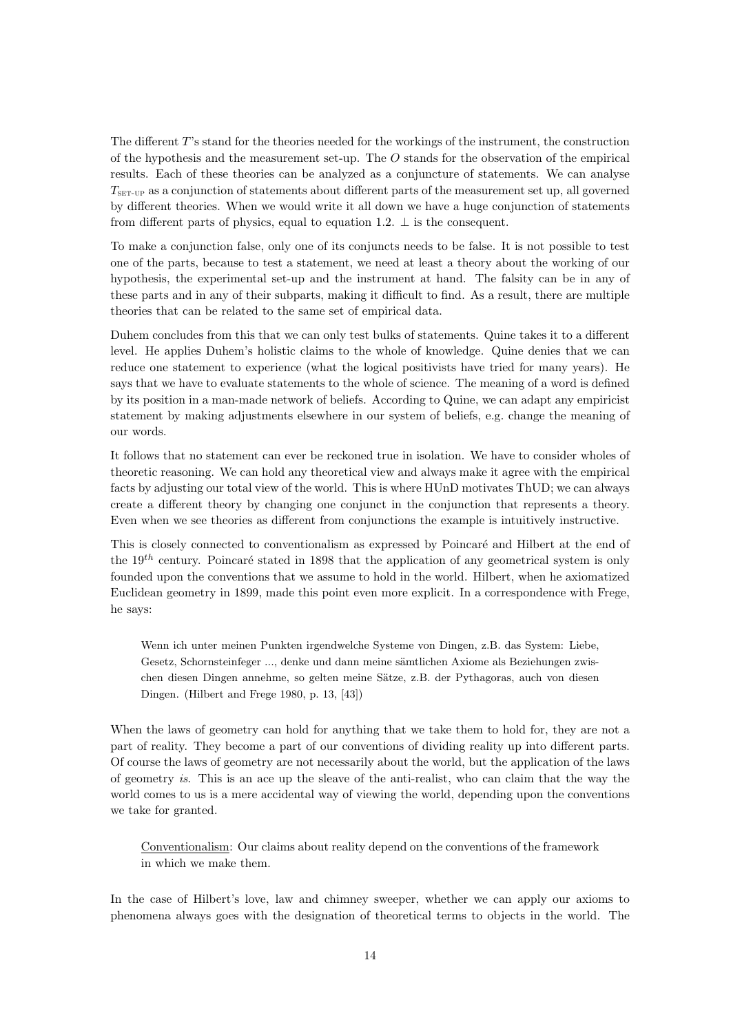The different $T$'s stand for the theories needed for the workings of the instrument, the construction of the hypothesis and the measurement set-up. The $O$ stands for the observation of the empirical results. Each of these theories can be analyzed as a conjuncture of statements. We can analyse $T_{\text{SET-UP}}$ as a conjunction of statements about different parts of the measurement set up, all governed by different theories. When we would write it all down we have a huge conjunction of statements from different parts of physics, equal to equation 1.2. $\perp$ is the consequent.

To make a conjunction false, only one of its conjuncts needs to be false. It is not possible to test one of the parts, because to test a statement, we need at least a theory about the working of our hypothesis, the experimental set-up and the instrument at hand. The falsity can be in any of these parts and in any of their subparts, making it difficult to find. As a result, there are multiple theories that can be related to the same set of empirical data.

Duhem concludes from this that we can only test bulks of statements. Quine takes it to a different level. He applies Duhem's holistic claims to the whole of knowledge. Quine denies that we can reduce one statement to experience (what the logical positivists have tried for many years). He says that we have to evaluate statements to the whole of science. The meaning of a word is defined by its position in a man-made network of beliefs. According to Quine, we can adapt any empiricist statement by making adjustments elsewhere in our system of beliefs, e.g. change the meaning of our words.

It follows that no statement can ever be reckoned true in isolation. We have to consider wholes of theoretic reasoning. We can hold any theoretical view and always make it agree with the empirical facts by adjusting our total view of the world. This is where HUnD motivates ThUD; we can always create a different theory by changing one conjunct in the conjunction that represents a theory. Even when we see theories as different from conjunctions the example is intuitively instructive.

This is closely connected to conventionalism as expressed by Poincaré and Hilbert at the end of the $19^{th}$ century. Poincaré stated in 1898 that the application of any geometrical system is only founded upon the conventions that we assume to hold in the world. Hilbert, when he axiomatized Euclidean geometry in 1899, made this point even more explicit. In a correspondence with Frege, he says:

> Wenn ich unter meinen Punkten irgendwelche Systeme von Dingen, z.B. das System: Liebe, Gesetz, Schornsteinfeger ..., denke und dann meine sämtlichen Axiome als Beziehungen zwischen diesen Dingen annehme, so gelten meine Sätze, z.B. der Pythagoras, auch von diesen Dingen. (Hilbert and Frege 1980, p. 13, [43])

When the laws of geometry can hold for anything that we take them to hold for, they are not a part of reality. They become a part of our conventions of dividing reality up into different parts. Of course the laws of geometry are not necessarily about the world, but the application of the laws of geometry *is*. This is an ace up the sleave of the anti-realist, who can claim that the way the world comes to us is a mere accidental way of viewing the world, depending upon the conventions we take for granted.

> Conventionalism: Our claims about reality depend on the conventions of the framework in which we make them.

In the case of Hilbert's love, law and chimney sweeper, whether we can apply our axioms to phenomena always goes with the designation of theoretical terms to objects in the world. The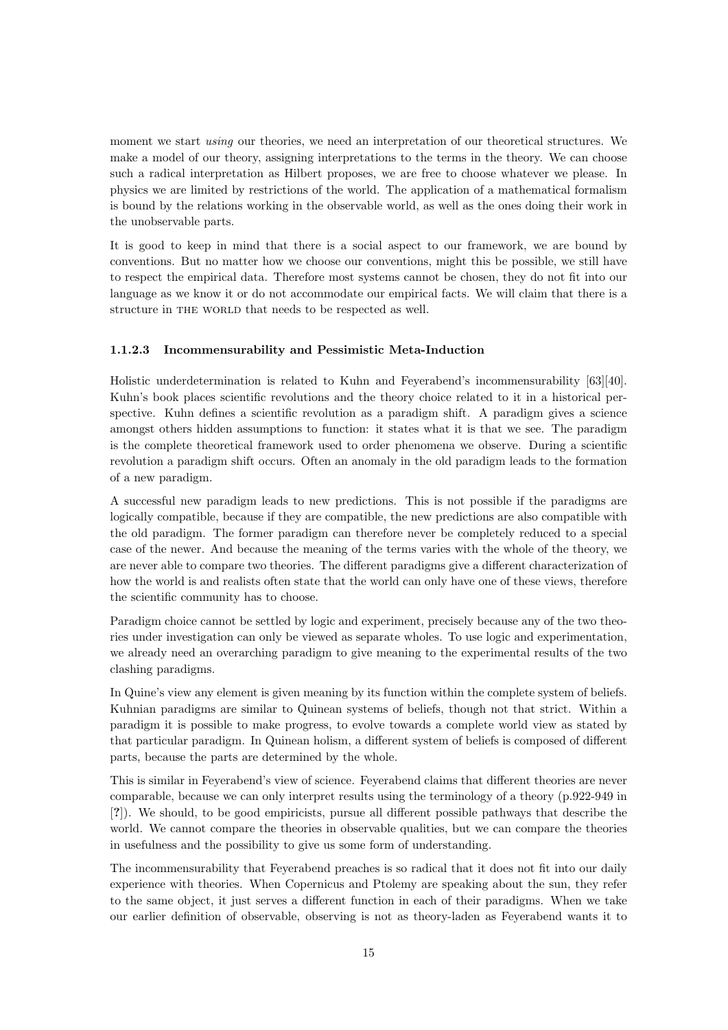moment we start *using* our theories, we need an interpretation of our theoretical structures. We make a model of our theory, assigning interpretations to the terms in the theory. We can choose such a radical interpretation as Hilbert proposes, we are free to choose whatever we please. In physics we are limited by restrictions of the world. The application of a mathematical formalism is bound by the relations working in the observable world, as well as the ones doing their work in the unobservable parts.

It is good to keep in mind that there is a social aspect to our framework, we are bound by conventions. But no matter how we choose our conventions, might this be possible, we still have to respect the empirical data. Therefore most systems cannot be chosen, they do not fit into our language as we know it or do not accommodate our empirical facts. We will claim that there is a structure in THE WORLD that needs to be respected as well.

#### 1.1.2.3 Incommensurability and Pessimistic Meta-Induction

Holistic underdetermination is related to Kuhn and Feyerabend's incommensurability [63][40]. Kuhn's book places scientific revolutions and the theory choice related to it in a historical perspective. Kuhn defines a scientific revolution as a paradigm shift. A paradigm gives a science amongst others hidden assumptions to function: it states what it is that we see. The paradigm is the complete theoretical framework used to order phenomena we observe. During a scientific revolution a paradigm shift occurs. Often an anomaly in the old paradigm leads to the formation of a new paradigm.

A successful new paradigm leads to new predictions. This is not possible if the paradigms are logically compatible, because if they are compatible, the new predictions are also compatible with the old paradigm. The former paradigm can therefore never be completely reduced to a special case of the newer. And because the meaning of the terms varies with the whole of the theory, we are never able to compare two theories. The different paradigms give a different characterization of how the world is and realists often state that the world can only have one of these views, therefore the scientific community has to choose.

Paradigm choice cannot be settled by logic and experiment, precisely because any of the two theories under investigation can only be viewed as separate wholes. To use logic and experimentation, we already need an overarching paradigm to give meaning to the experimental results of the two clashing paradigms.

In Quine's view any element is given meaning by its function within the complete system of beliefs. Kuhnian paradigms are similar to Quinean systems of beliefs, though not that strict. Within a paradigm it is possible to make progress, to evolve towards a complete world view as stated by that particular paradigm. In Quinean holism, a different system of beliefs is composed of different parts, because the parts are determined by the whole.

This is similar in Feyerabend's view of science. Feyerabend claims that different theories are never comparable, because we can only interpret results using the terminology of a theory (p.922-949 in [**?**]). We should, to be good empiricists, pursue all different possible pathways that describe the world. We cannot compare the theories in observable qualities, but we can compare the theories in usefulness and the possibility to give us some form of understanding.

The incommensurability that Feyerabend preaches is so radical that it does not fit into our daily experience with theories. When Copernicus and Ptolemy are speaking about the sun, they refer to the same object, it just serves a different function in each of their paradigms. When we take our earlier definition of observable, observing is not as theory-laden as Feyerabend wants it to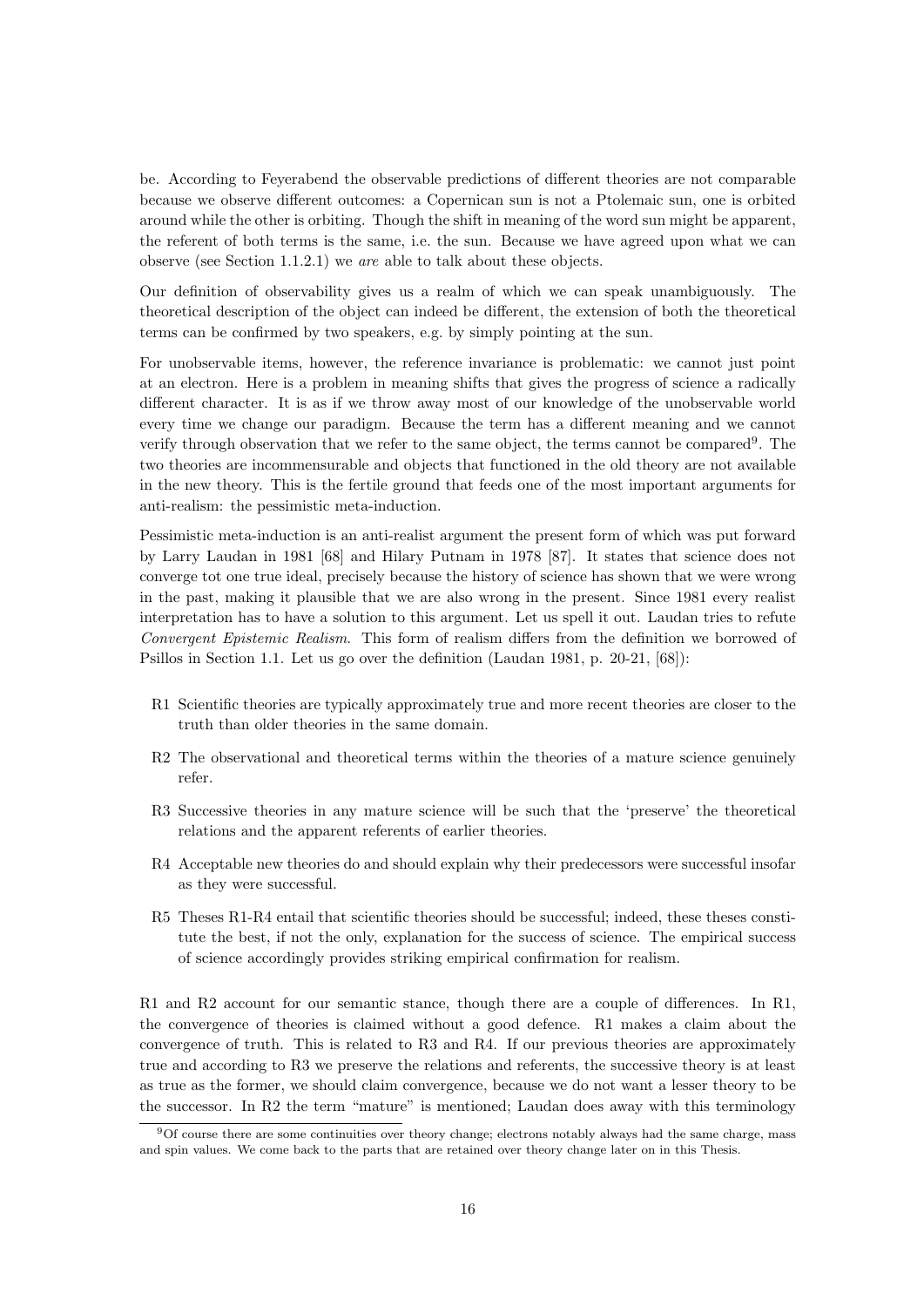be. According to Feyerabend the observable predictions of different theories are not comparable because we observe different outcomes: a Copernican sun is not a Ptolemaic sun, one is orbited around while the other is orbiting. Though the shift in meaning of the word sun might be apparent, the referent of both terms is the same, i.e. the sun. Because we have agreed upon what we can observe (see Section 1.1.2.1) we *are* able to talk about these objects.

Our definition of observability gives us a realm of which we can speak unambiguously. The theoretical description of the object can indeed be different, the extension of both the theoretical terms can be confirmed by two speakers, e.g. by simply pointing at the sun.

For unobservable items, however, the reference invariance is problematic: we cannot just point at an electron. Here is a problem in meaning shifts that gives the progress of science a radically different character. It is as if we throw away most of our knowledge of the unobservable world every time we change our paradigm. Because the term has a different meaning and we cannot verify through observation that we refer to the same object, the terms cannot be compared[9]. The two theories are incommensurable and objects that functioned in the old theory are not available in the new theory. This is the fertile ground that feeds one of the most important arguments for anti-realism: the pessimistic meta-induction.

Pessimistic meta-induction is an anti-realist argument the present form of which was put forward by Larry Laudan in 1981 [68] and Hilary Putnam in 1978 [87]. It states that science does not converge tot one true ideal, precisely because the history of science has shown that we were wrong in the past, making it plausible that we are also wrong in the present. Since 1981 every realist interpretation has to have a solution to this argument. Let us spell it out. Laudan tries to refute *Convergent Epistemic Realism*. This form of realism differs from the definition we borrowed of Psillos in Section 1.1. Let us go over the definition (Laudan 1981, p. 20-21, [68]):

- R1 Scientific theories are typically approximately true and more recent theories are closer to the truth than older theories in the same domain.
- R2 The observational and theoretical terms within the theories of a mature science genuinely refer.
- R3 Successive theories in any mature science will be such that the 'preserve' the theoretical relations and the apparent referents of earlier theories.
- R4 Acceptable new theories do and should explain why their predecessors were successful insofar as they were successful.
- R5 Theses R1-R4 entail that scientific theories should be successful; indeed, these theses constitute the best, if not the only, explanation for the success of science. The empirical success of science accordingly provides striking empirical confirmation for realism.

R1 and R2 account for our semantic stance, though there are a couple of differences. In R1, the convergence of theories is claimed without a good defence. R1 makes a claim about the convergence of truth. This is related to R3 and R4. If our previous theories are approximately true and according to R3 we preserve the relations and referents, the successive theory is at least as true as the former, we should claim convergence, because we do not want a lesser theory to be the successor. In R2 the term "mature" is mentioned; Laudan does away with this terminology

[9] Of course there are some continuities over theory change; electrons notably always had the same charge, mass and spin values. We come back to the parts that are retained over theory change later on in this Thesis.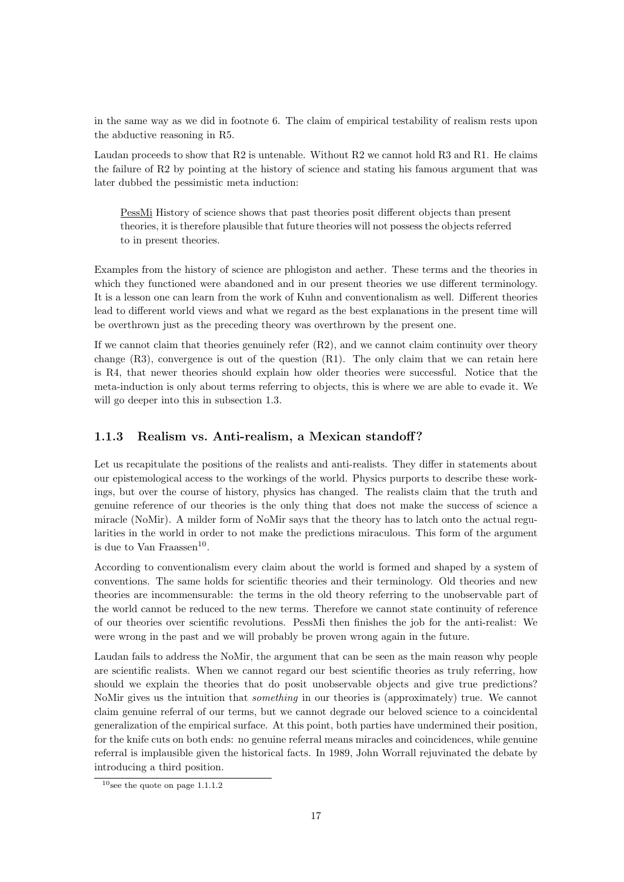in the same way as we did in footnote 6. The claim of empirical testability of realism rests upon the abductive reasoning in R5.

Laudan proceeds to show that R2 is untenable. Without R2 we cannot hold R3 and R1. He claims the failure of R2 by pointing at the history of science and stating his famous argument that was later dubbed the pessimistic meta induction:

> PessMi History of science shows that past theories posit different objects than present theories, it is therefore plausible that future theories will not possess the objects referred to in present theories.

Examples from the history of science are phlogiston and aether. These terms and the theories in which they functioned were abandoned and in our present theories we use different terminology. It is a lesson one can learn from the work of Kuhn and conventionalism as well. Different theories lead to different world views and what we regard as the best explanations in the present time will be overthrown just as the preceding theory was overthrown by the present one.

If we cannot claim that theories genuinely refer (R2), and we cannot claim continuity over theory change (R3), convergence is out of the question (R1). The only claim that we can retain here is R4, that newer theories should explain how older theories were successful. Notice that the meta-induction is only about terms referring to objects, this is where we are able to evade it. We will go deeper into this in subsection 1.3.

### 1.1.3 Realism vs. Anti-realism, a Mexican standoff?

Let us recapitulate the positions of the realists and anti-realists. They differ in statements about our epistemological access to the workings of the world. Physics purports to describe these workings, but over the course of history, physics has changed. The realists claim that the truth and genuine reference of our theories is the only thing that does not make the success of science a miracle (NoMir). A milder form of NoMir says that the theory has to latch onto the actual regularities in the world in order to not make the predictions miraculous. This form of the argument is due to Van Fraassen[10].

According to conventionalism every claim about the world is formed and shaped by a system of conventions. The same holds for scientific theories and their terminology. Old theories and new theories are incommensurable: the terms in the old theory referring to the unobservable part of the world cannot be reduced to the new terms. Therefore we cannot state continuity of reference of our theories over scientific revolutions. PessMi then finishes the job for the anti-realist: We were wrong in the past and we will probably be proven wrong again in the future.

Laudan fails to address the NoMir, the argument that can be seen as the main reason why people are scientific realists. When we cannot regard our best scientific theories as truly referring, how should we explain the theories that do posit unobservable objects and give true predictions? NoMir gives us the intuition that *something* in our theories is (approximately) true. We cannot claim genuine referral of our terms, but we cannot degrade our beloved science to a coincidental generalization of the empirical surface. At this point, both parties have undermined their position, for the knife cuts on both ends: no genuine referral means miracles and coincidences, while genuine referral is implausible given the historical facts. In 1989, John Worrall rejuvinated the debate by introducing a third position.

[10]see the quote on page 1.1.1.2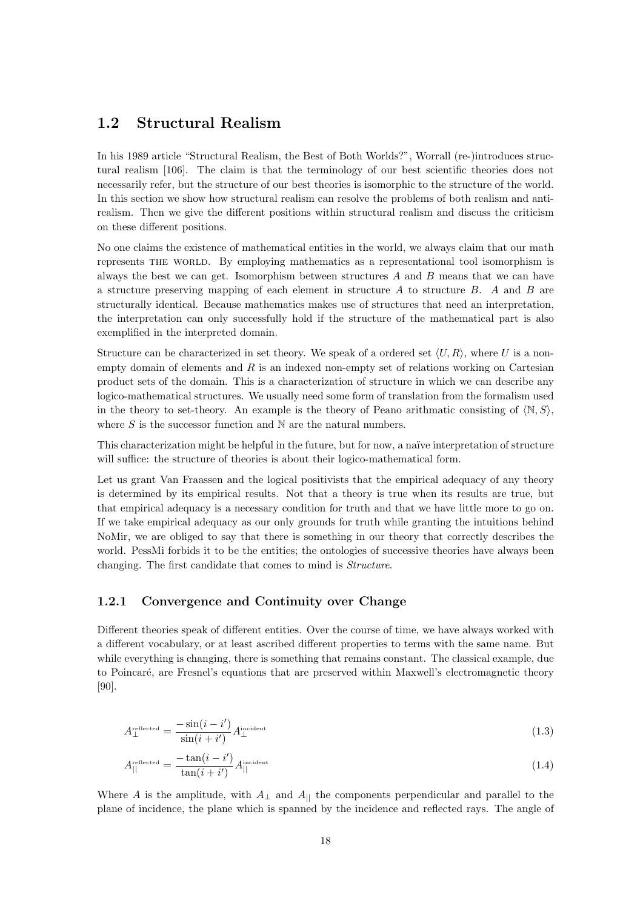## 1.2 Structural Realism

In his 1989 article "Structural Realism, the Best of Both Worlds?", Worrall (re-)introduces structural realism [106]. The claim is that the terminology of our best scientific theories does not necessarily refer, but the structure of our best theories is isomorphic to the structure of the world. In this section we show how structural realism can resolve the problems of both realism and anti-realism. Then we give the different positions within structural realism and discuss the criticism on these different positions.

No one claims the existence of mathematical entities in the world, we always claim that our math represents THE WORLD. By employing mathematics as a representational tool isomorphism is always the best we can get. Isomorphism between structures $A$ and $B$ means that we can have a structure preserving mapping of each element in structure $A$ to structure $B$. $A$ and $B$ are structurally identical. Because mathematics makes use of structures that need an interpretation, the interpretation can only successfully hold if the structure of the mathematical part is also exemplified in the interpreted domain.

Structure can be characterized in set theory. We speak of a ordered set $\langle U, R \rangle$, where $U$ is a non-empty domain of elements and $R$ is an indexed non-empty set of relations working on Cartesian product sets of the domain. This is a characterization of structure in which we can describe any logico-mathematical structures. We usually need some form of translation from the formalism used in the theory to set-theory. An example is the theory of Peano arithmatic consisting of $\langle \mathbb{N}, S \rangle$, where $S$ is the successor function and $\mathbb{N}$ are the natural numbers.

This characterization might be helpful in the future, but for now, a naïve interpretation of structure will suffice: the structure of theories is about their logico-mathematical form.

Let us grant Van Fraassen and the logical positivists that the empirical adequacy of any theory is determined by its empirical results. Not that a theory is true when its results are true, but that empirical adequacy is a necessary condition for truth and that we have little more to go on. If we take empirical adequacy as our only grounds for truth while granting the intuitions behind NoMir, we are obliged to say that there is something in our theory that correctly describes the world. PessMi forbids it to be the entities; the ontologies of successive theories have always been changing. The first candidate that comes to mind is *Structure*.

### 1.2.1 Convergence and Continuity over Change

Different theories speak of different entities. Over the course of time, we have always worked with a different vocabulary, or at least ascribed different properties to terms with the same name. But while everything is changing, there is something that remains constant. The classical example, due to Poincaré, are Fresnel's equations that are preserved within Maxwell's electromagnetic theory [90].

$$A_{\perp}^{\text{reflected}} = \frac{-\sin(i - i')}{\sin(i + i')} A_{\perp}^{\text{incident}} \tag{1.3}$$

$$A_{||}^{\text{reflected}} = \frac{-\tan(i - i')}{\tan(i + i')} A_{||}^{\text{incident}} \tag{1.4}$$

Where $A$ is the amplitude, with $A_{\perp}$ and $A_{||}$ the components perpendicular and parallel to the plane of incidence, the plane which is spanned by the incidence and reflected rays. The angle of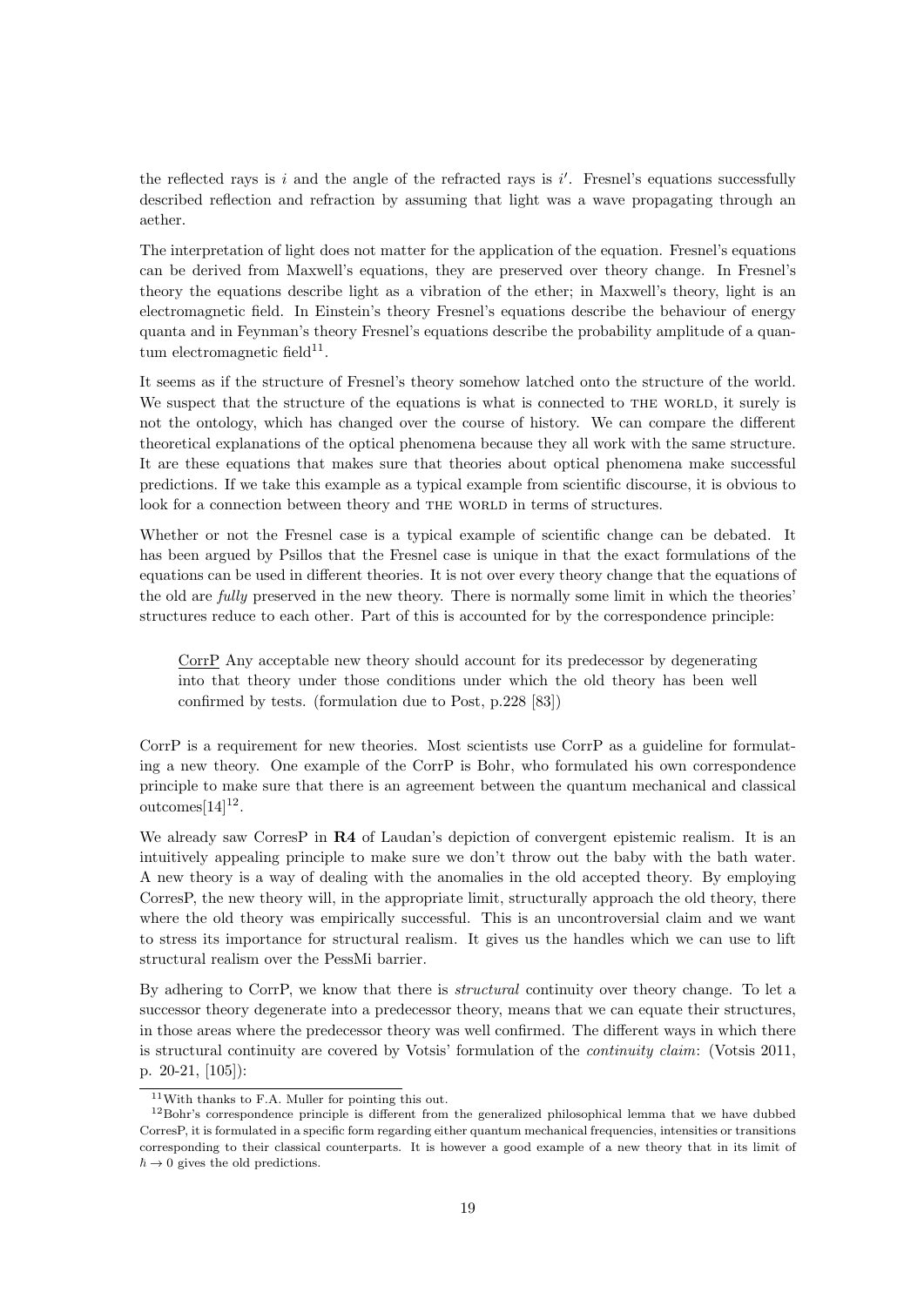the reflected rays is $i$ and the angle of the refracted rays is $i'$. Fresnel's equations successfully described reflection and refraction by assuming that light was a wave propagating through an aether.

The interpretation of light does not matter for the application of the equation. Fresnel's equations can be derived from Maxwell's equations, they are preserved over theory change. In Fresnel's theory the equations describe light as a vibration of the ether; in Maxwell's theory, light is an electromagnetic field. In Einstein's theory Fresnel's equations describe the behaviour of energy quanta and in Feynman's theory Fresnel's equations describe the probability amplitude of a quantum electromagnetic field[11].

It seems as if the structure of Fresnel's theory somehow latched onto the structure of the world. We suspect that the structure of the equations is what is connected to THE WORLD, it surely is not the ontology, which has changed over the course of history. We can compare the different theoretical explanations of the optical phenomena because they all work with the same structure. It are these equations that makes sure that theories about optical phenomena make successful predictions. If we take this example as a typical example from scientific discourse, it is obvious to look for a connection between theory and THE WORLD in terms of structures.

Whether or not the Fresnel case is a typical example of scientific change can be debated. It has been argued by Psillos that the Fresnel case is unique in that the exact formulations of the equations can be used in different theories. It is not over every theory change that the equations of the old are *fully* preserved in the new theory. There is normally some limit in which the theories' structures reduce to each other. Part of this is accounted for by the correspondence principle:

> CorrP Any acceptable new theory should account for its predecessor by degenerating into that theory under those conditions under which the old theory has been well confirmed by tests. (formulation due to Post, p.228 [83])

CorrP is a requirement for new theories. Most scientists use CorrP as a guideline for formulating a new theory. One example of the CorrP is Bohr, who formulated his own correspondence principle to make sure that there is an agreement between the quantum mechanical and classical outcomes[14][12].

We already saw CorresP in **R4** of Laudan's depiction of convergent epistemic realism. It is an intuitively appealing principle to make sure we don't throw out the baby with the bath water. A new theory is a way of dealing with the anomalies in the old accepted theory. By employing CorresP, the new theory will, in the appropriate limit, structurally approach the old theory, there where the old theory was empirically successful. This is an uncontroversial claim and we want to stress its importance for structural realism. It gives us the handles which we can use to lift structural realism over the PessMi barrier.

By adhering to CorrP, we know that there is *structural* continuity over theory change. To let a successor theory degenerate into a predecessor theory, means that we can equate their structures, in those areas where the predecessor theory was well confirmed. The different ways in which there is structural continuity are covered by Votsis' formulation of the *continuity claim*: (Votsis 2011, p. 20-21, [105]):

---

[11] With thanks to F.A. Muller for pointing this out.

[12] Bohr's correspondence principle is different from the generalized philosophical lemma that we have dubbed CorresP, it is formulated in a specific form regarding either quantum mechanical frequencies, intensities or transitions corresponding to their classical counterparts. It is however a good example of a new theory that in its limit of $\hbar \to 0$ gives the old predictions.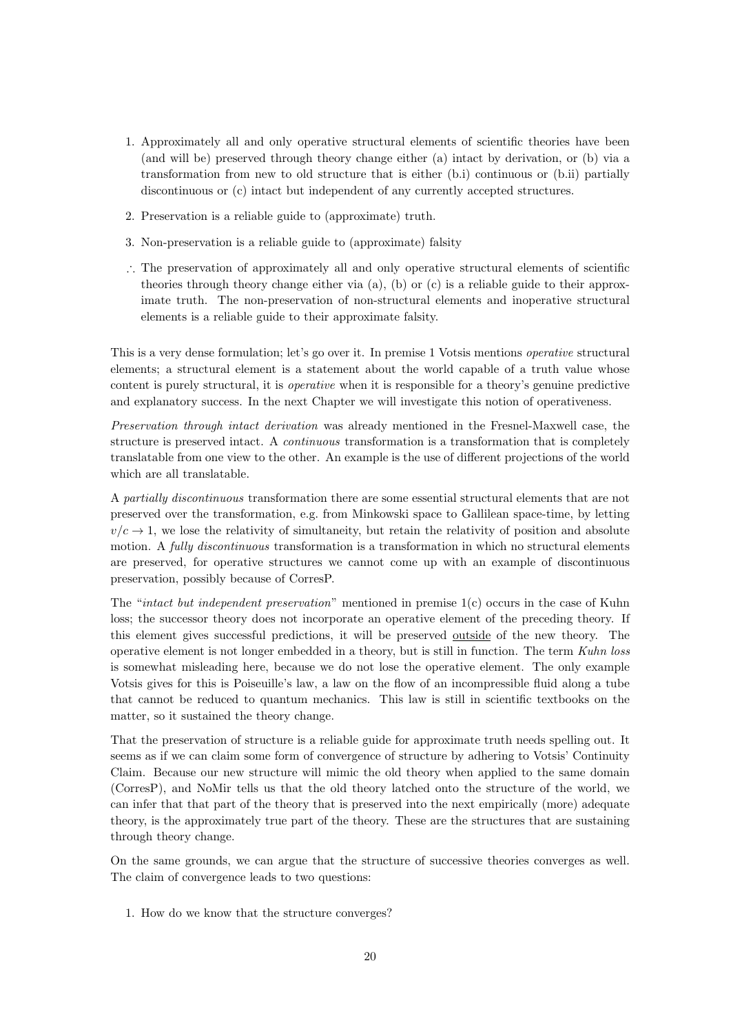1. Approximately all and only operative structural elements of scientific theories have been (and will be) preserved through theory change either (a) intact by derivation, or (b) via a transformation from new to old structure that is either (b.i) continuous or (b.ii) partially discontinuous or (c) intact but independent of any currently accepted structures.

2. Preservation is a reliable guide to (approximate) truth.

3. Non-preservation is a reliable guide to (approximate) falsity

∴ The preservation of approximately all and only operative structural elements of scientific theories through theory change either via (a), (b) or (c) is a reliable guide to their approximate truth. The non-preservation of non-structural elements and inoperative structural elements is a reliable guide to their approximate falsity.

This is a very dense formulation; let's go over it. In premise 1 Votsis mentions *operative* structural elements; a structural element is a statement about the world capable of a truth value whose content is purely structural, it is *operative* when it is responsible for a theory's genuine predictive and explanatory success. In the next Chapter we will investigate this notion of operativeness.

*Preservation through intact derivation* was already mentioned in the Fresnel-Maxwell case, the structure is preserved intact. A *continuous* transformation is a transformation that is completely translatable from one view to the other. An example is the use of different projections of the world which are all translatable.

A *partially discontinuous* transformation there are some essential structural elements that are not preserved over the transformation, e.g. from Minkowski space to Gallilean space-time, by letting $v/c \to 1$, we lose the relativity of simultaneity, but retain the relativity of position and absolute motion. A *fully discontinuous* transformation is a transformation in which no structural elements are preserved, for operative structures we cannot come up with an example of discontinuous preservation, possibly because of CorresP.

The "*intact but independent preservation*" mentioned in premise 1(c) occurs in the case of Kuhn loss; the successor theory does not incorporate an operative element of the preceding theory. If this element gives successful predictions, it will be preserved <u>outside</u> of the new theory. The operative element is not longer embedded in a theory, but is still in function. The term *Kuhn loss* is somewhat misleading here, because we do not lose the operative element. The only example Votsis gives for this is Poiseuille's law, a law on the flow of an incompressible fluid along a tube that cannot be reduced to quantum mechanics. This law is still in scientific textbooks on the matter, so it sustained the theory change.

That the preservation of structure is a reliable guide for approximate truth needs spelling out. It seems as if we can claim some form of convergence of structure by adhering to Votsis' Continuity Claim. Because our new structure will mimic the old theory when applied to the same domain (CorresP), and NoMir tells us that the old theory latched onto the structure of the world, we can infer that that part of the theory that is preserved into the next empirically (more) adequate theory, is the approximately true part of the theory. These are the structures that are sustaining through theory change.

On the same grounds, we can argue that the structure of successive theories converges as well. The claim of convergence leads to two questions:

1. How do we know that the structure converges?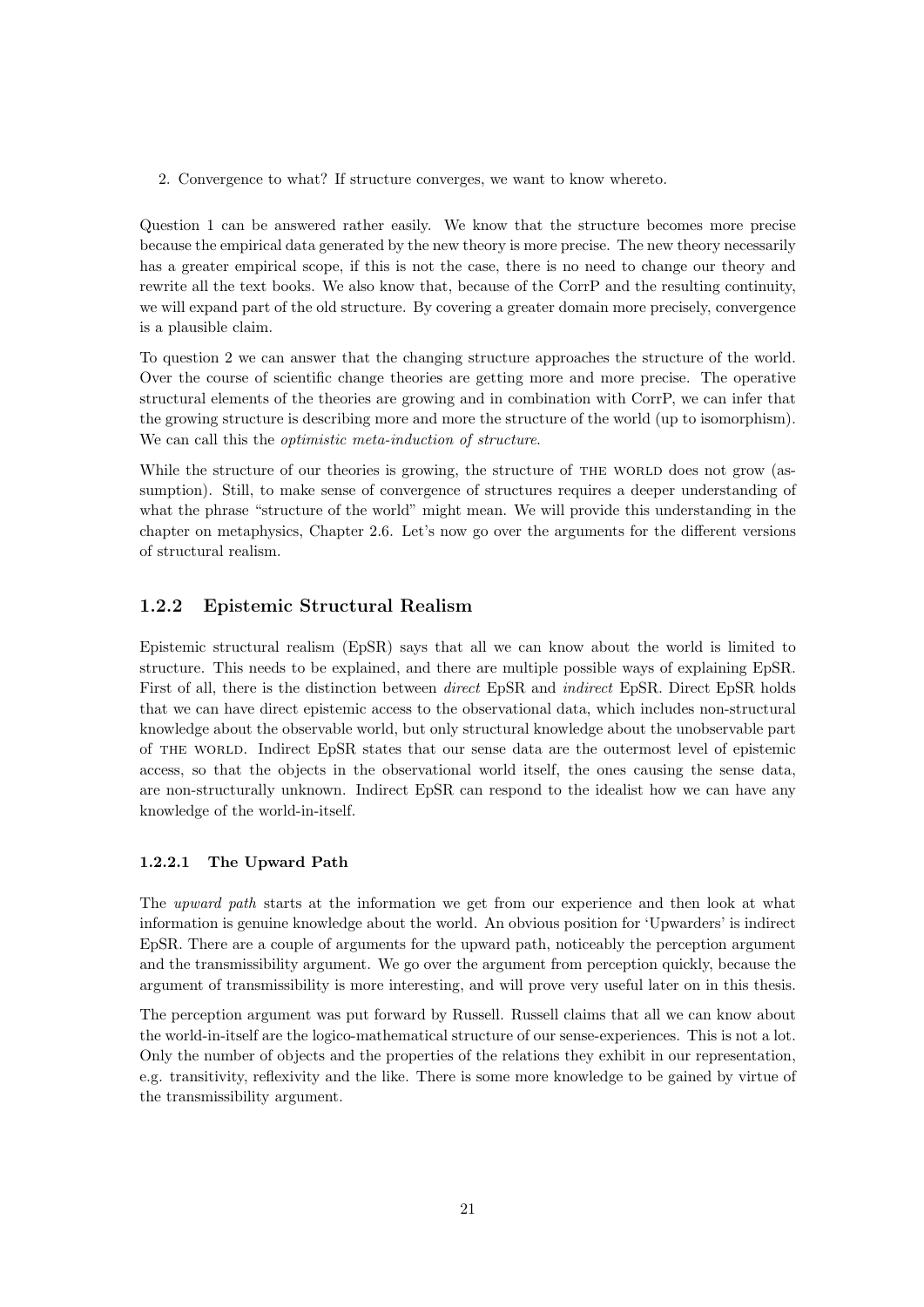2. Convergence to what? If structure converges, we want to know whereto.

Question 1 can be answered rather easily. We know that the structure becomes more precise because the empirical data generated by the new theory is more precise. The new theory necessarily has a greater empirical scope, if this is not the case, there is no need to change our theory and rewrite all the text books. We also know that, because of the CorrP and the resulting continuity, we will expand part of the old structure. By covering a greater domain more precisely, convergence is a plausible claim.

To question 2 we can answer that the changing structure approaches the structure of the world. Over the course of scientific change theories are getting more and more precise. The operative structural elements of the theories are growing and in combination with CorrP, we can infer that the growing structure is describing more and more the structure of the world (up to isomorphism). We can call this the *optimistic meta-induction of structure*.

While the structure of our theories is growing, the structure of THE WORLD does not grow (assumption). Still, to make sense of convergence of structures requires a deeper understanding of what the phrase "structure of the world" might mean. We will provide this understanding in the chapter on metaphysics, Chapter 2.6. Let's now go over the arguments for the different versions of structural realism.

### 1.2.2 Epistemic Structural Realism

Epistemic structural realism (EpSR) says that all we can know about the world is limited to structure. This needs to be explained, and there are multiple possible ways of explaining EpSR. First of all, there is the distinction between *direct* EpSR and *indirect* EpSR. Direct EpSR holds that we can have direct epistemic access to the observational data, which includes non-structural knowledge about the observable world, but only structural knowledge about the unobservable part of THE WORLD. Indirect EpSR states that our sense data are the outermost level of epistemic access, so that the objects in the observational world itself, the ones causing the sense data, are non-structurally unknown. Indirect EpSR can respond to the idealist how we can have any knowledge of the world-in-itself.

#### 1.2.2.1 The Upward Path

The *upward path* starts at the information we get from our experience and then look at what information is genuine knowledge about the world. An obvious position for 'Upwarders' is indirect EpSR. There are a couple of arguments for the upward path, noticeably the perception argument and the transmissibility argument. We go over the argument from perception quickly, because the argument of transmissibility is more interesting, and will prove very useful later on in this thesis.

The perception argument was put forward by Russell. Russell claims that all we can know about the world-in-itself are the logico-mathematical structure of our sense-experiences. This is not a lot. Only the number of objects and the properties of the relations they exhibit in our representation, e.g. transitivity, reflexivity and the like. There is some more knowledge to be gained by virtue of the transmissibility argument.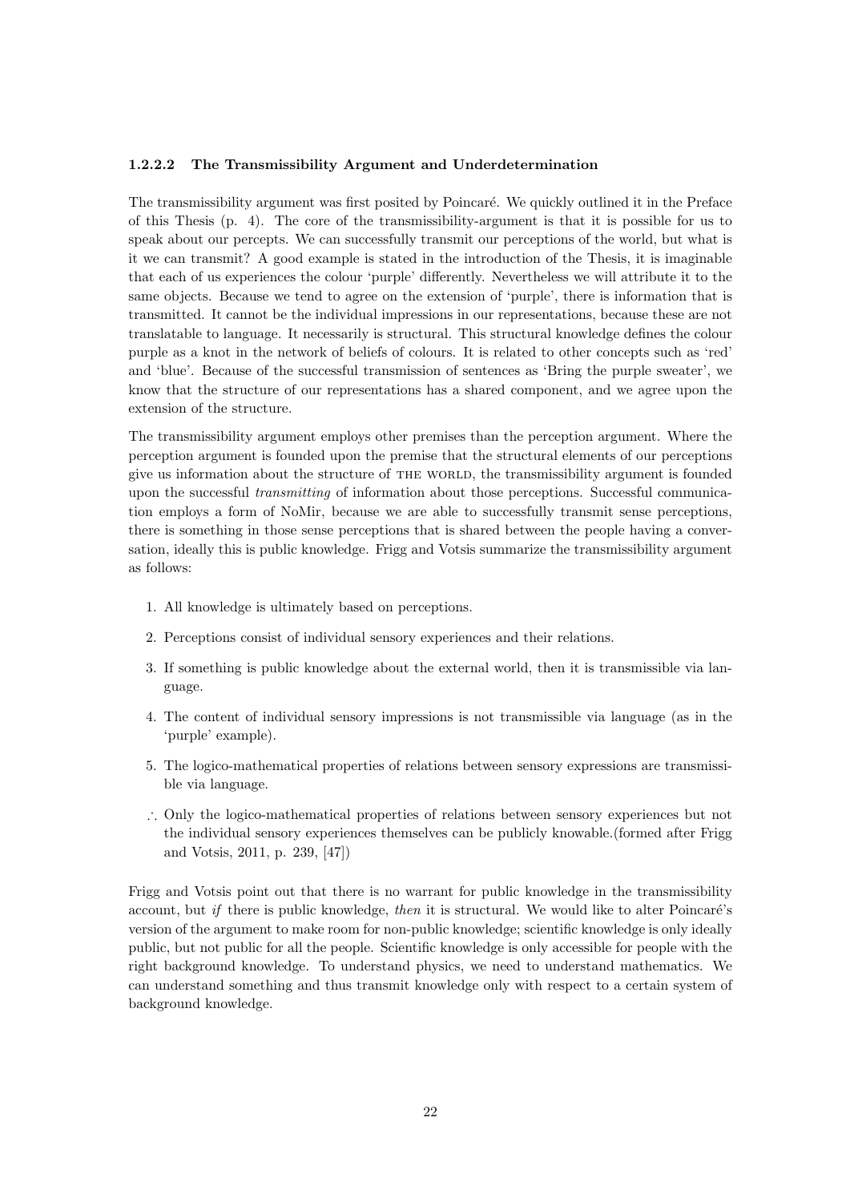#### 1.2.2.2 The Transmissibility Argument and Underdetermination

The transmissibility argument was first posited by Poincaré. We quickly outlined it in the Preface of this Thesis (p. 4). The core of the transmissibility-argument is that it is possible for us to speak about our percepts. We can successfully transmit our perceptions of the world, but what is it we can transmit? A good example is stated in the introduction of the Thesis, it is imaginable that each of us experiences the colour 'purple' differently. Nevertheless we will attribute it to the same objects. Because we tend to agree on the extension of 'purple', there is information that is transmitted. It cannot be the individual impressions in our representations, because these are not translatable to language. It necessarily is structural. This structural knowledge defines the colour purple as a knot in the network of beliefs of colours. It is related to other concepts such as 'red' and 'blue'. Because of the successful transmission of sentences as 'Bring the purple sweater', we know that the structure of our representations has a shared component, and we agree upon the extension of the structure.

The transmissibility argument employs other premises than the perception argument. Where the perception argument is founded upon the premise that the structural elements of our perceptions give us information about the structure of THE WORLD, the transmissibility argument is founded upon the successful *transmitting* of information about those perceptions. Successful communication employs a form of NoMir, because we are able to successfully transmit sense perceptions, there is something in those sense perceptions that is shared between the people having a conversation, ideally this is public knowledge. Frigg and Votsis summarize the transmissibility argument as follows:

1. All knowledge is ultimately based on perceptions.
2. Perceptions consist of individual sensory experiences and their relations.
3. If something is public knowledge about the external world, then it is transmissible via language.
4. The content of individual sensory impressions is not transmissible via language (as in the 'purple' example).
5. The logico-mathematical properties of relations between sensory expressions are transmissible via language.

∴ Only the logico-mathematical properties of relations between sensory experiences but not the individual sensory experiences themselves can be publicly knowable.(formed after Frigg and Votsis, 2011, p. 239, [47])

Frigg and Votsis point out that there is no warrant for public knowledge in the transmissibility account, but *if* there is public knowledge, *then* it is structural. We would like to alter Poincaré's version of the argument to make room for non-public knowledge; scientific knowledge is only ideally public, but not public for all the people. Scientific knowledge is only accessible for people with the right background knowledge. To understand physics, we need to understand mathematics. We can understand something and thus transmit knowledge only with respect to a certain system of background knowledge.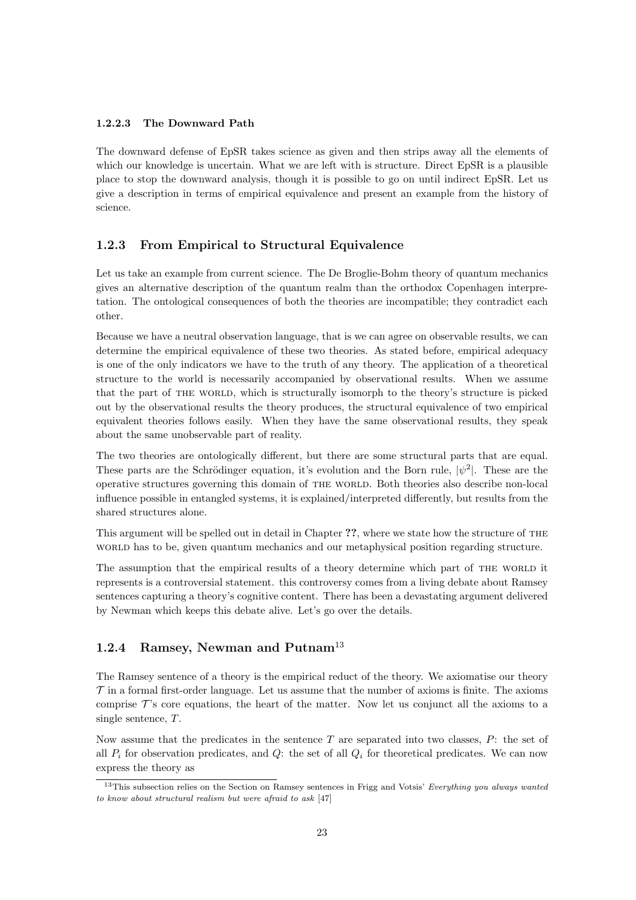#### 1.2.2.3 The Downward Path

The downward defense of EpSR takes science as given and then strips away all the elements of which our knowledge is uncertain. What we are left with is structure. Direct EpSR is a plausible place to stop the downward analysis, though it is possible to go on until indirect EpSR. Let us give a description in terms of empirical equivalence and present an example from the history of science.

### 1.2.3 From Empirical to Structural Equivalence

Let us take an example from current science. The De Broglie-Bohm theory of quantum mechanics gives an alternative description of the quantum realm than the orthodox Copenhagen interpretation. The ontological consequences of both the theories are incompatible; they contradict each other.

Because we have a neutral observation language, that is we can agree on observable results, we can determine the empirical equivalence of these two theories. As stated before, empirical adequacy is one of the only indicators we have to the truth of any theory. The application of a theoretical structure to the world is necessarily accompanied by observational results. When we assume that the part of THE WORLD, which is structurally isomorph to the theory's structure is picked out by the observational results the theory produces, the structural equivalence of two empirical equivalent theories follows easily. When they have the same observational results, they speak about the same unobservable part of reality.

The two theories are ontologically different, but there are some structural parts that are equal. These parts are the Schrödinger equation, it's evolution and the Born rule, $|\psi^2|$. These are the operative structures governing this domain of THE WORLD. Both theories also describe non-local influence possible in entangled systems, it is explained/interpreted differently, but results from the shared structures alone.

This argument will be spelled out in detail in Chapter **??**, where we state how the structure of THE WORLD has to be, given quantum mechanics and our metaphysical position regarding structure.

The assumption that the empirical results of a theory determine which part of THE WORLD it represents is a controversial statement. this controversy comes from a living debate about Ramsey sentences capturing a theory's cognitive content. There has been a devastating argument delivered by Newman which keeps this debate alive. Let's go over the details.

### 1.2.4 Ramsey, Newman and Putnam[13]

The Ramsey sentence of a theory is the empirical reduct of the theory. We axiomatise our theory $\mathcal{T}$ in a formal first-order language. Let us assume that the number of axioms is finite. The axioms comprise $\mathcal{T}$'s core equations, the heart of the matter. Now let us conjunct all the axioms to a single sentence, $T$.

Now assume that the predicates in the sentence $T$ are separated into two classes, $P$: the set of all $P_i$ for observation predicates, and $Q$: the set of all $Q_i$ for theoretical predicates. We can now express the theory as

[13] This subsection relies on the Section on Ramsey sentences in Frigg and Votsis' *Everything you always wanted to know about structural realism but were afraid to ask* [47]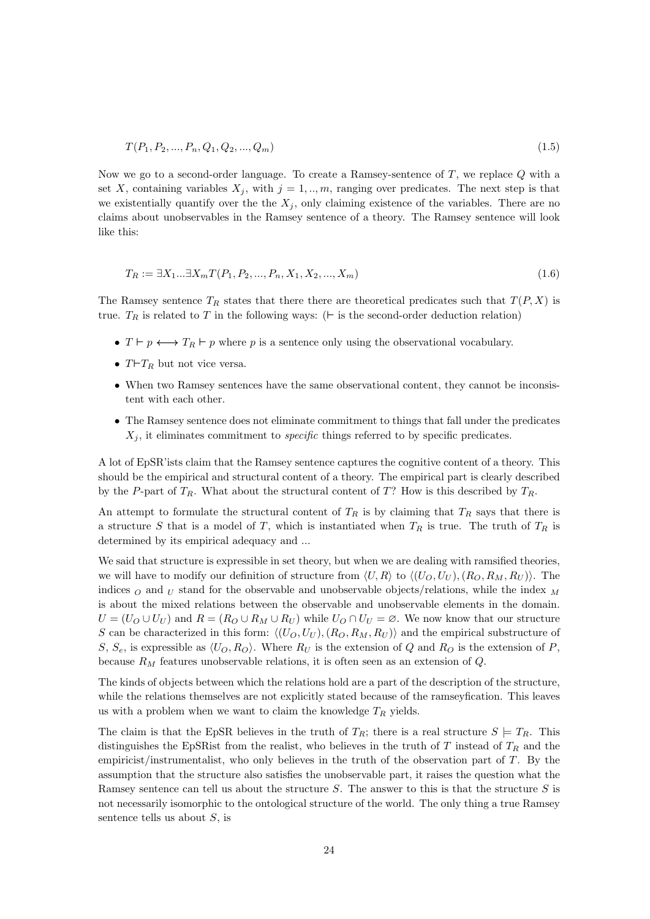$$T(P_1, P_2, ..., P_n, Q_1, Q_2, ..., Q_m) \tag{1.5}$$

Now we go to a second-order language. To create a Ramsey-sentence of $T$, we replace $Q$ with a set $X$, containing variables $X_j$, with $j = 1, .., m$, ranging over predicates. The next step is that we existentially quantify over the the $X_j$, only claiming existence of the variables. There are no claims about unobservables in the Ramsey sentence of a theory. The Ramsey sentence will look like this:

$$T_R := \exists X_1 ... \exists X_m T(P_1, P_2, ..., P_n, X_1, X_2, ..., X_m) \tag{1.6}$$

The Ramsey sentence $T_R$ states that there there are theoretical predicates such that $T(P, X)$ is true. $T_R$ is related to $T$ in the following ways: ($\vdash$ is the second-order deduction relation)

- $T \vdash p \longleftrightarrow T_R \vdash p$ where $p$ is a sentence only using the observational vocabulary.
- $T \vdash T_R$ but not vice versa.
- When two Ramsey sentences have the same observational content, they cannot be inconsistent with each other.
- The Ramsey sentence does not eliminate commitment to things that fall under the predicates $X_j$, it eliminates commitment to *specific* things referred to by specific predicates.

A lot of EpSR'ists claim that the Ramsey sentence captures the cognitive content of a theory. This should be the empirical and structural content of a theory. The empirical part is clearly described by the $P$-part of $T_R$. What about the structural content of $T$? How is this described by $T_R$.

An attempt to formulate the structural content of $T_R$ is by claiming that $T_R$ says that there is a structure $S$ that is a model of $T$, which is instantiated when $T_R$ is true. The truth of $T_R$ is determined by its empirical adequacy and ...

We said that structure is expressible in set theory, but when we are dealing with ramsified theories, we will have to modify our definition of structure from $\langle U, R \rangle$ to $\langle (U_O, U_U), (R_O, R_M, R_U) \rangle$. The indices $_O$ and $_U$ stand for the observable and unobservable objects/relations, while the index $_M$ is about the mixed relations between the observable and unobservable elements in the domain. $U = (U_O \cup U_U)$ and $R = (R_O \cup R_M \cup R_U)$ while $U_O \cap U_U = \varnothing$. We now know that our structure $S$ can be characterized in this form: $\langle (U_O, U_U), (R_O, R_M, R_U) \rangle$ and the empirical substructure of $S$, $S_e$, is expressible as $\langle U_O, R_O \rangle$. Where $R_U$ is the extension of $Q$ and $R_O$ is the extension of $P$, because $R_M$ features unobservable relations, it is often seen as an extension of $Q$.

The kinds of objects between which the relations hold are a part of the description of the structure, while the relations themselves are not explicitly stated because of the ramseyfication. This leaves us with a problem when we want to claim the knowledge $T_R$ yields.

The claim is that the EpSR believes in the truth of $T_R$; there is a real structure $S \models T_R$. This distinguishes the EpSRist from the realist, who believes in the truth of $T$ instead of $T_R$ and the empiricist/instrumentalist, who only believes in the truth of the observation part of $T$. By the assumption that the structure also satisfies the unobservable part, it raises the question what the Ramsey sentence can tell us about the structure $S$. The answer to this is that the structure $S$ is not necessarily isomorphic to the ontological structure of the world. The only thing a true Ramsey sentence tells us about $S$, is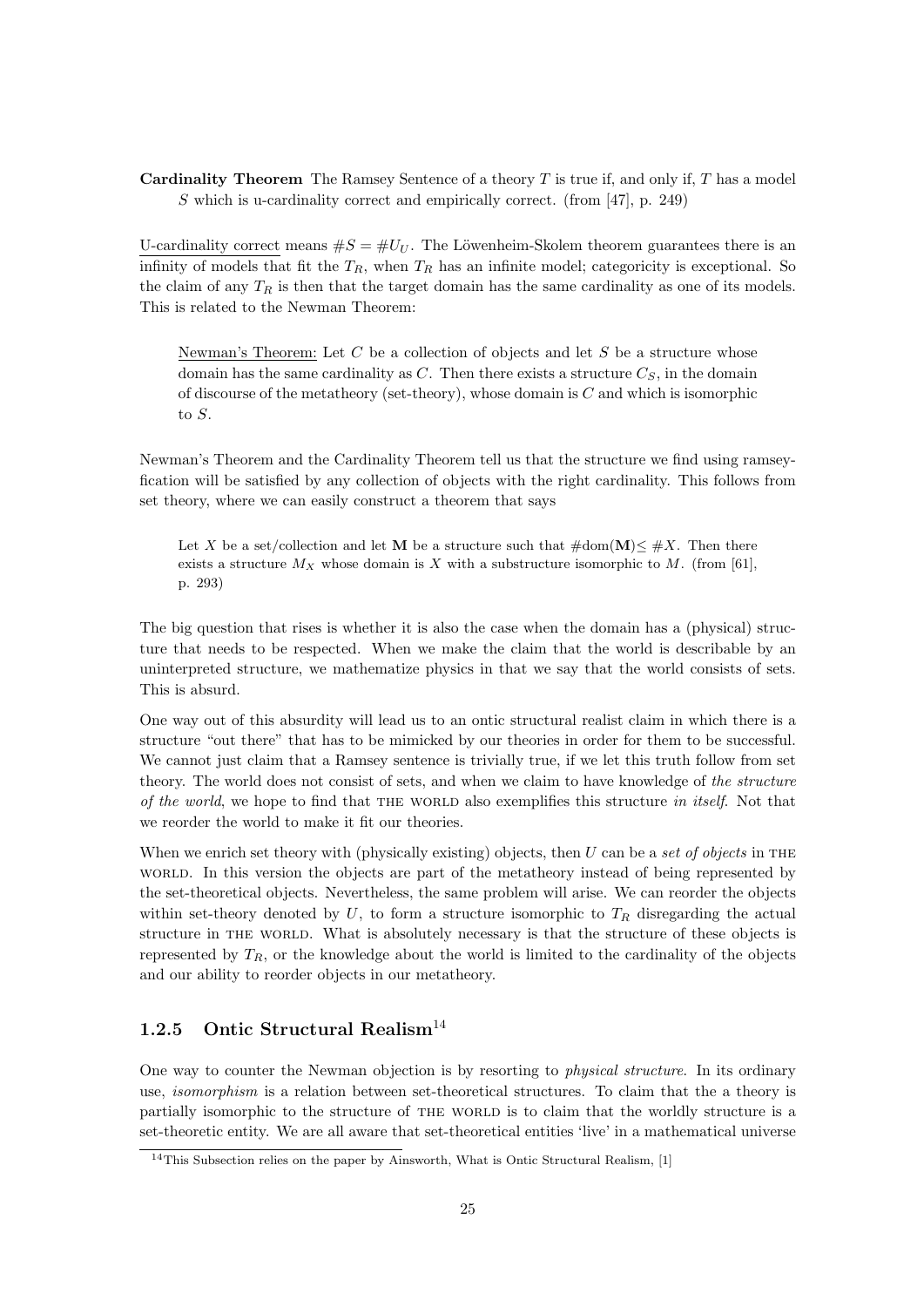**Cardinality Theorem** The Ramsey Sentence of a theory $T$ is true if, and only if, $T$ has a model $S$ which is u-cardinality correct and empirically correct. (from [47], p. 249)

U-cardinality correct means $\#S = \#U_U$. The Löwenheim-Skolem theorem guarantees there is an infinity of models that fit the $T_R$, when $T_R$ has an infinite model; categoricity is exceptional. So the claim of any $T_R$ is then that the target domain has the same cardinality as one of its models. This is related to the Newman Theorem:

> Newman's Theorem: Let $C$ be a collection of objects and let $S$ be a structure whose domain has the same cardinality as $C$. Then there exists a structure $C_S$, in the domain of discourse of the metatheory (set-theory), whose domain is $C$ and which is isomorphic to $S$.

Newman's Theorem and the Cardinality Theorem tell us that the structure we find using ramseyfication will be satisfied by any collection of objects with the right cardinality. This follows from set theory, where we can easily construct a theorem that says

> Let $X$ be a set/collection and let $\mathbf{M}$ be a structure such that $\#\mathrm{dom}(\mathbf{M}) \leq \#X$. Then there exists a structure $M_X$ whose domain is $X$ with a substructure isomorphic to $M$. (from [61], p. 293)

The big question that rises is whether it is also the case when the domain has a (physical) structure that needs to be respected. When we make the claim that the world is describable by an uninterpreted structure, we mathematize physics in that we say that the world consists of sets. This is absurd.

One way out of this absurdity will lead us to an ontic structural realist claim in which there is a structure "out there" that has to be mimicked by our theories in order for them to be successful. We cannot just claim that a Ramsey sentence is trivially true, if we let this truth follow from set theory. The world does not consist of sets, and when we claim to have knowledge of *the structure of the world*, we hope to find that THE WORLD also exemplifies this structure *in itself*. Not that we reorder the world to make it fit our theories.

When we enrich set theory with (physically existing) objects, then $U$ can be a *set of objects* in THE WORLD. In this version the objects are part of the metatheory instead of being represented by the set-theoretical objects. Nevertheless, the same problem will arise. We can reorder the objects within set-theory denoted by $U$, to form a structure isomorphic to $T_R$ disregarding the actual structure in THE WORLD. What is absolutely necessary is that the structure of these objects is represented by $T_R$, or the knowledge about the world is limited to the cardinality of the objects and our ability to reorder objects in our metatheory.

### 1.2.5 Ontic Structural Realism[14]

One way to counter the Newman objection is by resorting to *physical structure*. In its ordinary use, *isomorphism* is a relation between set-theoretical structures. To claim that the a theory is partially isomorphic to the structure of THE WORLD is to claim that the worldly structure is a set-theoretic entity. We are all aware that set-theoretical entities 'live' in a mathematical universe

[14] This Subsection relies on the paper by Ainsworth, What is Ontic Structural Realism, [1]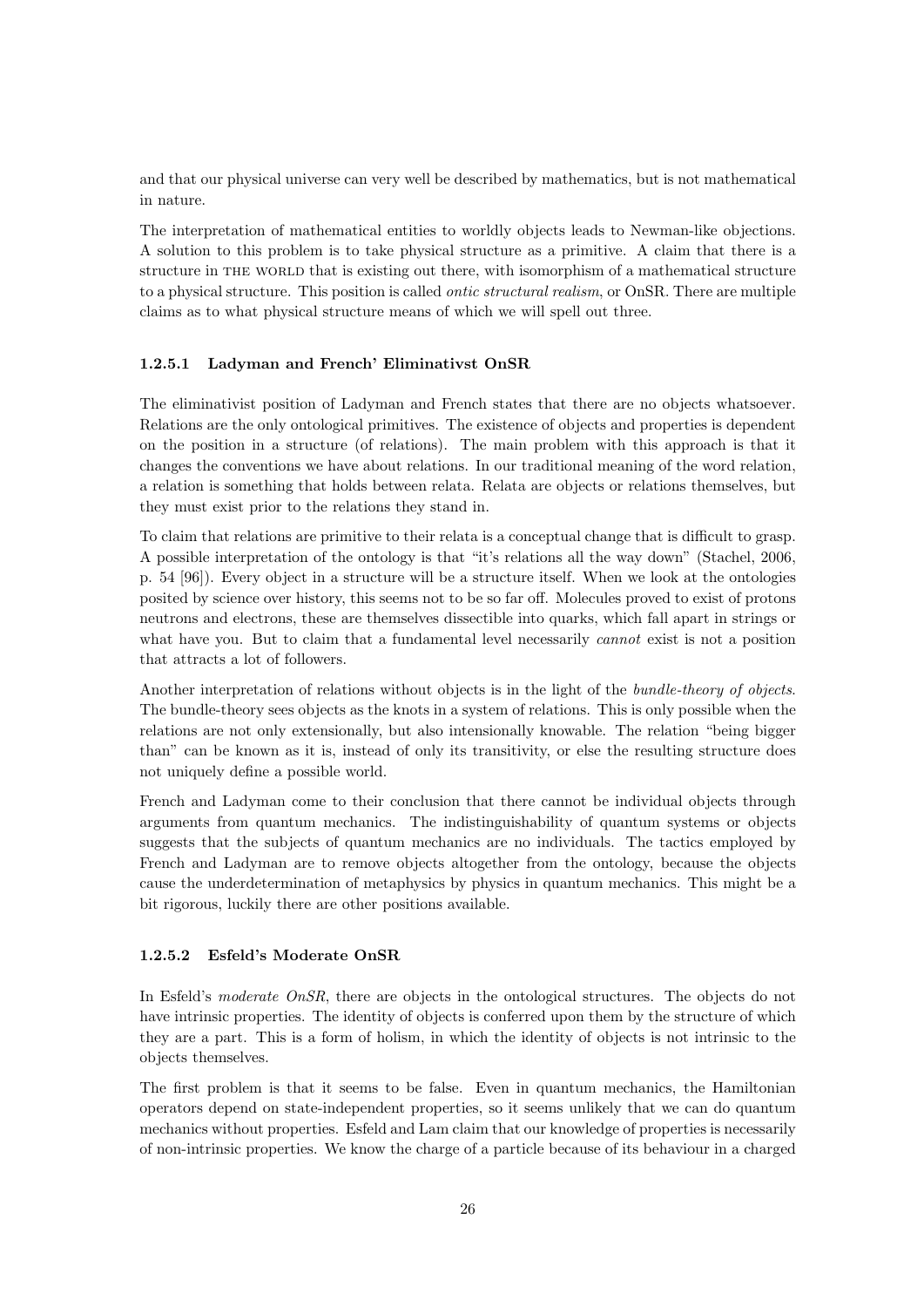and that our physical universe can very well be described by mathematics, but is not mathematical in nature.

The interpretation of mathematical entities to worldly objects leads to Newman-like objections. A solution to this problem is to take physical structure as a primitive. A claim that there is a structure in THE WORLD that is existing out there, with isomorphism of a mathematical structure to a physical structure. This position is called *ontic structural realism*, or OnSR. There are multiple claims as to what physical structure means of which we will spell out three.

#### 1.2.5.1 Ladyman and French' Eliminativst OnSR

The eliminativist position of Ladyman and French states that there are no objects whatsoever. Relations are the only ontological primitives. The existence of objects and properties is dependent on the position in a structure (of relations). The main problem with this approach is that it changes the conventions we have about relations. In our traditional meaning of the word relation, a relation is something that holds between relata. Relata are objects or relations themselves, but they must exist prior to the relations they stand in.

To claim that relations are primitive to their relata is a conceptual change that is difficult to grasp. A possible interpretation of the ontology is that "it's relations all the way down" (Stachel, 2006, p. 54 [96]). Every object in a structure will be a structure itself. When we look at the ontologies posited by science over history, this seems not to be so far off. Molecules proved to exist of protons neutrons and electrons, these are themselves dissectible into quarks, which fall apart in strings or what have you. But to claim that a fundamental level necessarily *cannot* exist is not a position that attracts a lot of followers.

Another interpretation of relations without objects is in the light of the *bundle-theory of objects*. The bundle-theory sees objects as the knots in a system of relations. This is only possible when the relations are not only extensionally, but also intensionally knowable. The relation "being bigger than" can be known as it is, instead of only its transitivity, or else the resulting structure does not uniquely define a possible world.

French and Ladyman come to their conclusion that there cannot be individual objects through arguments from quantum mechanics. The indistinguishability of quantum systems or objects suggests that the subjects of quantum mechanics are no individuals. The tactics employed by French and Ladyman are to remove objects altogether from the ontology, because the objects cause the underdetermination of metaphysics by physics in quantum mechanics. This might be a bit rigorous, luckily there are other positions available.

#### 1.2.5.2 Esfeld's Moderate OnSR

In Esfeld's *moderate OnSR*, there are objects in the ontological structures. The objects do not have intrinsic properties. The identity of objects is conferred upon them by the structure of which they are a part. This is a form of holism, in which the identity of objects is not intrinsic to the objects themselves.

The first problem is that it seems to be false. Even in quantum mechanics, the Hamiltonian operators depend on state-independent properties, so it seems unlikely that we can do quantum mechanics without properties. Esfeld and Lam claim that our knowledge of properties is necessarily of non-intrinsic properties. We know the charge of a particle because of its behaviour in a charged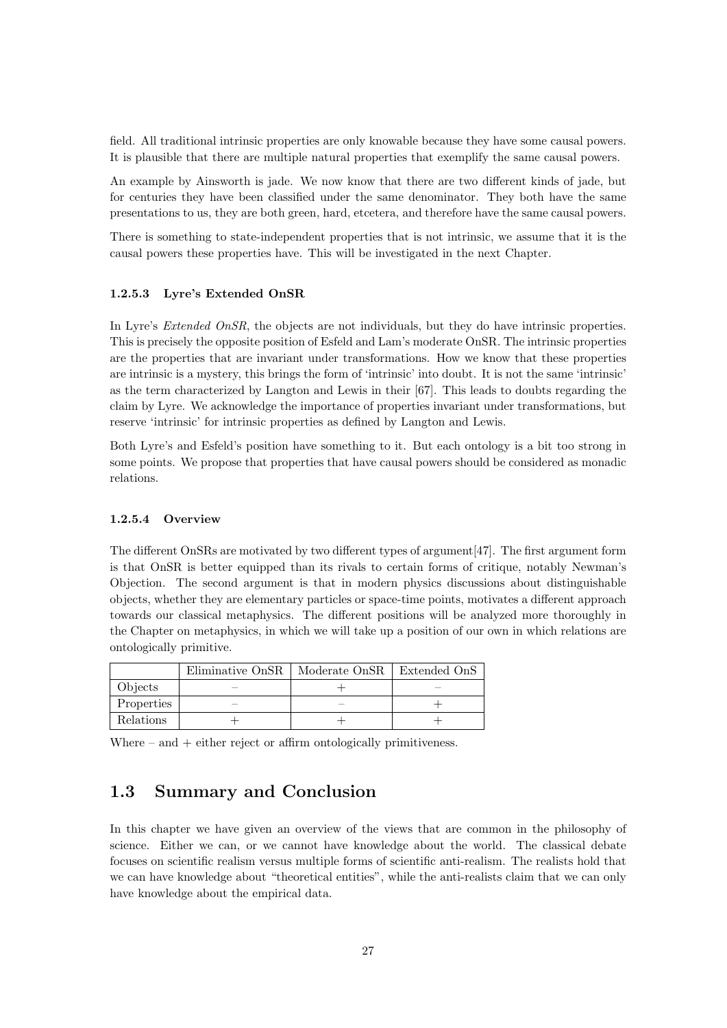field. All traditional intrinsic properties are only knowable because they have some causal powers. It is plausible that there are multiple natural properties that exemplify the same causal powers.

An example by Ainsworth is jade. We now know that there are two different kinds of jade, but for centuries they have been classified under the same denominator. They both have the same presentations to us, they are both green, hard, etcetera, and therefore have the same causal powers.

There is something to state-independent properties that is not intrinsic, we assume that it is the causal powers these properties have. This will be investigated in the next Chapter.

#### 1.2.5.3 Lyre's Extended OnSR

In Lyre's *Extended OnSR*, the objects are not individuals, but they do have intrinsic properties. This is precisely the opposite position of Esfeld and Lam's moderate OnSR. The intrinsic properties are the properties that are invariant under transformations. How we know that these properties are intrinsic is a mystery, this brings the form of 'intrinsic' into doubt. It is not the same 'intrinsic' as the term characterized by Langton and Lewis in their [67]. This leads to doubts regarding the claim by Lyre. We acknowledge the importance of properties invariant under transformations, but reserve 'intrinsic' for intrinsic properties as defined by Langton and Lewis.

Both Lyre's and Esfeld's position have something to it. But each ontology is a bit too strong in some points. We propose that properties that have causal powers should be considered as monadic relations.

#### 1.2.5.4 Overview

The different OnSRs are motivated by two different types of argument[47]. The first argument form is that OnSR is better equipped than its rivals to certain forms of critique, notably Newman's Objection. The second argument is that in modern physics discussions about distinguishable objects, whether they are elementary particles or space-time points, motivates a different approach towards our classical metaphysics. The different positions will be analyzed more thoroughly in the Chapter on metaphysics, in which we will take up a position of our own in which relations are ontologically primitive.

| | Eliminative OnSR | Moderate OnSR | Extended OnS |
|---|---|---|---|
| Objects | – | + | – |
| Properties | – | – | + |
| Relations | + | + | + |

Where – and + either reject or affirm ontologically primitiveness.

## 1.3 Summary and Conclusion

In this chapter we have given an overview of the views that are common in the philosophy of science. Either we can, or we cannot have knowledge about the world. The classical debate focuses on scientific realism versus multiple forms of scientific anti-realism. The realists hold that we can have knowledge about "theoretical entities", while the anti-realists claim that we can only have knowledge about the empirical data.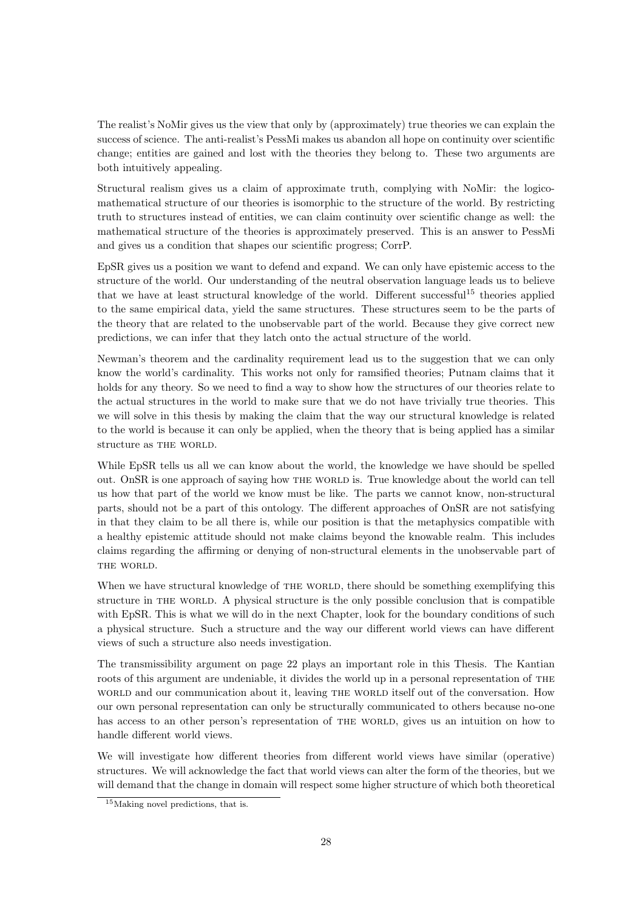The realist's NoMir gives us the view that only by (approximately) true theories we can explain the success of science. The anti-realist's PessMi makes us abandon all hope on continuity over scientific change; entities are gained and lost with the theories they belong to. These two arguments are both intuitively appealing.

Structural realism gives us a claim of approximate truth, complying with NoMir: the logico-mathematical structure of our theories is isomorphic to the structure of the world. By restricting truth to structures instead of entities, we can claim continuity over scientific change as well: the mathematical structure of the theories is approximately preserved. This is an answer to PessMi and gives us a condition that shapes our scientific progress; CorrP.

EpSR gives us a position we want to defend and expand. We can only have epistemic access to the structure of the world. Our understanding of the neutral observation language leads us to believe that we have at least structural knowledge of the world. Different successful[15] theories applied to the same empirical data, yield the same structures. These structures seem to be the parts of the theory that are related to the unobservable part of the world. Because they give correct new predictions, we can infer that they latch onto the actual structure of the world.

Newman's theorem and the cardinality requirement lead us to the suggestion that we can only know the world's cardinality. This works not only for ramsified theories; Putnam claims that it holds for any theory. So we need to find a way to show how the structures of our theories relate to the actual structures in the world to make sure that we do not have trivially true theories. This we will solve in this thesis by making the claim that the way our structural knowledge is related to the world is because it can only be applied, when the theory that is being applied has a similar structure as THE WORLD.

While EpSR tells us all we can know about the world, the knowledge we have should be spelled out. OnSR is one approach of saying how THE WORLD is. True knowledge about the world can tell us how that part of the world we know must be like. The parts we cannot know, non-structural parts, should not be a part of this ontology. The different approaches of OnSR are not satisfying in that they claim to be all there is, while our position is that the metaphysics compatible with a healthy epistemic attitude should not make claims beyond the knowable realm. This includes claims regarding the affirming or denying of non-structural elements in the unobservable part of THE WORLD.

When we have structural knowledge of THE WORLD, there should be something exemplifying this structure in THE WORLD. A physical structure is the only possible conclusion that is compatible with EpSR. This is what we will do in the next Chapter, look for the boundary conditions of such a physical structure. Such a structure and the way our different world views can have different views of such a structure also needs investigation.

The transmissibility argument on page 22 plays an important role in this Thesis. The Kantian roots of this argument are undeniable, it divides the world up in a personal representation of THE WORLD and our communication about it, leaving THE WORLD itself out of the conversation. How our own personal representation can only be structurally communicated to others because no-one has access to an other person's representation of THE WORLD, gives us an intuition on how to handle different world views.

We will investigate how different theories from different world views have similar (operative) structures. We will acknowledge the fact that world views can alter the form of the theories, but we will demand that the change in domain will respect some higher structure of which both theoretical

[15] Making novel predictions, that is.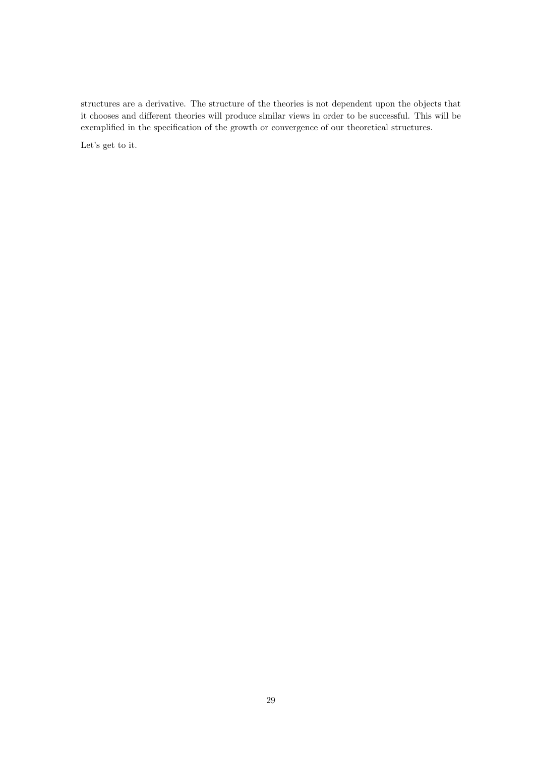structures are a derivative. The structure of the theories is not dependent upon the objects that it chooses and different theories will produce similar views in order to be successful. This will be exemplified in the specification of the growth or convergence of our theoretical structures.

Let's get to it.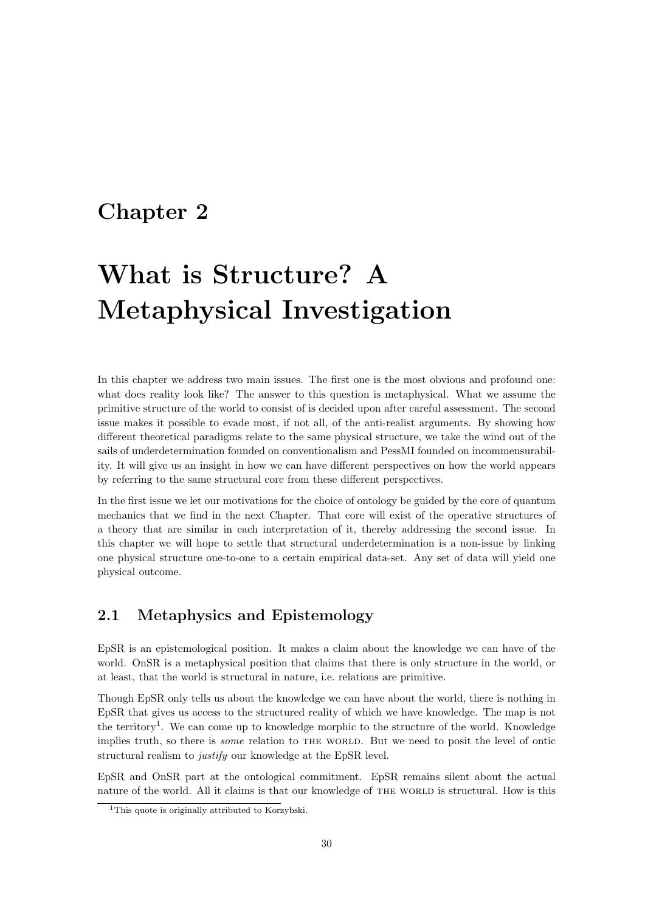# Chapter 2

# What is Structure? A Metaphysical Investigation

In this chapter we address two main issues. The first one is the most obvious and profound one: what does reality look like? The answer to this question is metaphysical. What we assume the primitive structure of the world to consist of is decided upon after careful assessment. The second issue makes it possible to evade most, if not all, of the anti-realist arguments. By showing how different theoretical paradigms relate to the same physical structure, we take the wind out of the sails of underdetermination founded on conventionalism and PessMI founded on incommensurability. It will give us an insight in how we can have different perspectives on how the world appears by referring to the same structural core from these different perspectives.

In the first issue we let our motivations for the choice of ontology be guided by the core of quantum mechanics that we find in the next Chapter. That core will exist of the operative structures of a theory that are similar in each interpretation of it, thereby addressing the second issue. In this chapter we will hope to settle that structural underdetermination is a non-issue by linking one physical structure one-to-one to a certain empirical data-set. Any set of data will yield one physical outcome.

## 2.1 Metaphysics and Epistemology

EpSR is an epistemological position. It makes a claim about the knowledge we can have of the world. OnSR is a metaphysical position that claims that there is only structure in the world, or at least, that the world is structural in nature, i.e. relations are primitive.

Though EpSR only tells us about the knowledge we can have about the world, there is nothing in EpSR that gives us access to the structured reality of which we have knowledge. The map is not the territory[1]. We can come up to knowledge morphic to the structure of the world. Knowledge implies truth, so there is *some* relation to THE WORLD. But we need to posit the level of ontic structural realism to *justify* our knowledge at the EpSR level.

EpSR and OnSR part at the ontological commitment. EpSR remains silent about the actual nature of the world. All it claims is that our knowledge of THE WORLD is structural. How is this

[1] This quote is originally attributed to Korzybski.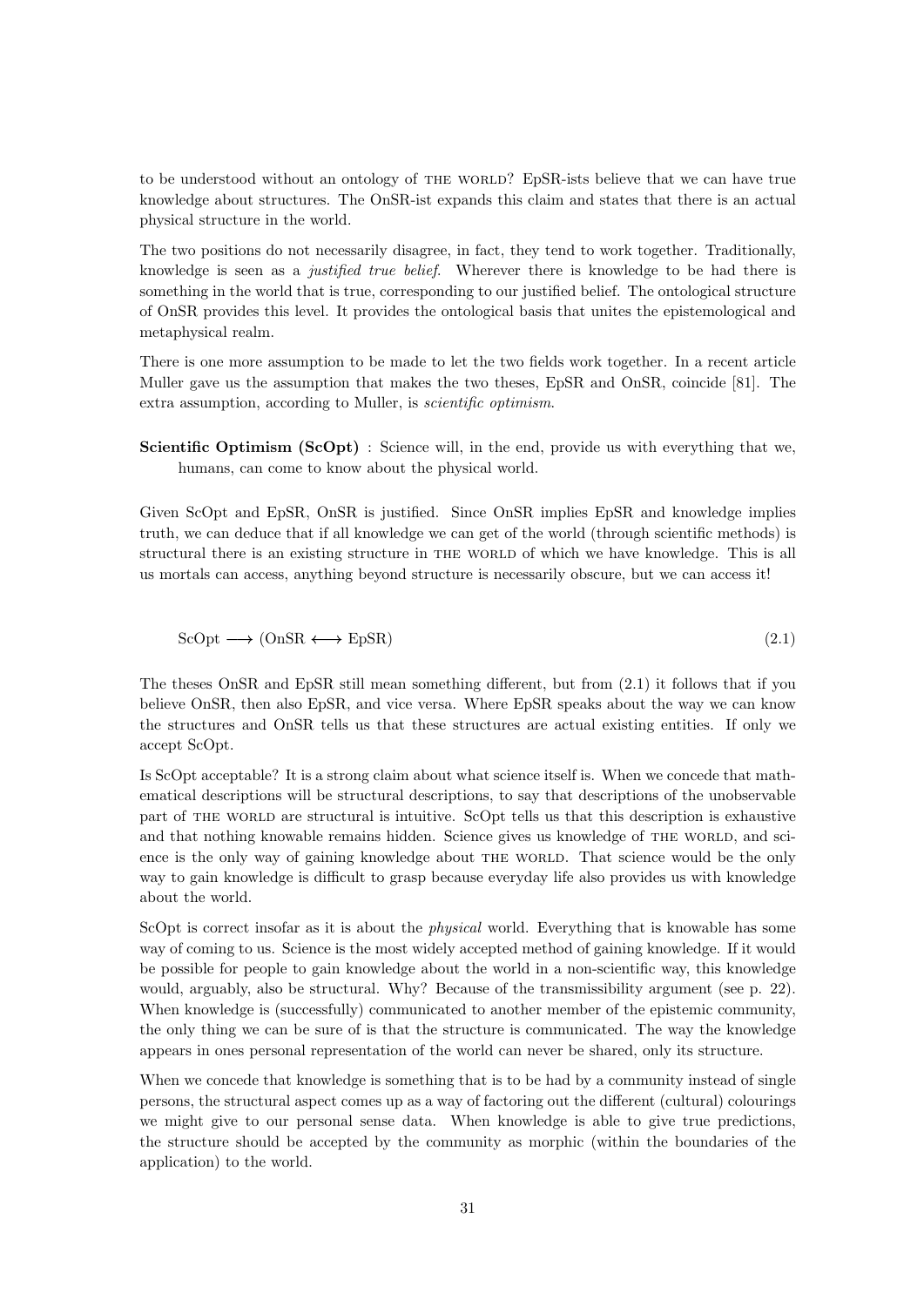to be understood without an ontology of THE WORLD? EpSR-ists believe that we can have true knowledge about structures. The OnSR-ist expands this claim and states that there is an actual physical structure in the world.

The two positions do not necessarily disagree, in fact, they tend to work together. Traditionally, knowledge is seen as a *justified true belief*. Wherever there is knowledge to be had there is something in the world that is true, corresponding to our justified belief. The ontological structure of OnSR provides this level. It provides the ontological basis that unites the epistemological and metaphysical realm.

There is one more assumption to be made to let the two fields work together. In a recent article Muller gave us the assumption that makes the two theses, EpSR and OnSR, coincide [81]. The extra assumption, according to Muller, is *scientific optimism*.

**Scientific Optimism (ScOpt)** : Science will, in the end, provide us with everything that we, humans, can come to know about the physical world.

Given ScOpt and EpSR, OnSR is justified. Since OnSR implies EpSR and knowledge implies truth, we can deduce that if all knowledge we can get of the world (through scientific methods) is structural there is an existing structure in THE WORLD of which we have knowledge. This is all us mortals can access, anything beyond structure is necessarily obscure, but we can access it!

$$\text{ScOpt} \longrightarrow (\text{OnSR} \longleftrightarrow \text{EpSR}) \tag{2.1}$$

The theses OnSR and EpSR still mean something different, but from (2.1) it follows that if you believe OnSR, then also EpSR, and vice versa. Where EpSR speaks about the way we can know the structures and OnSR tells us that these structures are actual existing entities. If only we accept ScOpt.

Is ScOpt acceptable? It is a strong claim about what science itself is. When we concede that mathematical descriptions will be structural descriptions, to say that descriptions of the unobservable part of THE WORLD are structural is intuitive. ScOpt tells us that this description is exhaustive and that nothing knowable remains hidden. Science gives us knowledge of THE WORLD, and science is the only way of gaining knowledge about THE WORLD. That science would be the only way to gain knowledge is difficult to grasp because everyday life also provides us with knowledge about the world.

ScOpt is correct insofar as it is about the *physical* world. Everything that is knowable has some way of coming to us. Science is the most widely accepted method of gaining knowledge. If it would be possible for people to gain knowledge about the world in a non-scientific way, this knowledge would, arguably, also be structural. Why? Because of the transmissibility argument (see p. 22). When knowledge is (successfully) communicated to another member of the epistemic community, the only thing we can be sure of is that the structure is communicated. The way the knowledge appears in ones personal representation of the world can never be shared, only its structure.

When we concede that knowledge is something that is to be had by a community instead of single persons, the structural aspect comes up as a way of factoring out the different (cultural) colourings we might give to our personal sense data. When knowledge is able to give true predictions, the structure should be accepted by the community as morphic (within the boundaries of the application) to the world.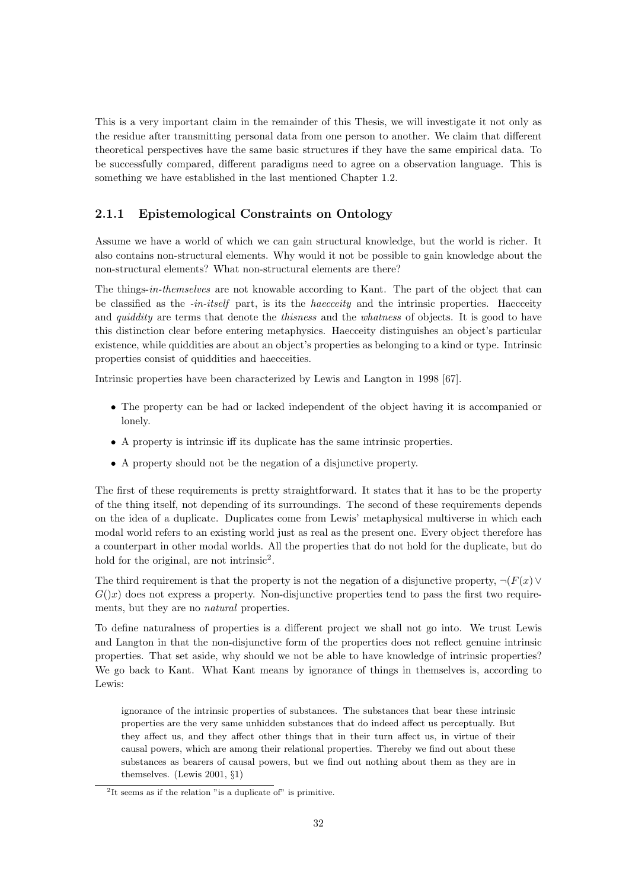This is a very important claim in the remainder of this Thesis, we will investigate it not only as the residue after transmitting personal data from one person to another. We claim that different theoretical perspectives have the same basic structures if they have the same empirical data. To be successfully compared, different paradigms need to agree on a observation language. This is something we have established in the last mentioned Chapter 1.2.

### 2.1.1 Epistemological Constraints on Ontology

Assume we have a world of which we can gain structural knowledge, but the world is richer. It also contains non-structural elements. Why would it not be possible to gain knowledge about the non-structural elements? What non-structural elements are there?

The things-*in-themselves* are not knowable according to Kant. The part of the object that can be classified as the *-in-itself* part, is its the *haecceity* and the intrinsic properties. Haecceity and *quiddity* are terms that denote the *thisness* and the *whatness* of objects. It is good to have this distinction clear before entering metaphysics. Haecceity distinguishes an object's particular existence, while quiddities are about an object's properties as belonging to a kind or type. Intrinsic properties consist of quiddities and haecceities.

Intrinsic properties have been characterized by Lewis and Langton in 1998 [67].

- The property can be had or lacked independent of the object having it is accompanied or lonely.
- A property is intrinsic iff its duplicate has the same intrinsic properties.
- A property should not be the negation of a disjunctive property.

The first of these requirements is pretty straightforward. It states that it has to be the property of the thing itself, not depending of its surroundings. The second of these requirements depends on the idea of a duplicate. Duplicates come from Lewis' metaphysical multiverse in which each modal world refers to an existing world just as real as the present one. Every object therefore has a counterpart in other modal worlds. All the properties that do not hold for the duplicate, but do hold for the original, are not intrinsic[2].

The third requirement is that the property is not the negation of a disjunctive property, $\neg(F(x) \vee G()x)$ does not express a property. Non-disjunctive properties tend to pass the first two requirements, but they are no *natural* properties.

To define naturalness of properties is a different project we shall not go into. We trust Lewis and Langton in that the non-disjunctive form of the properties does not reflect genuine intrinsic properties. That set aside, why should we not be able to have knowledge of intrinsic properties? We go back to Kant. What Kant means by ignorance of things in themselves is, according to Lewis:

> ignorance of the intrinsic properties of substances. The substances that bear these intrinsic properties are the very same unhidden substances that do indeed affect us perceptually. But they affect us, and they affect other things that in their turn affect us, in virtue of their causal powers, which are among their relational properties. Thereby we find out about these substances as bearers of causal powers, but we find out nothing about them as they are in themselves. (Lewis 2001, §1)

[2] It seems as if the relation "is a duplicate of" is primitive.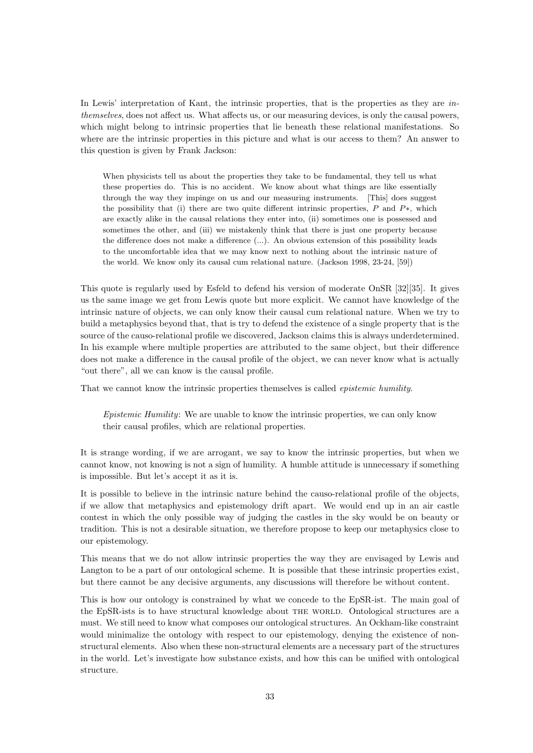In Lewis' interpretation of Kant, the intrinsic properties, that is the properties as they are *in-themselves*, does not affect us. What affects us, or our measuring devices, is only the causal powers, which might belong to intrinsic properties that lie beneath these relational manifestations. So where are the intrinsic properties in this picture and what is our access to them? An answer to this question is given by Frank Jackson:

> When physicists tell us about the properties they take to be fundamental, they tell us what these properties do. This is no accident. We know about what things are like essentially through the way they impinge on us and our measuring instruments. [This] does suggest the possibility that (i) there are two quite different intrinsic properties, $P$ and $P*$, which are exactly alike in the causal relations they enter into, (ii) sometimes one is possessed and sometimes the other, and (iii) we mistakenly think that there is just one property because the difference does not make a difference (...). An obvious extension of this possibility leads to the uncomfortable idea that we may know next to nothing about the intrinsic nature of the world. We know only its causal cum relational nature. (Jackson 1998, 23-24, [59])

This quote is regularly used by Esfeld to defend his version of moderate OnSR [32][35]. It gives us the same image we get from Lewis quote but more explicit. We cannot have knowledge of the intrinsic nature of objects, we can only know their causal cum relational nature. When we try to build a metaphysics beyond that, that is try to defend the existence of a single property that is the source of the causo-relational profile we discovered, Jackson claims this is always underdetermined. In his example where multiple properties are attributed to the same object, but their difference does not make a difference in the causal profile of the object, we can never know what is actually "out there", all we can know is the causal profile.

That we cannot know the intrinsic properties themselves is called *epistemic humility*.

> *Epistemic Humility*: We are unable to know the intrinsic properties, we can only know their causal profiles, which are relational properties.

It is strange wording, if we are arrogant, we say to know the intrinsic properties, but when we cannot know, not knowing is not a sign of humility. A humble attitude is unnecessary if something is impossible. But let's accept it as it is.

It is possible to believe in the intrinsic nature behind the causo-relational profile of the objects, if we allow that metaphysics and epistemology drift apart. We would end up in an air castle contest in which the only possible way of judging the castles in the sky would be on beauty or tradition. This is not a desirable situation, we therefore propose to keep our metaphysics close to our epistemology.

This means that we do not allow intrinsic properties the way they are envisaged by Lewis and Langton to be a part of our ontological scheme. It is possible that these intrinsic properties exist, but there cannot be any decisive arguments, any discussions will therefore be without content.

This is how our ontology is constrained by what we concede to the EpSR-ist. The main goal of the EpSR-ists is to have structural knowledge about THE WORLD. Ontological structures are a must. We still need to know what composes our ontological structures. An Ockham-like constraint would minimalize the ontology with respect to our epistemology, denying the existence of non-structural elements. Also when these non-structural elements are a necessary part of the structures in the world. Let's investigate how substance exists, and how this can be unified with ontological structure.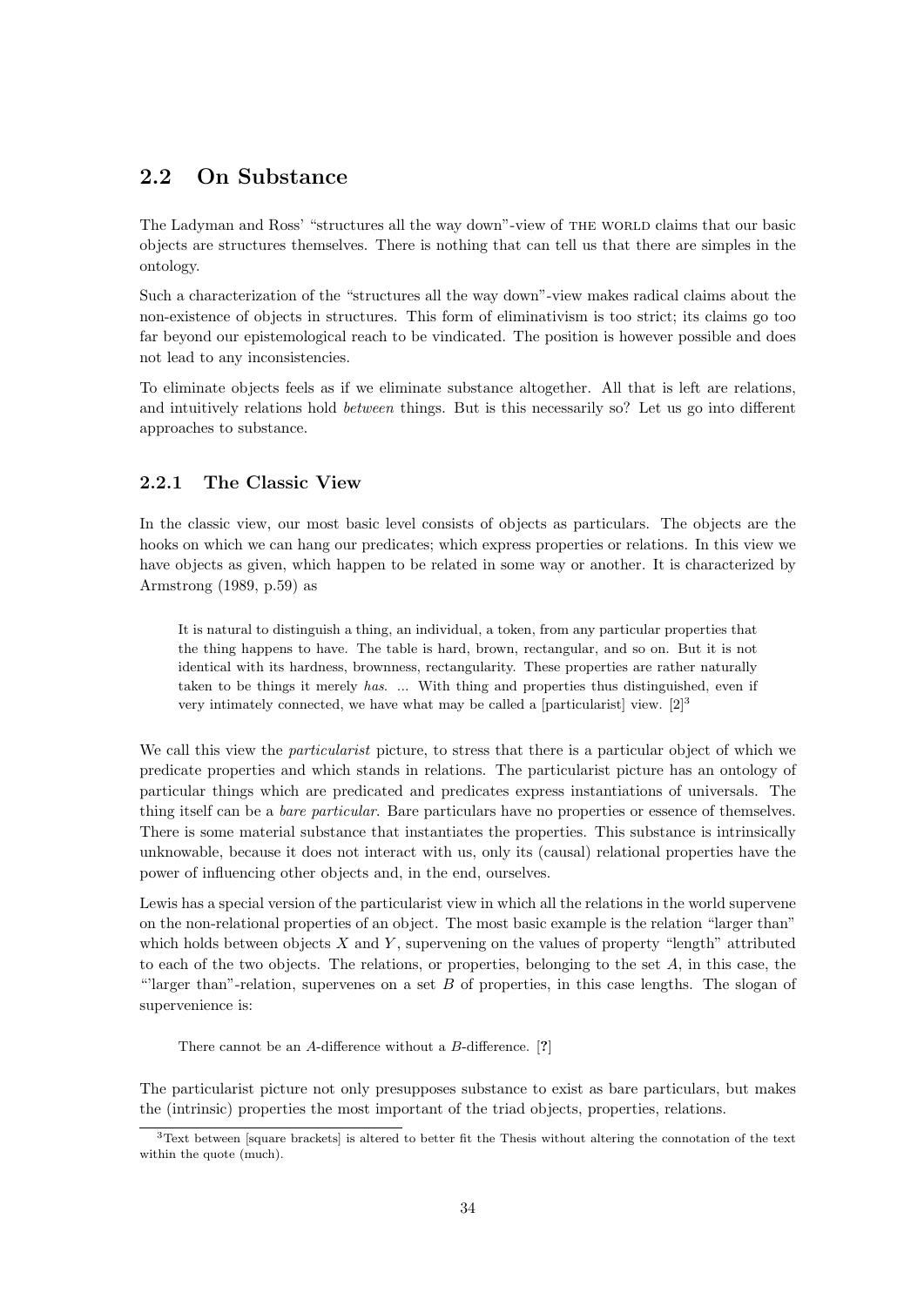## 2.2 On Substance

The Ladyman and Ross' "structures all the way down"-view of THE WORLD claims that our basic objects are structures themselves. There is nothing that can tell us that there are simples in the ontology.

Such a characterization of the "structures all the way down"-view makes radical claims about the non-existence of objects in structures. This form of eliminativism is too strict; its claims go too far beyond our epistemological reach to be vindicated. The position is however possible and does not lead to any inconsistencies.

To eliminate objects feels as if we eliminate substance altogether. All that is left are relations, and intuitively relations hold *between* things. But is this necessarily so? Let us go into different approaches to substance.

### 2.2.1 The Classic View

In the classic view, our most basic level consists of objects as particulars. The objects are the hooks on which we can hang our predicates; which express properties or relations. In this view we have objects as given, which happen to be related in some way or another. It is characterized by Armstrong (1989, p.59) as

> It is natural to distinguish a thing, an individual, a token, from any particular properties that the thing happens to have. The table is hard, brown, rectangular, and so on. But it is not identical with its hardness, brownness, rectangularity. These properties are rather naturally taken to be things it merely *has*. ... With thing and properties thus distinguished, even if very intimately connected, we have what may be called a [particularist] view. [2][3]

We call this view the *particularist* picture, to stress that there is a particular object of which we predicate properties and which stands in relations. The particularist picture has an ontology of particular things which are predicated and predicates express instantiations of universals. The thing itself can be a *bare particular*. Bare particulars have no properties or essence of themselves. There is some material substance that instantiates the properties. This substance is intrinsically unknowable, because it does not interact with us, only its (causal) relational properties have the power of influencing other objects and, in the end, ourselves.

Lewis has a special version of the particularist view in which all the relations in the world supervene on the non-relational properties of an object. The most basic example is the relation "larger than" which holds between objects $X$ and $Y$, supervening on the values of property "length" attributed to each of the two objects. The relations, or properties, belonging to the set $A$, in this case, the "'larger than"-relation, supervenes on a set $B$ of properties, in this case lengths. The slogan of supervenience is:

> There cannot be an $A$-difference without a $B$-difference. [?]

The particularist picture not only presupposes substance to exist as bare particulars, but makes the (intrinsic) properties the most important of the triad objects, properties, relations.

[3] Text between [square brackets] is altered to better fit the Thesis without altering the connotation of the text within the quote (much).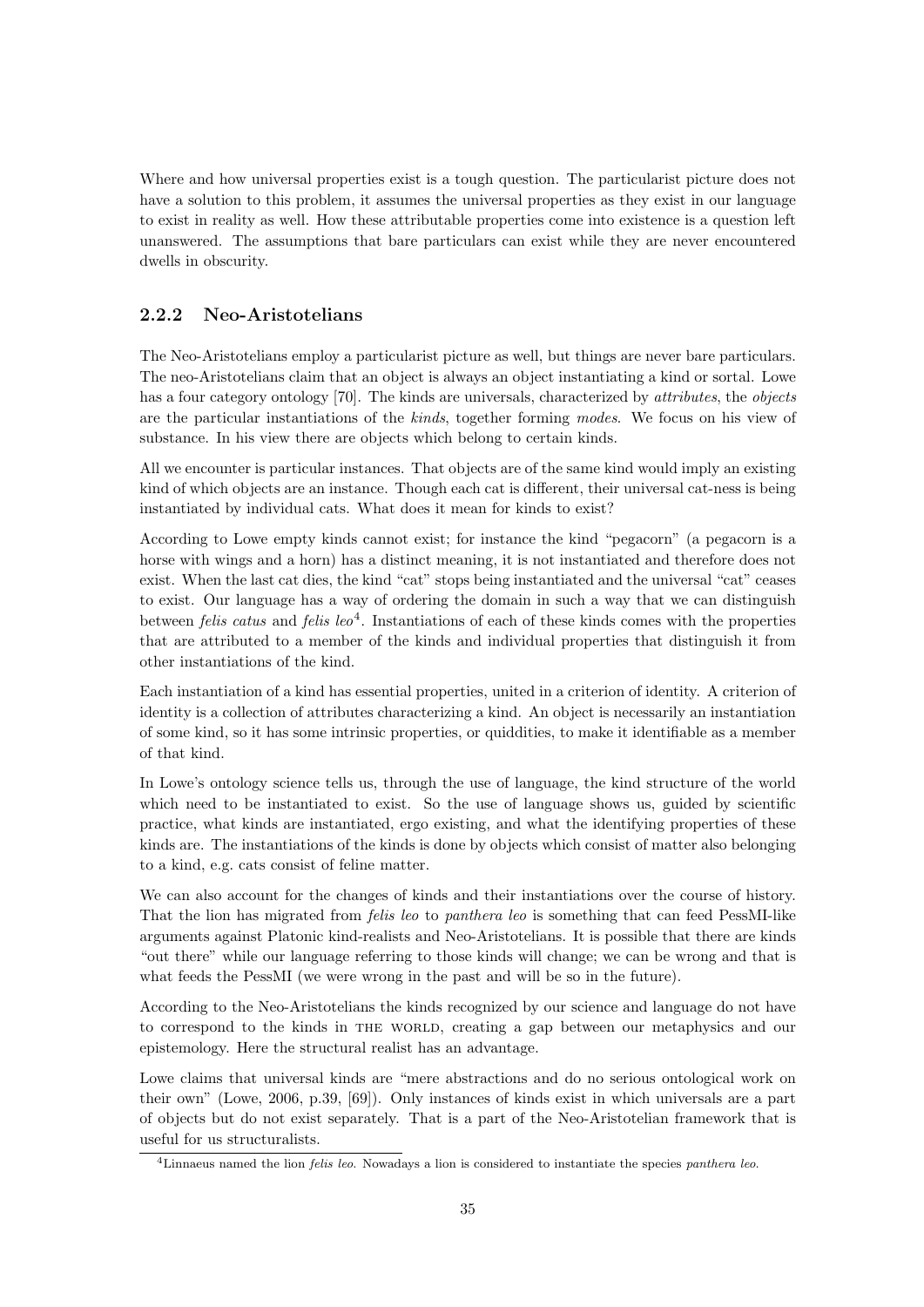Where and how universal properties exist is a tough question. The particularist picture does not have a solution to this problem, it assumes the universal properties as they exist in our language to exist in reality as well. How these attributable properties come into existence is a question left unanswered. The assumptions that bare particulars can exist while they are never encountered dwells in obscurity.

### 2.2.2 Neo-Aristotelians

The Neo-Aristotelians employ a particularist picture as well, but things are never bare particulars. The neo-Aristotelians claim that an object is always an object instantiating a kind or sortal. Lowe has a four category ontology [70]. The kinds are universals, characterized by *attributes*, the *objects* are the particular instantiations of the *kinds*, together forming *modes*. We focus on his view of substance. In his view there are objects which belong to certain kinds.

All we encounter is particular instances. That objects are of the same kind would imply an existing kind of which objects are an instance. Though each cat is different, their universal cat-ness is being instantiated by individual cats. What does it mean for kinds to exist?

According to Lowe empty kinds cannot exist; for instance the kind "pegacorn" (a pegacorn is a horse with wings and a horn) has a distinct meaning, it is not instantiated and therefore does not exist. When the last cat dies, the kind "cat" stops being instantiated and the universal "cat" ceases to exist. Our language has a way of ordering the domain in such a way that we can distinguish between *felis catus* and *felis leo*[4]. Instantiations of each of these kinds comes with the properties that are attributed to a member of the kinds and individual properties that distinguish it from other instantiations of the kind.

Each instantiation of a kind has essential properties, united in a criterion of identity. A criterion of identity is a collection of attributes characterizing a kind. An object is necessarily an instantiation of some kind, so it has some intrinsic properties, or quiddities, to make it identifiable as a member of that kind.

In Lowe's ontology science tells us, through the use of language, the kind structure of the world which need to be instantiated to exist. So the use of language shows us, guided by scientific practice, what kinds are instantiated, ergo existing, and what the identifying properties of these kinds are. The instantiations of the kinds is done by objects which consist of matter also belonging to a kind, e.g. cats consist of feline matter.

We can also account for the changes of kinds and their instantiations over the course of history. That the lion has migrated from *felis leo* to *panthera leo* is something that can feed PessMI-like arguments against Platonic kind-realists and Neo-Aristotelians. It is possible that there are kinds "out there" while our language referring to those kinds will change; we can be wrong and that is what feeds the PessMI (we were wrong in the past and will be so in the future).

According to the Neo-Aristotelians the kinds recognized by our science and language do not have to correspond to the kinds in THE WORLD, creating a gap between our metaphysics and our epistemology. Here the structural realist has an advantage.

Lowe claims that universal kinds are "mere abstractions and do no serious ontological work on their own" (Lowe, 2006, p.39, [69]). Only instances of kinds exist in which universals are a part of objects but do not exist separately. That is a part of the Neo-Aristotelian framework that is useful for us structuralists.

[4]Linnaeus named the lion *felis leo*. Nowadays a lion is considered to instantiate the species *panthera leo*.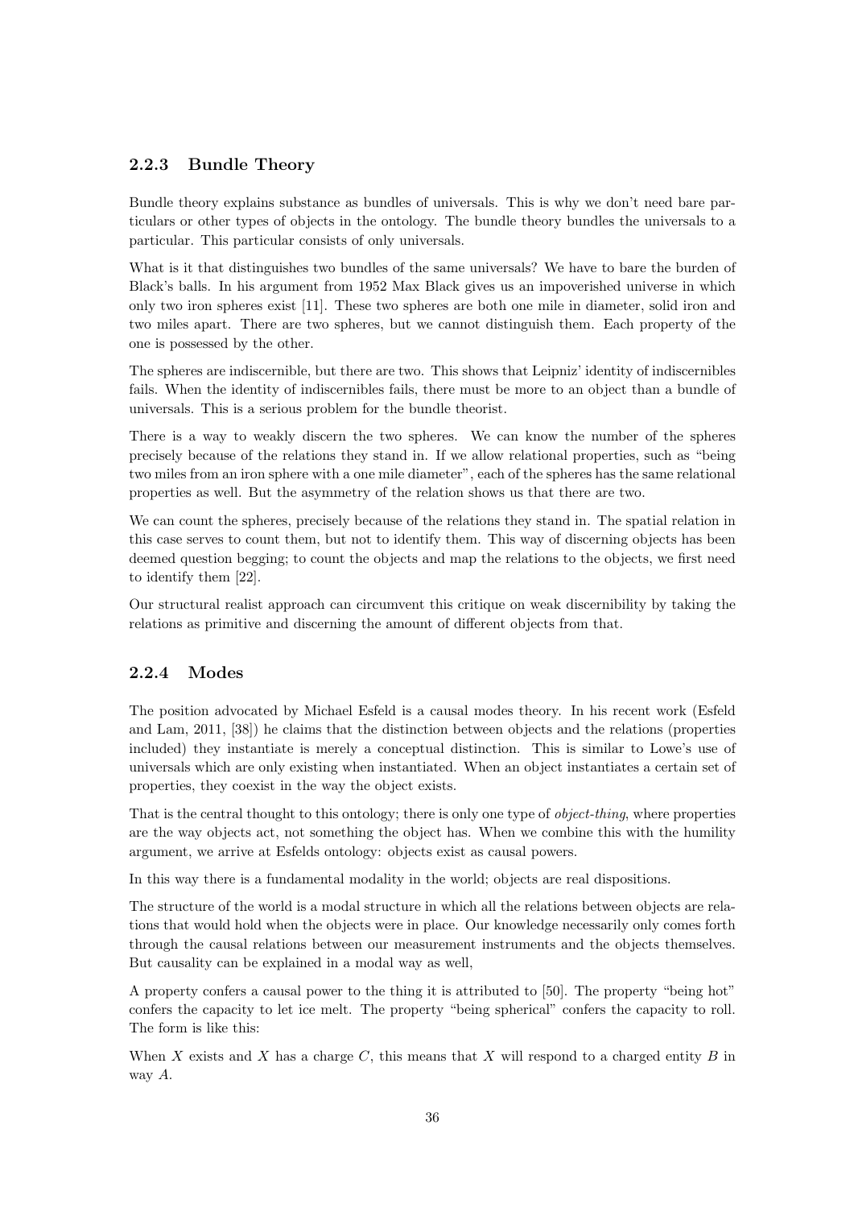### 2.2.3 Bundle Theory

Bundle theory explains substance as bundles of universals. This is why we don't need bare particulars or other types of objects in the ontology. The bundle theory bundles the universals to a particular. This particular consists of only universals.

What is it that distinguishes two bundles of the same universals? We have to bare the burden of Black's balls. In his argument from 1952 Max Black gives us an impoverished universe in which only two iron spheres exist [11]. These two spheres are both one mile in diameter, solid iron and two miles apart. There are two spheres, but we cannot distinguish them. Each property of the one is possessed by the other.

The spheres are indiscernible, but there are two. This shows that Leipniz' identity of indiscernibles fails. When the identity of indiscernibles fails, there must be more to an object than a bundle of universals. This is a serious problem for the bundle theorist.

There is a way to weakly discern the two spheres. We can know the number of the spheres precisely because of the relations they stand in. If we allow relational properties, such as "being two miles from an iron sphere with a one mile diameter", each of the spheres has the same relational properties as well. But the asymmetry of the relation shows us that there are two.

We can count the spheres, precisely because of the relations they stand in. The spatial relation in this case serves to count them, but not to identify them. This way of discerning objects has been deemed question begging; to count the objects and map the relations to the objects, we first need to identify them [22].

Our structural realist approach can circumvent this critique on weak discernibility by taking the relations as primitive and discerning the amount of different objects from that.

### 2.2.4 Modes

The position advocated by Michael Esfeld is a causal modes theory. In his recent work (Esfeld and Lam, 2011, [38]) he claims that the distinction between objects and the relations (properties included) they instantiate is merely a conceptual distinction. This is similar to Lowe's use of universals which are only existing when instantiated. When an object instantiates a certain set of properties, they coexist in the way the object exists.

That is the central thought to this ontology; there is only one type of *object-thing*, where properties are the way objects act, not something the object has. When we combine this with the humility argument, we arrive at Esfelds ontology: objects exist as causal powers.

In this way there is a fundamental modality in the world; objects are real dispositions.

The structure of the world is a modal structure in which all the relations between objects are relations that would hold when the objects were in place. Our knowledge necessarily only comes forth through the causal relations between our measurement instruments and the objects themselves. But causality can be explained in a modal way as well,

A property confers a causal power to the thing it is attributed to [50]. The property "being hot" confers the capacity to let ice melt. The property "being spherical" confers the capacity to roll. The form is like this:

When $X$ exists and $X$ has a charge $C$, this means that $X$ will respond to a charged entity $B$ in way $A$.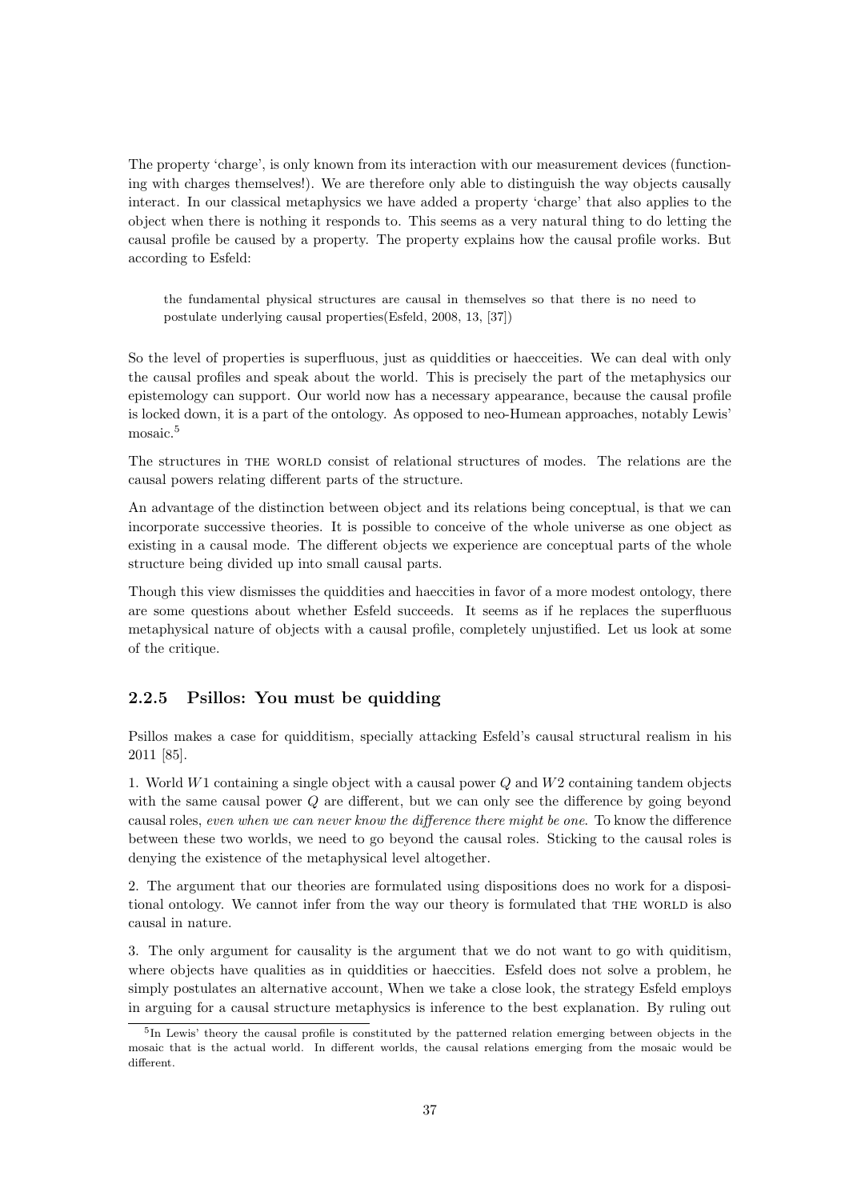The property 'charge', is only known from its interaction with our measurement devices (functioning with charges themselves!). We are therefore only able to distinguish the way objects causally interact. In our classical metaphysics we have added a property 'charge' that also applies to the object when there is nothing it responds to. This seems as a very natural thing to do letting the causal profile be caused by a property. The property explains how the causal profile works. But according to Esfeld:

> the fundamental physical structures are causal in themselves so that there is no need to postulate underlying causal properties(Esfeld, 2008, 13, [37])

So the level of properties is superfluous, just as quiddities or haecceities. We can deal with only the causal profiles and speak about the world. This is precisely the part of the metaphysics our epistemology can support. Our world now has a necessary appearance, because the causal profile is locked down, it is a part of the ontology. As opposed to neo-Humean approaches, notably Lewis' mosaic.[5]

The structures in THE WORLD consist of relational structures of modes. The relations are the causal powers relating different parts of the structure.

An advantage of the distinction between object and its relations being conceptual, is that we can incorporate successive theories. It is possible to conceive of the whole universe as one object as existing in a causal mode. The different objects we experience are conceptual parts of the whole structure being divided up into small causal parts.

Though this view dismisses the quiddities and haeccities in favor of a more modest ontology, there are some questions about whether Esfeld succeeds. It seems as if he replaces the superfluous metaphysical nature of objects with a causal profile, completely unjustified. Let us look at some of the critique.

### 2.2.5 Psillos: You must be quidding

Psillos makes a case for quidditism, specially attacking Esfeld's causal structural realism in his 2011 [85].

1. World $W1$ containing a single object with a causal power $Q$ and $W2$ containing tandem objects with the same causal power $Q$ are different, but we can only see the difference by going beyond causal roles, *even when we can never know the difference there might be one*. To know the difference between these two worlds, we need to go beyond the causal roles. Sticking to the causal roles is denying the existence of the metaphysical level altogether.

2. The argument that our theories are formulated using dispositions does no work for a dispositional ontology. We cannot infer from the way our theory is formulated that THE WORLD is also causal in nature.

3. The only argument for causality is the argument that we do not want to go with quiditism, where objects have qualities as in quiddities or haeccities. Esfeld does not solve a problem, he simply postulates an alternative account, When we take a close look, the strategy Esfeld employs in arguing for a causal structure metaphysics is inference to the best explanation. By ruling out

[5] In Lewis' theory the causal profile is constituted by the patterned relation emerging between objects in the mosaic that is the actual world. In different worlds, the causal relations emerging from the mosaic would be different.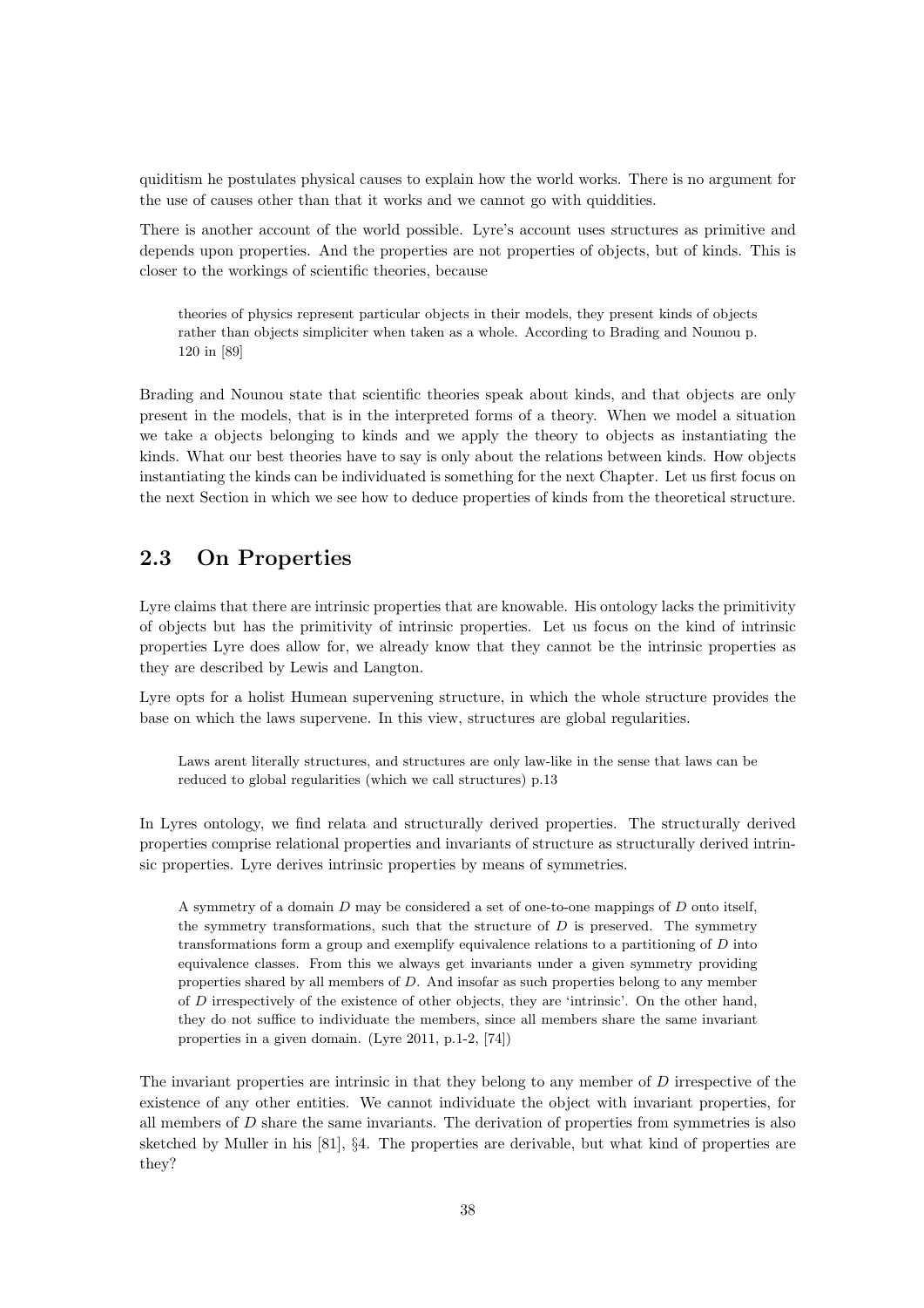quiditism he postulates physical causes to explain how the world works. There is no argument for the use of causes other than that it works and we cannot go with quiddities.

There is another account of the world possible. Lyre's account uses structures as primitive and depends upon properties. And the properties are not properties of objects, but of kinds. This is closer to the workings of scientific theories, because

> theories of physics represent particular objects in their models, they present kinds of objects rather than objects simpliciter when taken as a whole. According to Brading and Nounou p. 120 in [89]

Brading and Nounou state that scientific theories speak about kinds, and that objects are only present in the models, that is in the interpreted forms of a theory. When we model a situation we take a objects belonging to kinds and we apply the theory to objects as instantiating the kinds. What our best theories have to say is only about the relations between kinds. How objects instantiating the kinds can be individuated is something for the next Chapter. Let us first focus on the next Section in which we see how to deduce properties of kinds from the theoretical structure.

## 2.3 On Properties

Lyre claims that there are intrinsic properties that are knowable. His ontology lacks the primitivity of objects but has the primitivity of intrinsic properties. Let us focus on the kind of intrinsic properties Lyre does allow for, we already know that they cannot be the intrinsic properties as they are described by Lewis and Langton.

Lyre opts for a holist Humean supervening structure, in which the whole structure provides the base on which the laws supervene. In this view, structures are global regularities.

> Laws arent literally structures, and structures are only law-like in the sense that laws can be reduced to global regularities (which we call structures) p.13

In Lyres ontology, we find relata and structurally derived properties. The structurally derived properties comprise relational properties and invariants of structure as structurally derived intrinsic properties. Lyre derives intrinsic properties by means of symmetries.

> A symmetry of a domain $D$ may be considered a set of one-to-one mappings of $D$ onto itself, the symmetry transformations, such that the structure of $D$ is preserved. The symmetry transformations form a group and exemplify equivalence relations to a partitioning of $D$ into equivalence classes. From this we always get invariants under a given symmetry providing properties shared by all members of $D$. And insofar as such properties belong to any member of $D$ irrespectively of the existence of other objects, they are 'intrinsic'. On the other hand, they do not suffice to individuate the members, since all members share the same invariant properties in a given domain. (Lyre 2011, p.1-2, [74])

The invariant properties are intrinsic in that they belong to any member of $D$ irrespective of the existence of any other entities. We cannot individuate the object with invariant properties, for all members of $D$ share the same invariants. The derivation of properties from symmetries is also sketched by Muller in his [81], §4. The properties are derivable, but what kind of properties are they?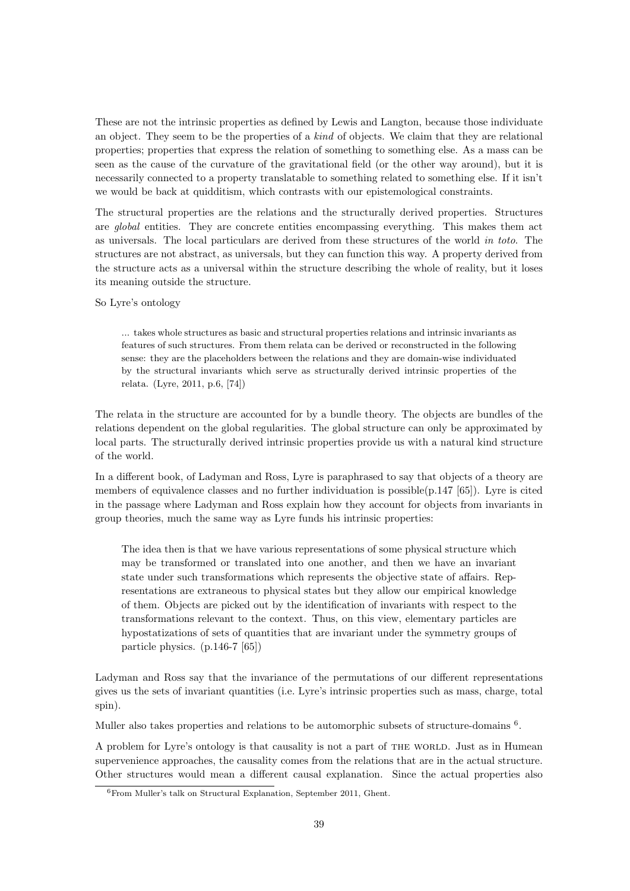These are not the intrinsic properties as defined by Lewis and Langton, because those individuate an object. They seem to be the properties of a *kind* of objects. We claim that they are relational properties; properties that express the relation of something to something else. As a mass can be seen as the cause of the curvature of the gravitational field (or the other way around), but it is necessarily connected to a property translatable to something related to something else. If it isn't we would be back at quidditism, which contrasts with our epistemological constraints.

The structural properties are the relations and the structurally derived properties. Structures are *global* entities. They are concrete entities encompassing everything. This makes them act as universals. The local particulars are derived from these structures of the world *in toto*. The structures are not abstract, as universals, but they can function this way. A property derived from the structure acts as a universal within the structure describing the whole of reality, but it loses its meaning outside the structure.

So Lyre's ontology

> ... takes whole structures as basic and structural properties relations and intrinsic invariants as features of such structures. From them relata can be derived or reconstructed in the following sense: they are the placeholders between the relations and they are domain-wise individuated by the structural invariants which serve as structurally derived intrinsic properties of the relata. (Lyre, 2011, p.6, [74])

The relata in the structure are accounted for by a bundle theory. The objects are bundles of the relations dependent on the global regularities. The global structure can only be approximated by local parts. The structurally derived intrinsic properties provide us with a natural kind structure of the world.

In a different book, of Ladyman and Ross, Lyre is paraphrased to say that objects of a theory are members of equivalence classes and no further individuation is possible(p.147 [65]). Lyre is cited in the passage where Ladyman and Ross explain how they account for objects from invariants in group theories, much the same way as Lyre funds his intrinsic properties:

> The idea then is that we have various representations of some physical structure which may be transformed or translated into one another, and then we have an invariant state under such transformations which represents the objective state of affairs. Representations are extraneous to physical states but they allow our empirical knowledge of them. Objects are picked out by the identification of invariants with respect to the transformations relevant to the context. Thus, on this view, elementary particles are hypostatizations of sets of quantities that are invariant under the symmetry groups of particle physics. (p.146-7 [65])

Ladyman and Ross say that the invariance of the permutations of our different representations gives us the sets of invariant quantities (i.e. Lyre's intrinsic properties such as mass, charge, total spin).

Muller also takes properties and relations to be automorphic subsets of structure-domains [6].

A problem for Lyre's ontology is that causality is not a part of THE WORLD. Just as in Humean supervenience approaches, the causality comes from the relations that are in the actual structure. Other structures would mean a different causal explanation. Since the actual properties also

[6] From Muller's talk on Structural Explanation, September 2011, Ghent.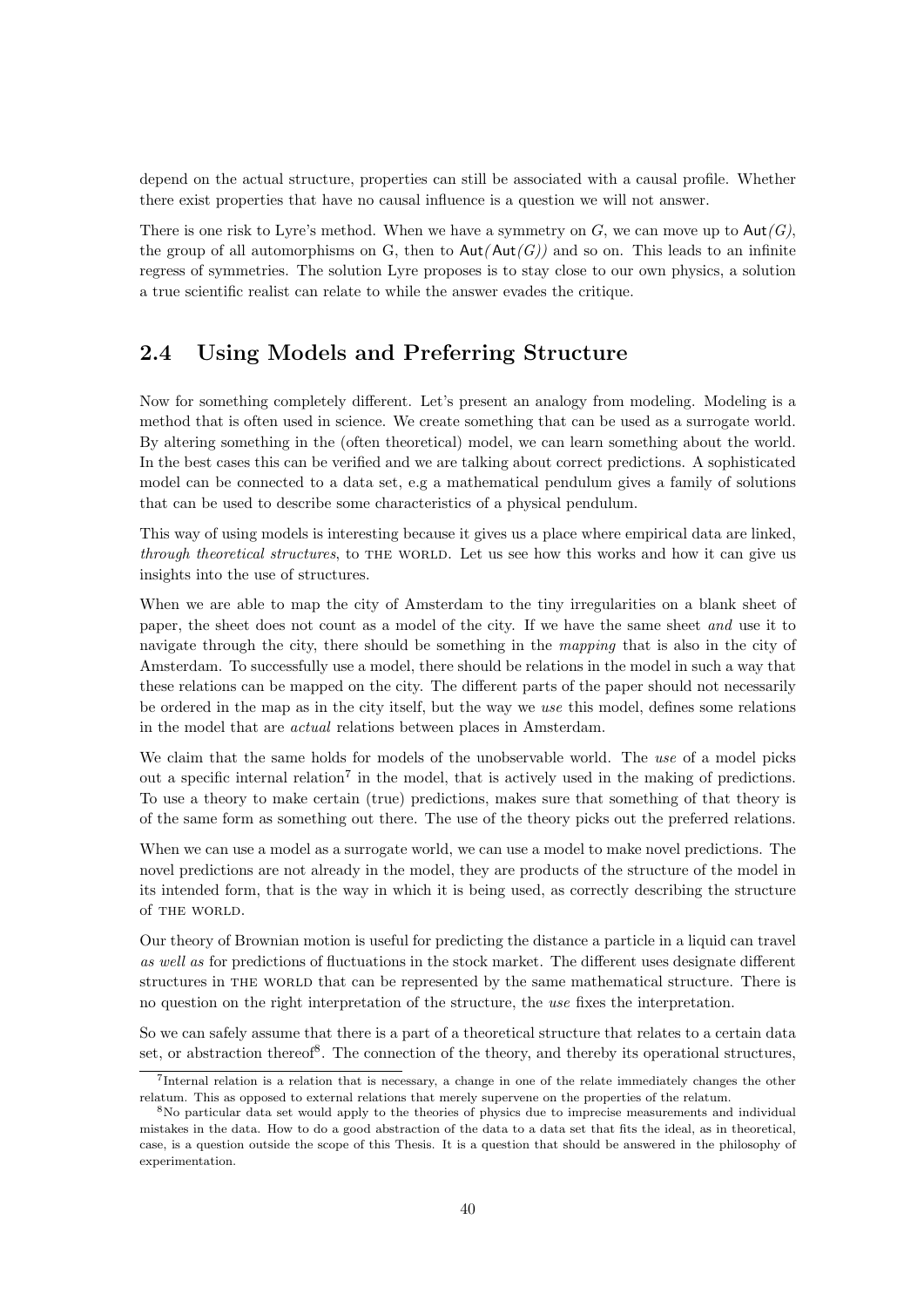depend on the actual structure, properties can still be associated with a causal profile. Whether there exist properties that have no causal influence is a question we will not answer.

There is one risk to Lyre's method. When we have a symmetry on $G$, we can move up to $\mathsf{Aut}(G)$, the group of all automorphisms on G, then to $\mathsf{Aut}(\mathsf{Aut}(G))$ and so on. This leads to an infinite regress of symmetries. The solution Lyre proposes is to stay close to our own physics, a solution a true scientific realist can relate to while the answer evades the critique.

## 2.4 Using Models and Preferring Structure

Now for something completely different. Let's present an analogy from modeling. Modeling is a method that is often used in science. We create something that can be used as a surrogate world. By altering something in the (often theoretical) model, we can learn something about the world. In the best cases this can be verified and we are talking about correct predictions. A sophisticated model can be connected to a data set, e.g a mathematical pendulum gives a family of solutions that can be used to describe some characteristics of a physical pendulum.

This way of using models is interesting because it gives us a place where empirical data are linked, *through theoretical structures*, to THE WORLD. Let us see how this works and how it can give us insights into the use of structures.

When we are able to map the city of Amsterdam to the tiny irregularities on a blank sheet of paper, the sheet does not count as a model of the city. If we have the same sheet *and* use it to navigate through the city, there should be something in the *mapping* that is also in the city of Amsterdam. To successfully use a model, there should be relations in the model in such a way that these relations can be mapped on the city. The different parts of the paper should not necessarily be ordered in the map as in the city itself, but the way we *use* this model, defines some relations in the model that are *actual* relations between places in Amsterdam.

We claim that the same holds for models of the unobservable world. The *use* of a model picks out a specific internal relation[7] in the model, that is actively used in the making of predictions. To use a theory to make certain (true) predictions, makes sure that something of that theory is of the same form as something out there. The use of the theory picks out the preferred relations.

When we can use a model as a surrogate world, we can use a model to make novel predictions. The novel predictions are not already in the model, they are products of the structure of the model in its intended form, that is the way in which it is being used, as correctly describing the structure of THE WORLD.

Our theory of Brownian motion is useful for predicting the distance a particle in a liquid can travel *as well as* for predictions of fluctuations in the stock market. The different uses designate different structures in THE WORLD that can be represented by the same mathematical structure. There is no question on the right interpretation of the structure, the *use* fixes the interpretation.

So we can safely assume that there is a part of a theoretical structure that relates to a certain data set, or abstraction thereof[8]. The connection of the theory, and thereby its operational structures,

[7] Internal relation is a relation that is necessary, a change in one of the relate immediately changes the other relatum. This as opposed to external relations that merely supervene on the properties of the relatum.

[8] No particular data set would apply to the theories of physics due to imprecise measurements and individual mistakes in the data. How to do a good abstraction of the data to a data set that fits the ideal, as in theoretical, case, is a question outside the scope of this Thesis. It is a question that should be answered in the philosophy of experimentation.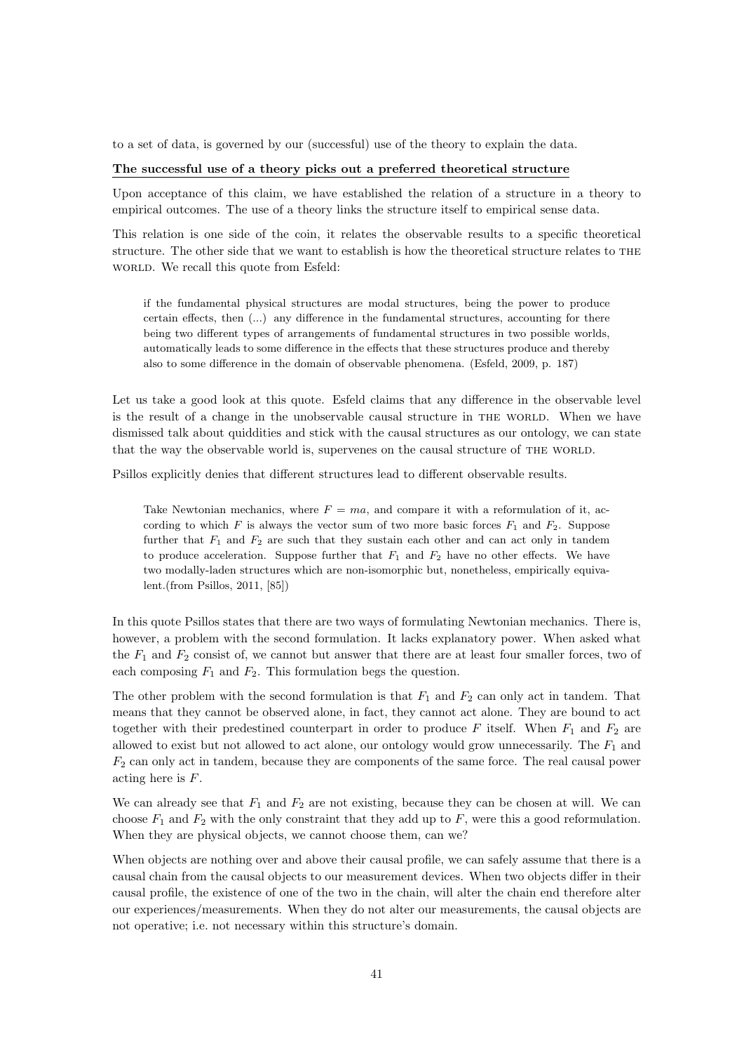to a set of data, is governed by our (successful) use of the theory to explain the data.

**The successful use of a theory picks out a preferred theoretical structure**

Upon acceptance of this claim, we have established the relation of a structure in a theory to empirical outcomes. The use of a theory links the structure itself to empirical sense data.

This relation is one side of the coin, it relates the observable results to a specific theoretical structure. The other side that we want to establish is how the theoretical structure relates to THE WORLD. We recall this quote from Esfeld:

> if the fundamental physical structures are modal structures, being the power to produce certain effects, then (...) any difference in the fundamental structures, accounting for there being two different types of arrangements of fundamental structures in two possible worlds, automatically leads to some difference in the effects that these structures produce and thereby also to some difference in the domain of observable phenomena. (Esfeld, 2009, p. 187)

Let us take a good look at this quote. Esfeld claims that any difference in the observable level is the result of a change in the unobservable causal structure in THE WORLD. When we have dismissed talk about quiddities and stick with the causal structures as our ontology, we can state that the way the observable world is, supervenes on the causal structure of THE WORLD.

Psillos explicitly denies that different structures lead to different observable results.

> Take Newtonian mechanics, where $F = ma$, and compare it with a reformulation of it, according to which $F$ is always the vector sum of two more basic forces $F_1$ and $F_2$. Suppose further that $F_1$ and $F_2$ are such that they sustain each other and can act only in tandem to produce acceleration. Suppose further that $F_1$ and $F_2$ have no other effects. We have two modally-laden structures which are non-isomorphic but, nonetheless, empirically equivalent.(from Psillos, 2011, [85])

In this quote Psillos states that there are two ways of formulating Newtonian mechanics. There is, however, a problem with the second formulation. It lacks explanatory power. When asked what the $F_1$ and $F_2$ consist of, we cannot but answer that there are at least four smaller forces, two of each composing $F_1$ and $F_2$. This formulation begs the question.

The other problem with the second formulation is that $F_1$ and $F_2$ can only act in tandem. That means that they cannot be observed alone, in fact, they cannot act alone. They are bound to act together with their predestined counterpart in order to produce $F$ itself. When $F_1$ and $F_2$ are allowed to exist but not allowed to act alone, our ontology would grow unnecessarily. The $F_1$ and $F_2$ can only act in tandem, because they are components of the same force. The real causal power acting here is $F$.

We can already see that $F_1$ and $F_2$ are not existing, because they can be chosen at will. We can choose $F_1$ and $F_2$ with the only constraint that they add up to $F$, were this a good reformulation. When they are physical objects, we cannot choose them, can we?

When objects are nothing over and above their causal profile, we can safely assume that there is a causal chain from the causal objects to our measurement devices. When two objects differ in their causal profile, the existence of one of the two in the chain, will alter the chain end therefore alter our experiences/measurements. When they do not alter our measurements, the causal objects are not operative; i.e. not necessary within this structure's domain.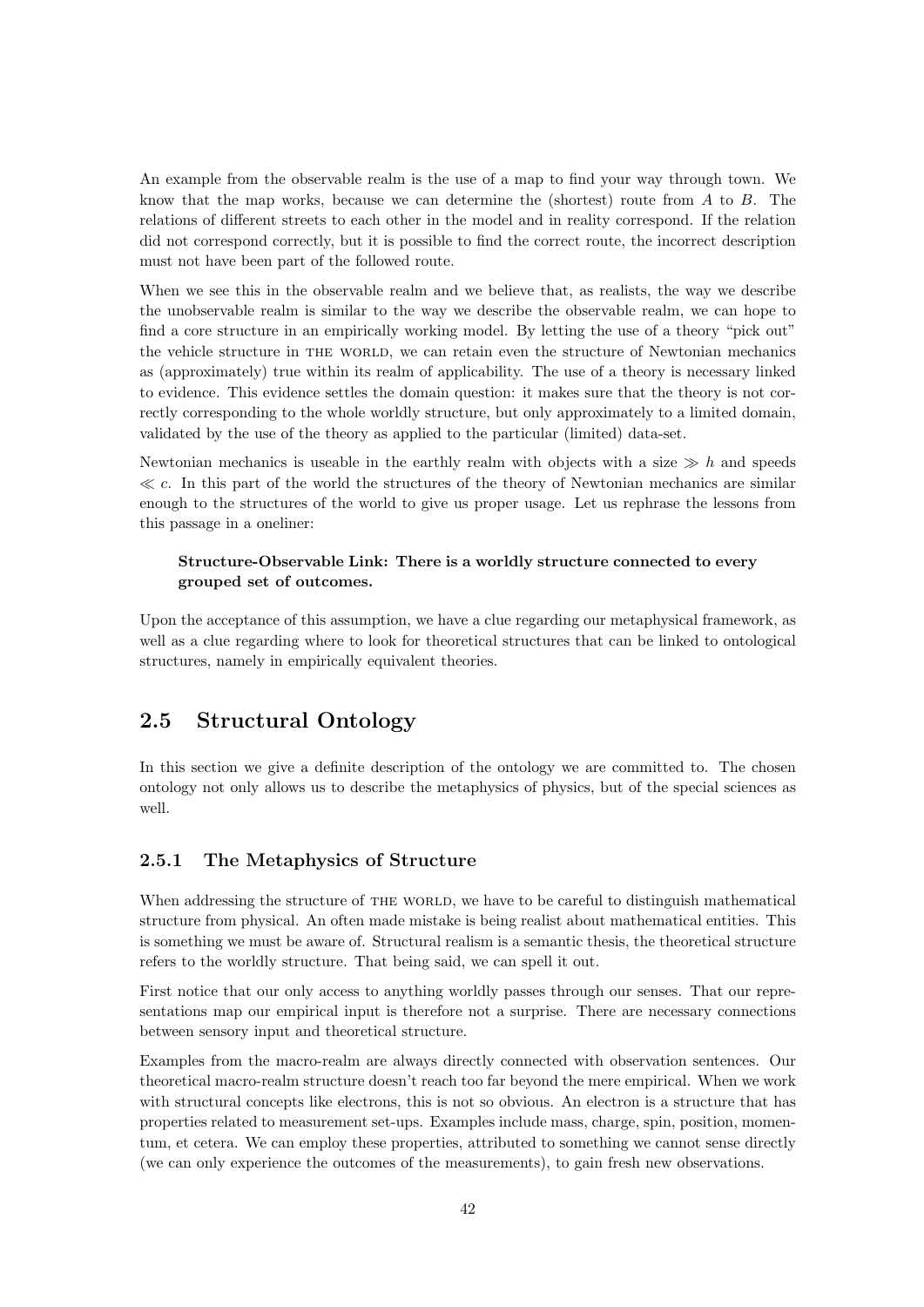An example from the observable realm is the use of a map to find your way through town. We know that the map works, because we can determine the (shortest) route from $A$ to $B$. The relations of different streets to each other in the model and in reality correspond. If the relation did not correspond correctly, but it is possible to find the correct route, the incorrect description must not have been part of the followed route.

When we see this in the observable realm and we believe that, as realists, the way we describe the unobservable realm is similar to the way we describe the observable realm, we can hope to find a core structure in an empirically working model. By letting the use of a theory "pick out" the vehicle structure in THE WORLD, we can retain even the structure of Newtonian mechanics as (approximately) true within its realm of applicability. The use of a theory is necessary linked to evidence. This evidence settles the domain question: it makes sure that the theory is not correctly corresponding to the whole worldly structure, but only approximately to a limited domain, validated by the use of the theory as applied to the particular (limited) data-set.

Newtonian mechanics is useable in the earthly realm with objects with a size $\gg h$ and speeds $\ll c$. In this part of the world the structures of the theory of Newtonian mechanics are similar enough to the structures of the world to give us proper usage. Let us rephrase the lessons from this passage in a oneliner:

> **Structure-Observable Link: There is a worldly structure connected to every grouped set of outcomes.**

Upon the acceptance of this assumption, we have a clue regarding our metaphysical framework, as well as a clue regarding where to look for theoretical structures that can be linked to ontological structures, namely in empirically equivalent theories.

## 2.5 Structural Ontology

In this section we give a definite description of the ontology we are committed to. The chosen ontology not only allows us to describe the metaphysics of physics, but of the special sciences as well.

### 2.5.1 The Metaphysics of Structure

When addressing the structure of THE WORLD, we have to be careful to distinguish mathematical structure from physical. An often made mistake is being realist about mathematical entities. This is something we must be aware of. Structural realism is a semantic thesis, the theoretical structure refers to the worldly structure. That being said, we can spell it out.

First notice that our only access to anything worldly passes through our senses. That our representations map our empirical input is therefore not a surprise. There are necessary connections between sensory input and theoretical structure.

Examples from the macro-realm are always directly connected with observation sentences. Our theoretical macro-realm structure doesn't reach too far beyond the mere empirical. When we work with structural concepts like electrons, this is not so obvious. An electron is a structure that has properties related to measurement set-ups. Examples include mass, charge, spin, position, momentum, et cetera. We can employ these properties, attributed to something we cannot sense directly (we can only experience the outcomes of the measurements), to gain fresh new observations.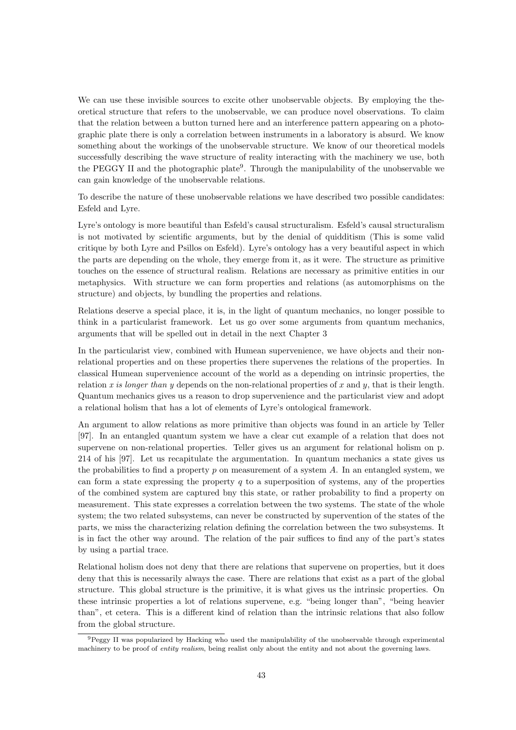We can use these invisible sources to excite other unobservable objects. By employing the theoretical structure that refers to the unobservable, we can produce novel observations. To claim that the relation between a button turned here and an interference pattern appearing on a photographic plate there is only a correlation between instruments in a laboratory is absurd. We know something about the workings of the unobservable structure. We know of our theoretical models successfully describing the wave structure of reality interacting with the machinery we use, both the PEGGY II and the photographic plate[9]. Through the manipulability of the unobservable we can gain knowledge of the unobservable relations.

To describe the nature of these unobservable relations we have described two possible candidates: Esfeld and Lyre.

Lyre's ontology is more beautiful than Esfeld's causal structuralism. Esfeld's causal structuralism is not motivated by scientific arguments, but by the denial of quidditism (This is some valid critique by both Lyre and Psillos on Esfeld). Lyre's ontology has a very beautiful aspect in which the parts are depending on the whole, they emerge from it, as it were. The structure as primitive touches on the essence of structural realism. Relations are necessary as primitive entities in our metaphysics. With structure we can form properties and relations (as automorphisms on the structure) and objects, by bundling the properties and relations.

Relations deserve a special place, it is, in the light of quantum mechanics, no longer possible to think in a particularist framework. Let us go over some arguments from quantum mechanics, arguments that will be spelled out in detail in the next Chapter 3

In the particularist view, combined with Humean supervenience, we have objects and their non-relational properties and on these properties there supervenes the relations of the properties. In classical Humean supervenience account of the world as a depending on intrinsic properties, the relation $x$ *is longer than* $y$ depends on the non-relational properties of $x$ and $y$, that is their length. Quantum mechanics gives us a reason to drop supervenience and the particularist view and adopt a relational holism that has a lot of elements of Lyre's ontological framework.

An argument to allow relations as more primitive than objects was found in an article by Teller [97]. In an entangled quantum system we have a clear cut example of a relation that does not supervene on non-relational properties. Teller gives us an argument for relational holism on p. 214 of his [97]. Let us recapitulate the argumentation. In quantum mechanics a state gives us the probabilities to find a property $p$ on measurement of a system $A$. In an entangled system, we can form a state expressing the property $q$ to a superposition of systems, any of the properties of the combined system are captured bny this state, or rather probability to find a property on measurement. This state expresses a correlation between the two systems. The state of the whole system; the two related subsystems, can never be constructed by supervention of the states of the parts, we miss the characterizing relation defining the correlation between the two subsystems. It is in fact the other way around. The relation of the pair suffices to find any of the part's states by using a partial trace.

Relational holism does not deny that there are relations that supervene on properties, but it does deny that this is necessarily always the case. There are relations that exist as a part of the global structure. This global structure is the primitive, it is what gives us the intrinsic properties. On these intrinsic properties a lot of relations supervene, e.g. "being longer than", "being heavier than", et cetera. This is a different kind of relation than the intrinsic relations that also follow from the global structure.

[9]Peggy II was popularized by Hacking who used the manipulability of the unobservable through experimental machinery to be proof of *entity realism*, being realist only about the entity and not about the governing laws.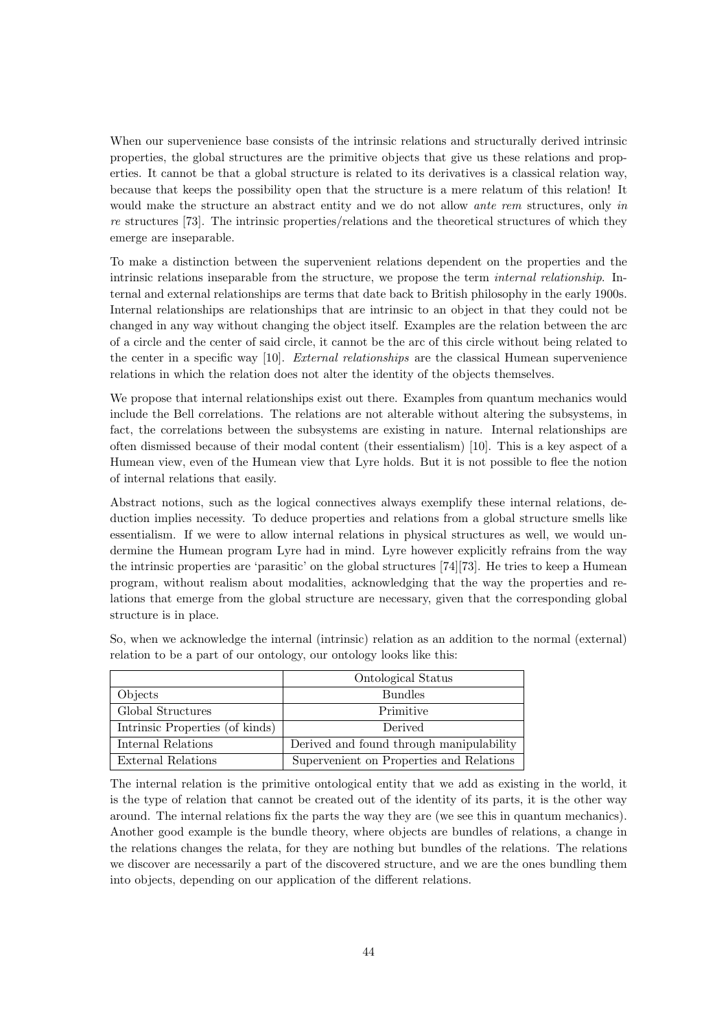When our supervenience base consists of the intrinsic relations and structurally derived intrinsic properties, the global structures are the primitive objects that give us these relations and properties. It cannot be that a global structure is related to its derivatives is a classical relation way, because that keeps the possibility open that the structure is a mere relatum of this relation! It would make the structure an abstract entity and we do not allow *ante rem* structures, only *in re* structures [73]. The intrinsic properties/relations and the theoretical structures of which they emerge are inseparable.

To make a distinction between the supervenient relations dependent on the properties and the intrinsic relations inseparable from the structure, we propose the term *internal relationship*. Internal and external relationships are terms that date back to British philosophy in the early 1900s. Internal relationships are relationships that are intrinsic to an object in that they could not be changed in any way without changing the object itself. Examples are the relation between the arc of a circle and the center of said circle, it cannot be the arc of this circle without being related to the center in a specific way [10]. *External relationships* are the classical Humean supervenience relations in which the relation does not alter the identity of the objects themselves.

We propose that internal relationships exist out there. Examples from quantum mechanics would include the Bell correlations. The relations are not alterable without altering the subsystems, in fact, the correlations between the subsystems are existing in nature. Internal relationships are often dismissed because of their modal content (their essentialism) [10]. This is a key aspect of a Humean view, even of the Humean view that Lyre holds. But it is not possible to flee the notion of internal relations that easily.

Abstract notions, such as the logical connectives always exemplify these internal relations, deduction implies necessity. To deduce properties and relations from a global structure smells like essentialism. If we were to allow internal relations in physical structures as well, we would undermine the Humean program Lyre had in mind. Lyre however explicitly refrains from the way the intrinsic properties are 'parasitic' on the global structures [74][73]. He tries to keep a Humean program, without realism about modalities, acknowledging that the way the properties and relations that emerge from the global structure are necessary, given that the corresponding global structure is in place.

So, when we acknowledge the internal (intrinsic) relation as an addition to the normal (external) relation to be a part of our ontology, our ontology looks like this:

| | Ontological Status |
|---|---|
| Objects | Bundles |
| Global Structures | Primitive |
| Intrinsic Properties (of kinds) | Derived |
| Internal Relations | Derived and found through manipulability |
| External Relations | Supervenient on Properties and Relations |

The internal relation is the primitive ontological entity that we add as existing in the world, it is the type of relation that cannot be created out of the identity of its parts, it is the other way around. The internal relations fix the parts the way they are (we see this in quantum mechanics). Another good example is the bundle theory, where objects are bundles of relations, a change in the relations changes the relata, for they are nothing but bundles of the relations. The relations we discover are necessarily a part of the discovered structure, and we are the ones bundling them into objects, depending on our application of the different relations.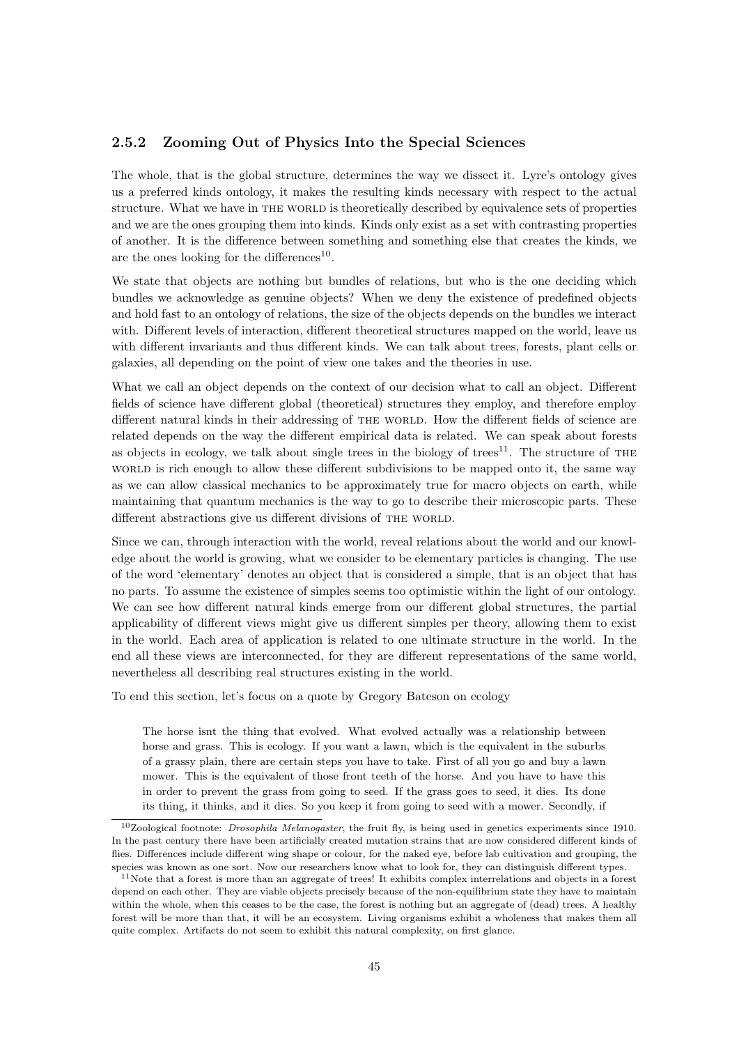### 2.5.2 Zooming Out of Physics Into the Special Sciences

The whole, that is the global structure, determines the way we dissect it. Lyre's ontology gives us a preferred kinds ontology, it makes the resulting kinds necessary with respect to the actual structure. What we have in THE WORLD is theoretically described by equivalence sets of properties and we are the ones grouping them into kinds. Kinds only exist as a set with contrasting properties of another. It is the difference between something and something else that creates the kinds, we are the ones looking for the differences[10].

We state that objects are nothing but bundles of relations, but who is the one deciding which bundles we acknowledge as genuine objects? When we deny the existence of predefined objects and hold fast to an ontology of relations, the size of the objects depends on the bundles we interact with. Different levels of interaction, different theoretical structures mapped on the world, leave us with different invariants and thus different kinds. We can talk about trees, forests, plant cells or galaxies, all depending on the point of view one takes and the theories in use.

What we call an object depends on the context of our decision what to call an object. Different fields of science have different global (theoretical) structures they employ, and therefore employ different natural kinds in their addressing of THE WORLD. How the different fields of science are related depends on the way the different empirical data is related. We can speak about forests as objects in ecology, we talk about single trees in the biology of trees[11]. The structure of THE WORLD is rich enough to allow these different subdivisions to be mapped onto it, the same way as we can allow classical mechanics to be approximately true for macro objects on earth, while maintaining that quantum mechanics is the way to go to describe their microscopic parts. These different abstractions give us different divisions of THE WORLD.

Since we can, through interaction with the world, reveal relations about the world and our knowledge about the world is growing, what we consider to be elementary particles is changing. The use of the word 'elementary' denotes an object that is considered a simple, that is an object that has no parts. To assume the existence of simples seems too optimistic within the light of our ontology. We can see how different natural kinds emerge from our different global structures, the partial applicability of different views might give us different simples per theory, allowing them to exist in the world. Each area of application is related to one ultimate structure in the world. In the end all these views are interconnected, for they are different representations of the same world, nevertheless all describing real structures existing in the world.

To end this section, let's focus on a quote by Gregory Bateson on ecology

> The horse isnt the thing that evolved. What evolved actually was a relationship between horse and grass. This is ecology. If you want a lawn, which is the equivalent in the suburbs of a grassy plain, there are certain steps you have to take. First of all you go and buy a lawn mower. This is the equivalent of those front teeth of the horse. And you have to have this in order to prevent the grass from going to seed. If the grass goes to seed, it dies. Its done its thing, it thinks, and it dies. So you keep it from going to seed with a mower. Secondly, if

[10] Zoological footnote: *Drosophila Melanogaster*, the fruit fly, is being used in genetics experiments since 1910. In the past century there have been artificially created mutation strains that are now considered different kinds of flies. Differences include different wing shape or colour, for the naked eye, before lab cultivation and grouping, the species was known as one sort. Now our researchers know what to look for, they can distinguish different types.

[11] Note that a forest is more than an aggregate of trees! It exhibits complex interrelations and objects in a forest depend on each other. They are viable objects precisely because of the non-equilibrium state they have to maintain within the whole, when this ceases to be the case, the forest is nothing but an aggregate of (dead) trees. A healthy forest will be more than that, it will be an ecosystem. Living organisms exhibit a wholeness that makes them all quite complex. Artifacts do not seem to exhibit this natural complexity, on first glance.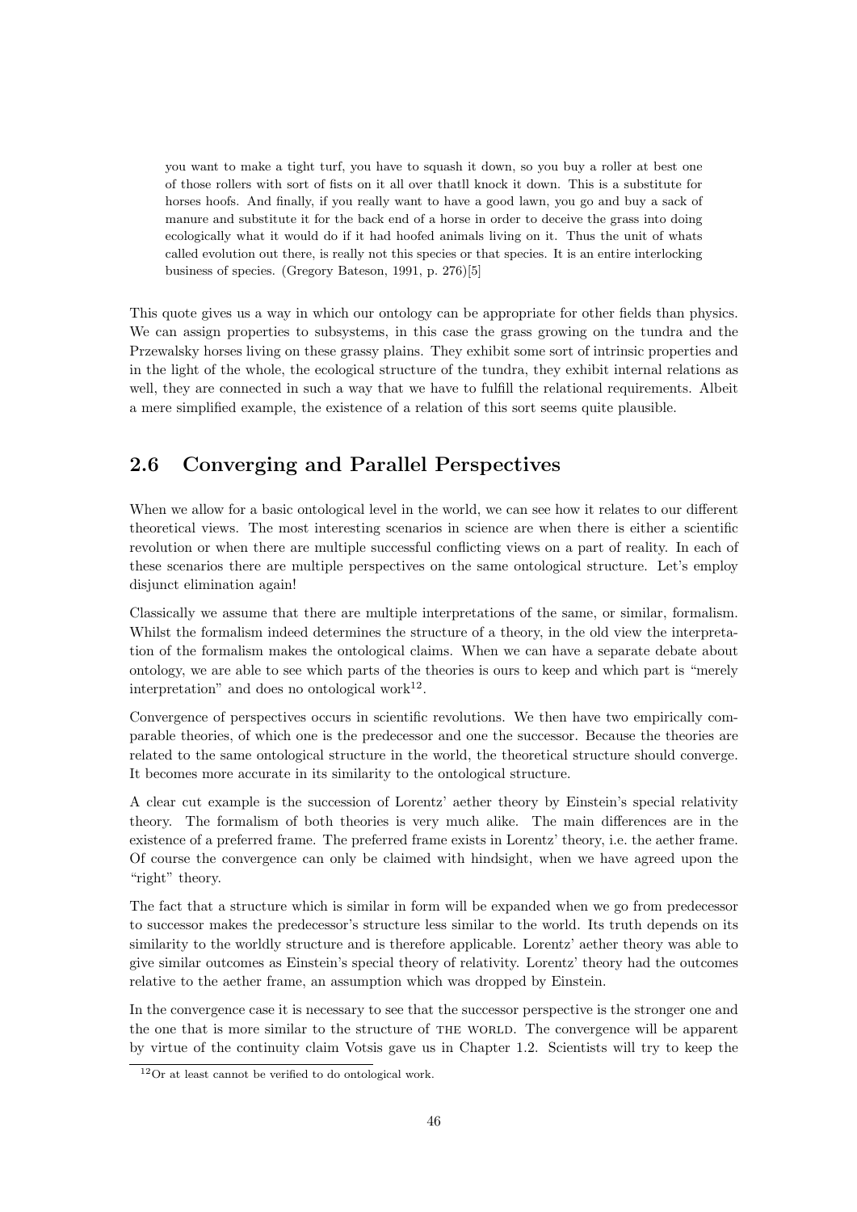> you want to make a tight turf, you have to squash it down, so you buy a roller at best one of those rollers with sort of fists on it all over thatll knock it down. This is a substitute for horses hoofs. And finally, if you really want to have a good lawn, you go and buy a sack of manure and substitute it for the back end of a horse in order to deceive the grass into doing ecologically what it would do if it had hoofed animals living on it. Thus the unit of whats called evolution out there, is really not this species or that species. It is an entire interlocking business of species. (Gregory Bateson, 1991, p. 276)[5]

This quote gives us a way in which our ontology can be appropriate for other fields than physics. We can assign properties to subsystems, in this case the grass growing on the tundra and the Przewalsky horses living on these grassy plains. They exhibit some sort of intrinsic properties and in the light of the whole, the ecological structure of the tundra, they exhibit internal relations as well, they are connected in such a way that we have to fulfill the relational requirements. Albeit a mere simplified example, the existence of a relation of this sort seems quite plausible.

## 2.6 Converging and Parallel Perspectives

When we allow for a basic ontological level in the world, we can see how it relates to our different theoretical views. The most interesting scenarios in science are when there is either a scientific revolution or when there are multiple successful conflicting views on a part of reality. In each of these scenarios there are multiple perspectives on the same ontological structure. Let's employ disjunct elimination again!

Classically we assume that there are multiple interpretations of the same, or similar, formalism. Whilst the formalism indeed determines the structure of a theory, in the old view the interpretation of the formalism makes the ontological claims. When we can have a separate debate about ontology, we are able to see which parts of the theories is ours to keep and which part is "merely interpretation" and does no ontological work[12].

Convergence of perspectives occurs in scientific revolutions. We then have two empirically comparable theories, of which one is the predecessor and one the successor. Because the theories are related to the same ontological structure in the world, the theoretical structure should converge. It becomes more accurate in its similarity to the ontological structure.

A clear cut example is the succession of Lorentz' aether theory by Einstein's special relativity theory. The formalism of both theories is very much alike. The main differences are in the existence of a preferred frame. The preferred frame exists in Lorentz' theory, i.e. the aether frame. Of course the convergence can only be claimed with hindsight, when we have agreed upon the "right" theory.

The fact that a structure which is similar in form will be expanded when we go from predecessor to successor makes the predecessor's structure less similar to the world. Its truth depends on its similarity to the worldly structure and is therefore applicable. Lorentz' aether theory was able to give similar outcomes as Einstein's special theory of relativity. Lorentz' theory had the outcomes relative to the aether frame, an assumption which was dropped by Einstein.

In the convergence case it is necessary to see that the successor perspective is the stronger one and the one that is more similar to the structure of THE WORLD. The convergence will be apparent by virtue of the continuity claim Votsis gave us in Chapter 1.2. Scientists will try to keep the

[12] Or at least cannot be verified to do ontological work.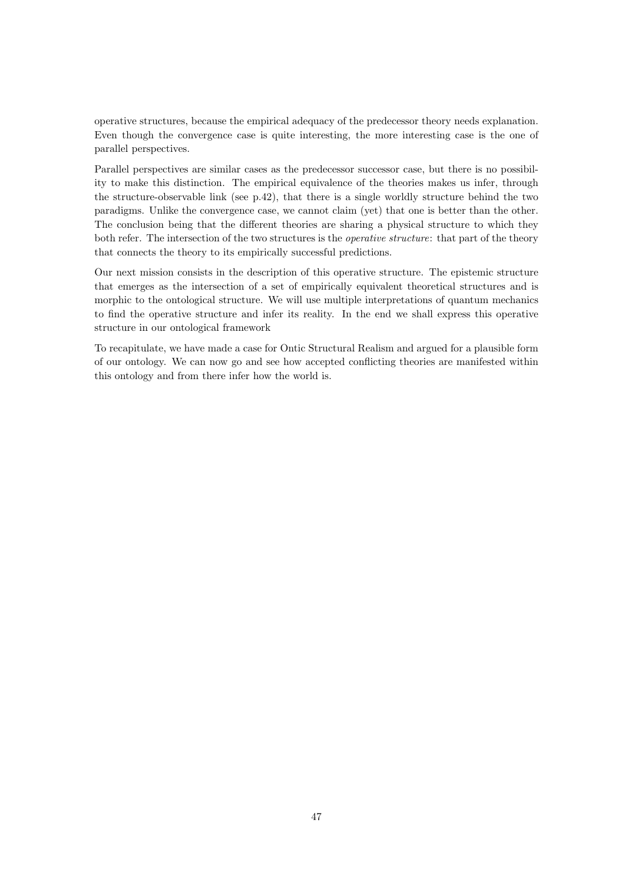operative structures, because the empirical adequacy of the predecessor theory needs explanation. Even though the convergence case is quite interesting, the more interesting case is the one of parallel perspectives.

Parallel perspectives are similar cases as the predecessor successor case, but there is no possibility to make this distinction. The empirical equivalence of the theories makes us infer, through the structure-observable link (see p.42), that there is a single worldly structure behind the two paradigms. Unlike the convergence case, we cannot claim (yet) that one is better than the other. The conclusion being that the different theories are sharing a physical structure to which they both refer. The intersection of the two structures is the *operative structure*: that part of the theory that connects the theory to its empirically successful predictions.

Our next mission consists in the description of this operative structure. The epistemic structure that emerges as the intersection of a set of empirically equivalent theoretical structures and is morphic to the ontological structure. We will use multiple interpretations of quantum mechanics to find the operative structure and infer its reality. In the end we shall express this operative structure in our ontological framework

To recapitulate, we have made a case for Ontic Structural Realism and argued for a plausible form of our ontology. We can now go and see how accepted conflicting theories are manifested within this ontology and from there infer how the world is.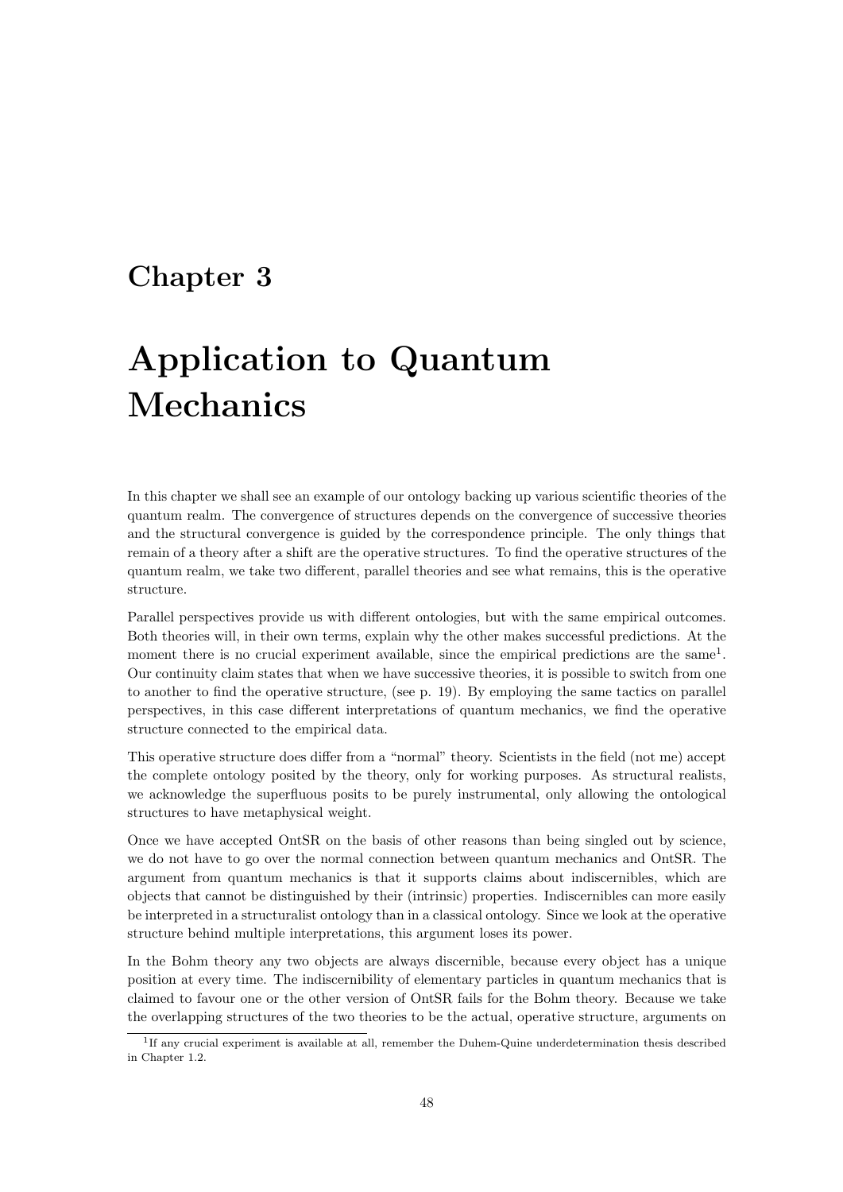# Chapter 3

# Application to Quantum Mechanics

In this chapter we shall see an example of our ontology backing up various scientific theories of the quantum realm. The convergence of structures depends on the convergence of successive theories and the structural convergence is guided by the correspondence principle. The only things that remain of a theory after a shift are the operative structures. To find the operative structures of the quantum realm, we take two different, parallel theories and see what remains, this is the operative structure.

Parallel perspectives provide us with different ontologies, but with the same empirical outcomes. Both theories will, in their own terms, explain why the other makes successful predictions. At the moment there is no crucial experiment available, since the empirical predictions are the same[1]. Our continuity claim states that when we have successive theories, it is possible to switch from one to another to find the operative structure, (see p. 19). By employing the same tactics on parallel perspectives, in this case different interpretations of quantum mechanics, we find the operative structure connected to the empirical data.

This operative structure does differ from a "normal" theory. Scientists in the field (not me) accept the complete ontology posited by the theory, only for working purposes. As structural realists, we acknowledge the superfluous posits to be purely instrumental, only allowing the ontological structures to have metaphysical weight.

Once we have accepted OntSR on the basis of other reasons than being singled out by science, we do not have to go over the normal connection between quantum mechanics and OntSR. The argument from quantum mechanics is that it supports claims about indiscernibles, which are objects that cannot be distinguished by their (intrinsic) properties. Indiscernibles can more easily be interpreted in a structuralist ontology than in a classical ontology. Since we look at the operative structure behind multiple interpretations, this argument loses its power.

In the Bohm theory any two objects are always discernible, because every object has a unique position at every time. The indiscernibility of elementary particles in quantum mechanics that is claimed to favour one or the other version of OntSR fails for the Bohm theory. Because we take the overlapping structures of the two theories to be the actual, operative structure, arguments on

[1] If any crucial experiment is available at all, remember the Duhem-Quine underdetermination thesis described in Chapter 1.2.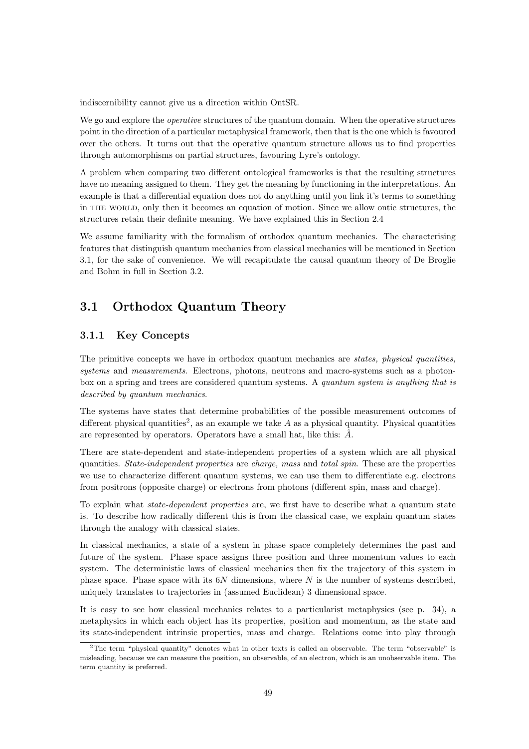indiscernibility cannot give us a direction within OntSR.

We go and explore the *operative* structures of the quantum domain. When the operative structures point in the direction of a particular metaphysical framework, then that is the one which is favoured over the others. It turns out that the operative quantum structure allows us to find properties through automorphisms on partial structures, favouring Lyre's ontology.

A problem when comparing two different ontological frameworks is that the resulting structures have no meaning assigned to them. They get the meaning by functioning in the interpretations. An example is that a differential equation does not do anything until you link it's terms to something in THE WORLD, only then it becomes an equation of motion. Since we allow ontic structures, the structures retain their definite meaning. We have explained this in Section 2.4

We assume familiarity with the formalism of orthodox quantum mechanics. The characterising features that distinguish quantum mechanics from classical mechanics will be mentioned in Section 3.1, for the sake of convenience. We will recapitulate the causal quantum theory of De Broglie and Bohm in full in Section 3.2.

## 3.1 Orthodox Quantum Theory

### 3.1.1 Key Concepts

The primitive concepts we have in orthodox quantum mechanics are *states, physical quantities, systems* and *measurements*. Electrons, photons, neutrons and macro-systems such as a photon-box on a spring and trees are considered quantum systems. A *quantum system is anything that is described by quantum mechanics*.

The systems have states that determine probabilities of the possible measurement outcomes of different physical quantities[2], as an example we take $A$ as a physical quantity. Physical quantities are represented by operators. Operators have a small hat, like this: $\hat{A}$.

There are state-dependent and state-independent properties of a system which are all physical quantities. *State-independent properties* are *charge, mass* and *total spin*. These are the properties we use to characterize different quantum systems, we can use them to differentiate e.g. electrons from positrons (opposite charge) or electrons from photons (different spin, mass and charge).

To explain what *state-dependent properties* are, we first have to describe what a quantum state is. To describe how radically different this is from the classical case, we explain quantum states through the analogy with classical states.

In classical mechanics, a state of a system in phase space completely determines the past and future of the system. Phase space assigns three position and three momentum values to each system. The deterministic laws of classical mechanics then fix the trajectory of this system in phase space. Phase space with its $6N$ dimensions, where $N$ is the number of systems described, uniquely translates to trajectories in (assumed Euclidean) 3 dimensional space.

It is easy to see how classical mechanics relates to a particularist metaphysics (see p. 34), a metaphysics in which each object has its properties, position and momentum, as the state and its state-independent intrinsic properties, mass and charge. Relations come into play through

[2] The term "physical quantity" denotes what in other texts is called an observable. The term "observable" is misleading, because we can measure the position, an observable, of an electron, which is an unobservable item. The term quantity is preferred.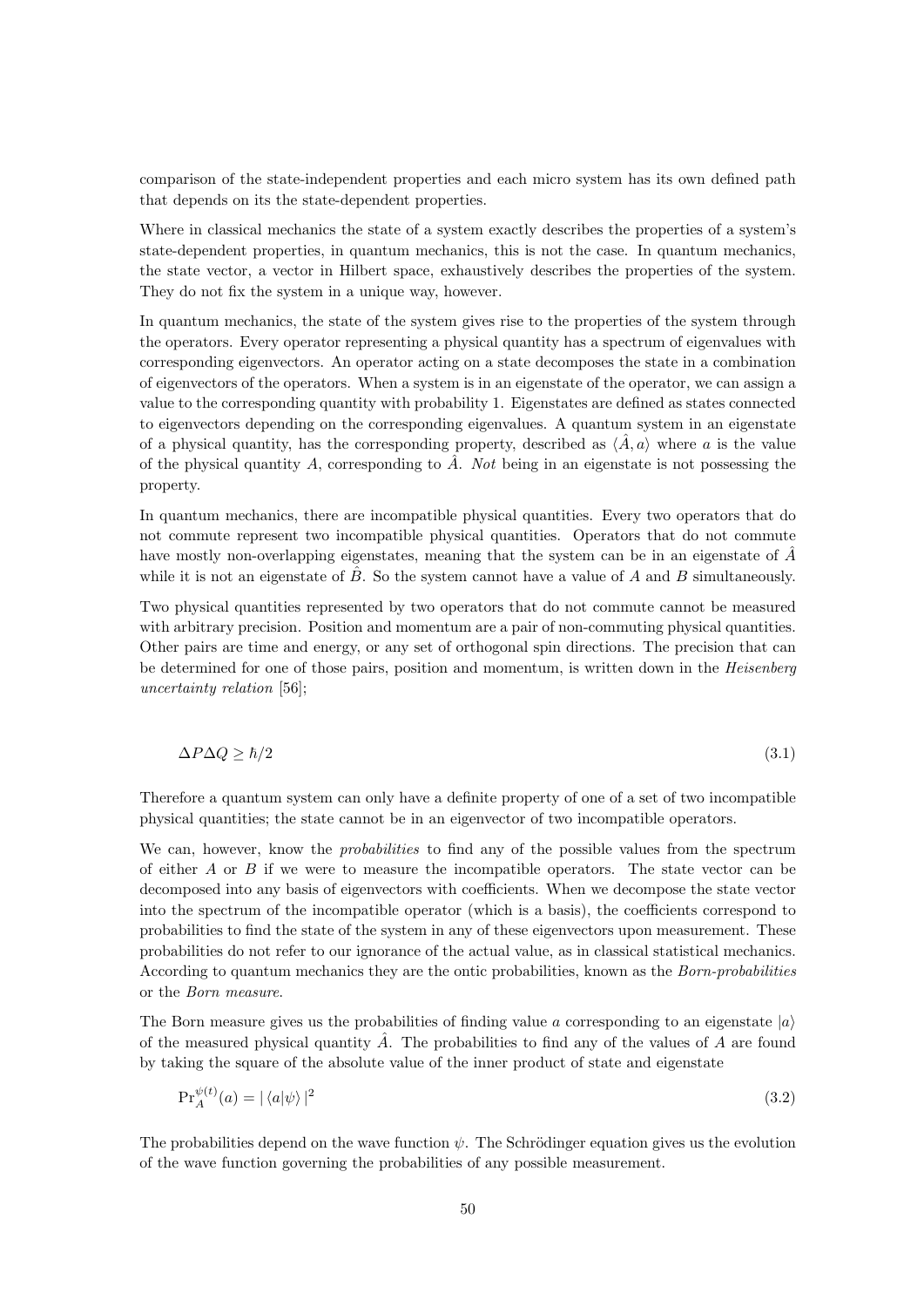comparison of the state-independent properties and each micro system has its own defined path that depends on its the state-dependent properties.

Where in classical mechanics the state of a system exactly describes the properties of a system's state-dependent properties, in quantum mechanics, this is not the case. In quantum mechanics, the state vector, a vector in Hilbert space, exhaustively describes the properties of the system. They do not fix the system in a unique way, however.

In quantum mechanics, the state of the system gives rise to the properties of the system through the operators. Every operator representing a physical quantity has a spectrum of eigenvalues with corresponding eigenvectors. An operator acting on a state decomposes the state in a combination of eigenvectors of the operators. When a system is in an eigenstate of the operator, we can assign a value to the corresponding quantity with probability 1. Eigenstates are defined as states connected to eigenvectors depending on the corresponding eigenvalues. A quantum system in an eigenstate of a physical quantity, has the corresponding property, described as $\langle \hat{A}, a \rangle$ where $a$ is the value of the physical quantity $A$, corresponding to $\hat{A}$. *Not* being in an eigenstate is not possessing the property.

In quantum mechanics, there are incompatible physical quantities. Every two operators that do not commute represent two incompatible physical quantities. Operators that do not commute have mostly non-overlapping eigenstates, meaning that the system can be in an eigenstate of $\hat{A}$ while it is not an eigenstate of $\hat{B}$. So the system cannot have a value of $A$ and $B$ simultaneously.

Two physical quantities represented by two operators that do not commute cannot be measured with arbitrary precision. Position and momentum are a pair of non-commuting physical quantities. Other pairs are time and energy, or any set of orthogonal spin directions. The precision that can be determined for one of those pairs, position and momentum, is written down in the *Heisenberg uncertainty relation* [56];

$$\Delta P \Delta Q \geq \hbar/2 \tag{3.1}$$

Therefore a quantum system can only have a definite property of one of a set of two incompatible physical quantities; the state cannot be in an eigenvector of two incompatible operators.

We can, however, know the *probabilities* to find any of the possible values from the spectrum of either $A$ or $B$ if we were to measure the incompatible operators. The state vector can be decomposed into any basis of eigenvectors with coefficients. When we decompose the state vector into the spectrum of the incompatible operator (which is a basis), the coefficients correspond to probabilities to find the state of the system in any of these eigenvectors upon measurement. These probabilities do not refer to our ignorance of the actual value, as in classical statistical mechanics. According to quantum mechanics they are the ontic probabilities, known as the *Born-probabilities* or the *Born measure*.

The Born measure gives us the probabilities of finding value $a$ corresponding to an eigenstate $|a\rangle$ of the measured physical quantity $\hat{A}$. The probabilities to find any of the values of $A$ are found by taking the square of the absolute value of the inner product of state and eigenstate

$$\mathrm{Pr}_A^{\psi(t)}(a) = |\langle a|\psi\rangle|^2 \tag{3.2}$$

The probabilities depend on the wave function $\psi$. The Schrödinger equation gives us the evolution of the wave function governing the probabilities of any possible measurement.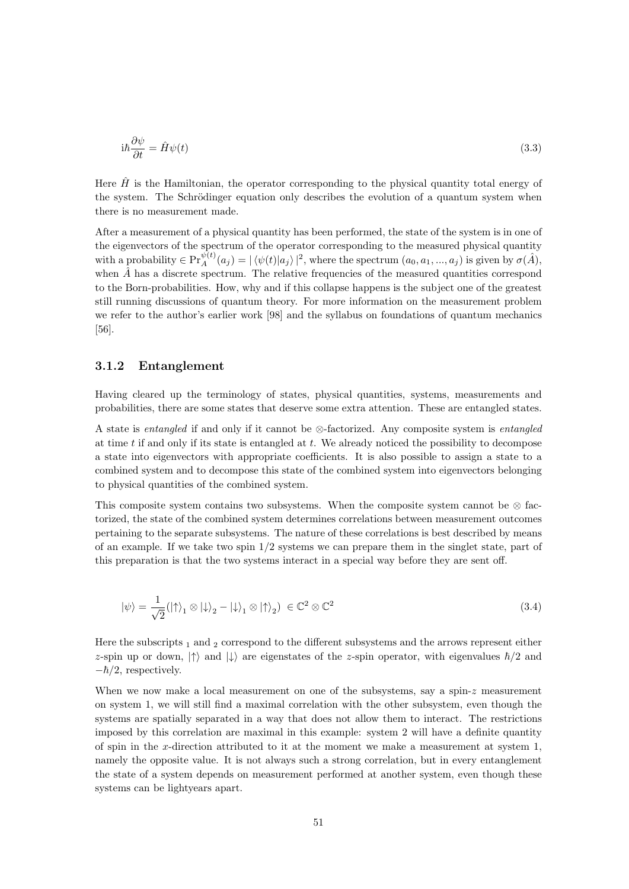$$\mathrm{i}\hbar \frac{\partial \psi}{\partial t} = \hat{H}\psi(t) \tag{3.3}$$

Here $\hat{H}$ is the Hamiltonian, the operator corresponding to the physical quantity total energy of the system. The Schrödinger equation only describes the evolution of a quantum system when there is no measurement made.

After a measurement of a physical quantity has been performed, the state of the system is in one of the eigenvectors of the spectrum of the operator corresponding to the measured physical quantity with a probability $\in \mathrm{Pr}_A^{\psi(t)}(a_j) = |\langle\psi(t)|a_j\rangle|^2$, where the spectrum $(a_0, a_1, ..., a_j)$ is given by $\sigma(\hat{A})$, when $\hat{A}$ has a discrete spectrum. The relative frequencies of the measured quantities correspond to the Born-probabilities. How, why and if this collapse happens is the subject one of the greatest still running discussions of quantum theory. For more information on the measurement problem we refer to the author's earlier work [98] and the syllabus on foundations of quantum mechanics [56].

### 3.1.2 Entanglement

Having cleared up the terminology of states, physical quantities, systems, measurements and probabilities, there are some states that deserve some extra attention. These are entangled states.

A state is *entangled* if and only if it cannot be $\otimes$-factorized. Any composite system is *entangled* at time $t$ if and only if its state is entangled at $t$. We already noticed the possibility to decompose a state into eigenvectors with appropriate coefficients. It is also possible to assign a state to a combined system and to decompose this state of the combined system into eigenvectors belonging to physical quantities of the combined system.

This composite system contains two subsystems. When the composite system cannot be $\otimes$ factorized, the state of the combined system determines correlations between measurement outcomes pertaining to the separate subsystems. The nature of these correlations is best described by means of an example. If we take two spin 1/2 systems we can prepare them in the singlet state, part of this preparation is that the two systems interact in a special way before they are sent off.

$$|\psi\rangle = \frac{1}{\sqrt{2}}(|\uparrow\rangle_1 \otimes |\downarrow\rangle_2 - |\downarrow\rangle_1 \otimes |\uparrow\rangle_2) \in \mathbb{C}^2 \otimes \mathbb{C}^2 \tag{3.4}$$

Here the subscripts $_1$ and $_2$ correspond to the different subsystems and the arrows represent either $z$-spin up or down, $|\uparrow\rangle$ and $|\downarrow\rangle$ are eigenstates of the $z$-spin operator, with eigenvalues $\hbar/2$ and $-\hbar/2$, respectively.

When we now make a local measurement on one of the subsystems, say a spin-$z$ measurement on system 1, we will still find a maximal correlation with the other subsystem, even though the systems are spatially separated in a way that does not allow them to interact. The restrictions imposed by this correlation are maximal in this example: system 2 will have a definite quantity of spin in the $x$-direction attributed to it at the moment we make a measurement at system 1, namely the opposite value. It is not always such a strong correlation, but in every entanglement the state of a system depends on measurement performed at another system, even though these systems can be lightyears apart.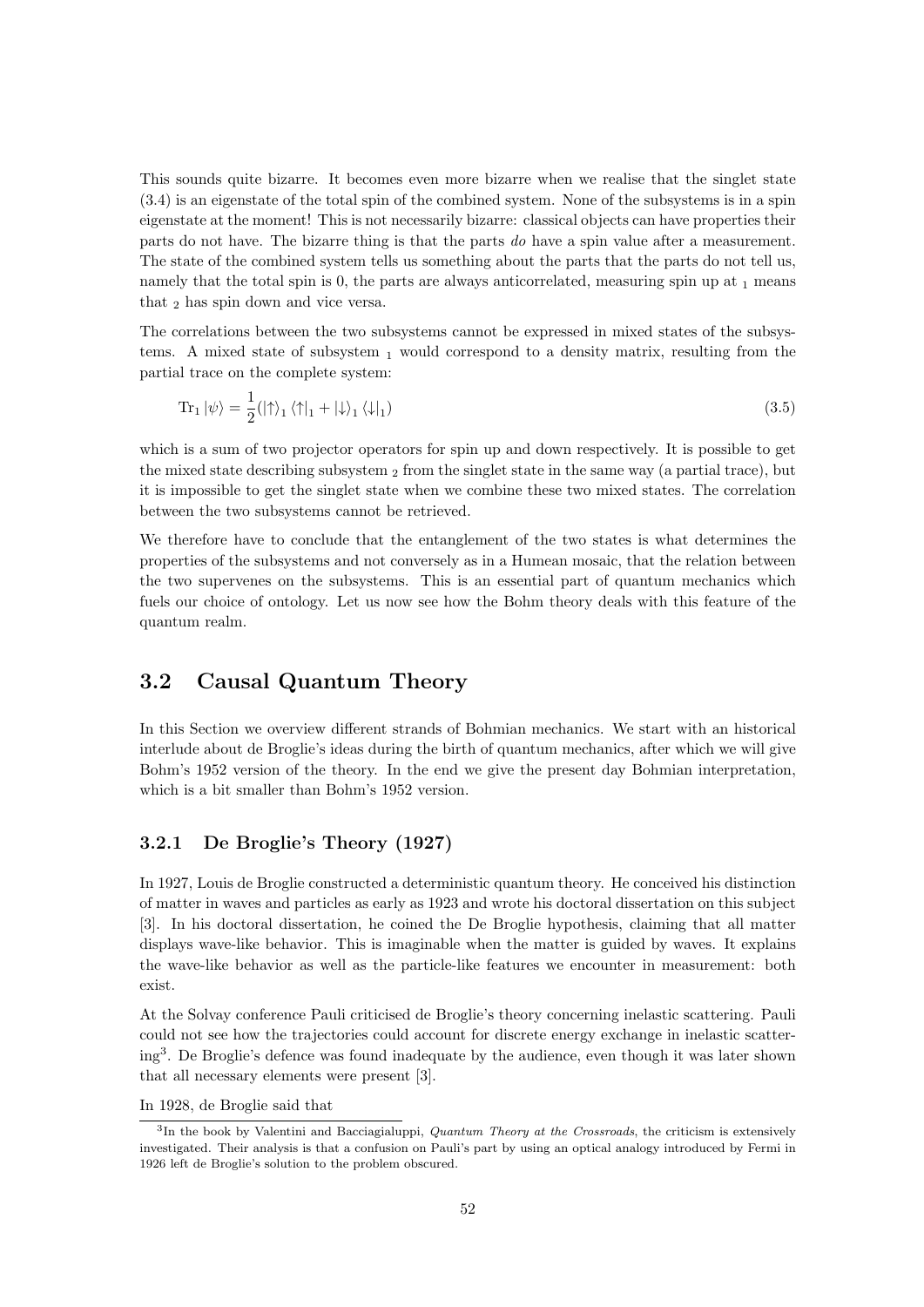This sounds quite bizarre. It becomes even more bizarre when we realise that the singlet state (3.4) is an eigenstate of the total spin of the combined system. None of the subsystems is in a spin eigenstate at the moment! This is not necessarily bizarre: classical objects can have properties their parts do not have. The bizarre thing is that the parts *do* have a spin value after a measurement. The state of the combined system tells us something about the parts that the parts do not tell us, namely that the total spin is 0, the parts are always anticorrelated, measuring spin up at $_1$ means that $_2$ has spin down and vice versa.

The correlations between the two subsystems cannot be expressed in mixed states of the subsystems. A mixed state of subsystem $_1$ would correspond to a density matrix, resulting from the partial trace on the complete system:

$$\mathrm{Tr}_1 \left|\psi\right\rangle = \frac{1}{2}(\left|\uparrow\right\rangle_1 \left\langle\uparrow\right|_1 + \left|\downarrow\right\rangle_1 \left\langle\downarrow\right|_1) \tag{3.5}$$

which is a sum of two projector operators for spin up and down respectively. It is possible to get the mixed state describing subsystem $_2$ from the singlet state in the same way (a partial trace), but it is impossible to get the singlet state when we combine these two mixed states. The correlation between the two subsystems cannot be retrieved.

We therefore have to conclude that the entanglement of the two states is what determines the properties of the subsystems and not conversely as in a Humean mosaic, that the relation between the two supervenes on the subsystems. This is an essential part of quantum mechanics which fuels our choice of ontology. Let us now see how the Bohm theory deals with this feature of the quantum realm.

## 3.2 Causal Quantum Theory

In this Section we overview different strands of Bohmian mechanics. We start with an historical interlude about de Broglie's ideas during the birth of quantum mechanics, after which we will give Bohm's 1952 version of the theory. In the end we give the present day Bohmian interpretation, which is a bit smaller than Bohm's 1952 version.

### 3.2.1 De Broglie's Theory (1927)

In 1927, Louis de Broglie constructed a deterministic quantum theory. He conceived his distinction of matter in waves and particles as early as 1923 and wrote his doctoral dissertation on this subject [3]. In his doctoral dissertation, he coined the De Broglie hypothesis, claiming that all matter displays wave-like behavior. This is imaginable when the matter is guided by waves. It explains the wave-like behavior as well as the particle-like features we encounter in measurement: both exist.

At the Solvay conference Pauli criticised de Broglie's theory concerning inelastic scattering. Pauli could not see how the trajectories could account for discrete energy exchange in inelastic scattering[3]. De Broglie's defence was found inadequate by the audience, even though it was later shown that all necessary elements were present [3].

In 1928, de Broglie said that

[3] In the book by Valentini and Bacciagialuppi, *Quantum Theory at the Crossroads*, the criticism is extensively investigated. Their analysis is that a confusion on Pauli's part by using an optical analogy introduced by Fermi in 1926 left de Broglie's solution to the problem obscured.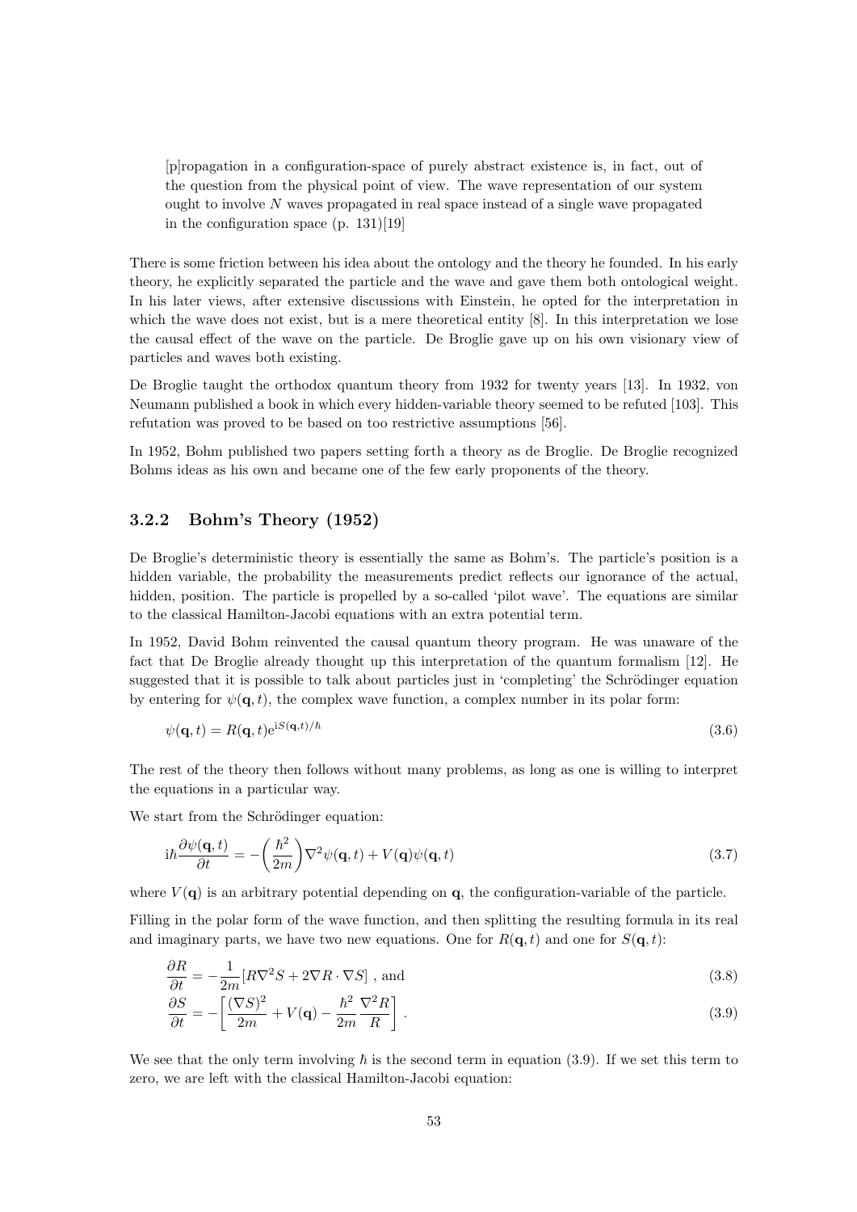> [p]ropagation in a configuration-space of purely abstract existence is, in fact, out of the question from the physical point of view. The wave representation of our system ought to involve $N$ waves propagated in real space instead of a single wave propagated in the configuration space (p. 131)[19]

There is some friction between his idea about the ontology and the theory he founded. In his early theory, he explicitly separated the particle and the wave and gave them both ontological weight. In his later views, after extensive discussions with Einstein, he opted for the interpretation in which the wave does not exist, but is a mere theoretical entity [8]. In this interpretation we lose the causal effect of the wave on the particle. De Broglie gave up on his own visionary view of particles and waves both existing.

De Broglie taught the orthodox quantum theory from 1932 for twenty years [13]. In 1932, von Neumann published a book in which every hidden-variable theory seemed to be refuted [103]. This refutation was proved to be based on too restrictive assumptions [56].

In 1952, Bohm published two papers setting forth a theory as de Broglie. De Broglie recognized Bohms ideas as his own and became one of the few early proponents of the theory.

### 3.2.2 Bohm's Theory (1952)

De Broglie's deterministic theory is essentially the same as Bohm's. The particle's position is a hidden variable, the probability the measurements predict reflects our ignorance of the actual, hidden, position. The particle is propelled by a so-called 'pilot wave'. The equations are similar to the classical Hamilton-Jacobi equations with an extra potential term.

In 1952, David Bohm reinvented the causal quantum theory program. He was unaware of the fact that De Broglie already thought up this interpretation of the quantum formalism [12]. He suggested that it is possible to talk about particles just in 'completing' the Schrödinger equation by entering for $\psi(\mathbf{q}, t)$, the complex wave function, a complex number in its polar form:

$$\psi(\mathbf{q}, t) = R(\mathbf{q}, t)e^{iS(\mathbf{q},t)/\hbar} \tag{3.6}$$

The rest of the theory then follows without many problems, as long as one is willing to interpret the equations in a particular way.

We start from the Schrödinger equation:

$$i\hbar\frac{\partial\psi(\mathbf{q}, t)}{\partial t} = -\left(\frac{\hbar^2}{2m}\right)\nabla^2\psi(\mathbf{q}, t) + V(\mathbf{q})\psi(\mathbf{q}, t) \tag{3.7}$$

where $V(\mathbf{q})$ is an arbitrary potential depending on $\mathbf{q}$, the configuration-variable of the particle.

Filling in the polar form of the wave function, and then splitting the resulting formula in its real and imaginary parts, we have two new equations. One for $R(\mathbf{q}, t)$ and one for $S(\mathbf{q}, t)$:

$$\frac{\partial R}{\partial t} = -\frac{1}{2m}[R\nabla^2 S + 2\nabla R \cdot \nabla S] \text{ , and} \tag{3.8}$$

$$\frac{\partial S}{\partial t} = -\left[\frac{(\nabla S)^2}{2m} + V(\mathbf{q}) - \frac{\hbar^2}{2m}\frac{\nabla^2 R}{R}\right] . \tag{3.9}$$

We see that the only term involving $\hbar$ is the second term in equation (3.9). If we set this term to zero, we are left with the classical Hamilton-Jacobi equation: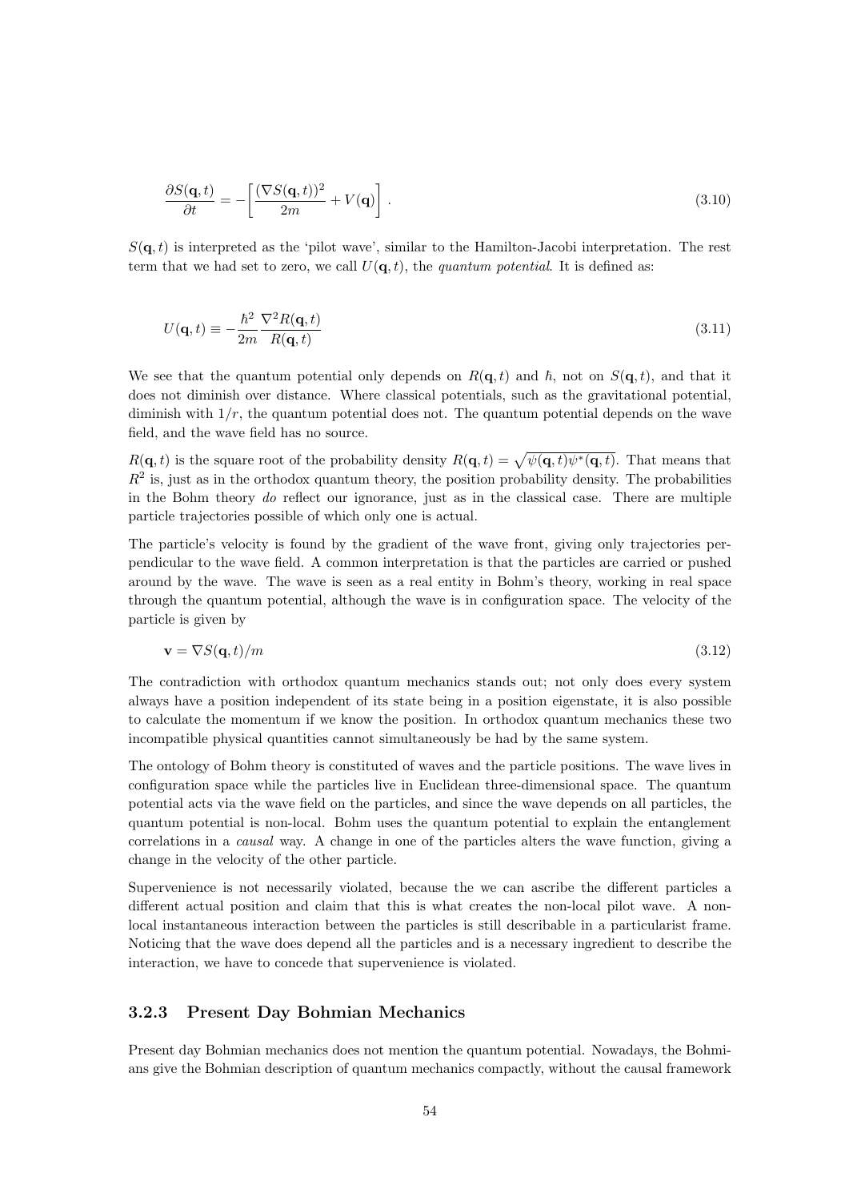$$\frac{\partial S(\mathbf{q},t)}{\partial t} = -\left[\frac{(\nabla S(\mathbf{q},t))^2}{2m} + V(\mathbf{q})\right]. \tag{3.10}$$

$S(\mathbf{q},t)$ is interpreted as the 'pilot wave', similar to the Hamilton-Jacobi interpretation. The rest term that we had set to zero, we call $U(\mathbf{q},t)$, the *quantum potential*. It is defined as:

$$U(\mathbf{q},t) \equiv -\frac{\hbar^2}{2m}\frac{\nabla^2 R(\mathbf{q},t)}{R(\mathbf{q},t)} \tag{3.11}$$

We see that the quantum potential only depends on $R(\mathbf{q},t)$ and $\hbar$, not on $S(\mathbf{q},t)$, and that it does not diminish over distance. Where classical potentials, such as the gravitational potential, diminish with $1/r$, the quantum potential does not. The quantum potential depends on the wave field, and the wave field has no source.

$R(\mathbf{q},t)$ is the square root of the probability density $R(\mathbf{q},t) = \sqrt{\psi(\mathbf{q},t)\psi^*(\mathbf{q},t)}$. That means that $R^2$ is, just as in the orthodox quantum theory, the position probability density. The probabilities in the Bohm theory *do* reflect our ignorance, just as in the classical case. There are multiple particle trajectories possible of which only one is actual.

The particle's velocity is found by the gradient of the wave front, giving only trajectories perpendicular to the wave field. A common interpretation is that the particles are carried or pushed around by the wave. The wave is seen as a real entity in Bohm's theory, working in real space through the quantum potential, although the wave is in configuration space. The velocity of the particle is given by

$$\mathbf{v} = \nabla S(\mathbf{q},t)/m \tag{3.12}$$

The contradiction with orthodox quantum mechanics stands out; not only does every system always have a position independent of its state being in a position eigenstate, it is also possible to calculate the momentum if we know the position. In orthodox quantum mechanics these two incompatible physical quantities cannot simultaneously be had by the same system.

The ontology of Bohm theory is constituted of waves and the particle positions. The wave lives in configuration space while the particles live in Euclidean three-dimensional space. The quantum potential acts via the wave field on the particles, and since the wave depends on all particles, the quantum potential is non-local. Bohm uses the quantum potential to explain the entanglement correlations in a *causal* way. A change in one of the particles alters the wave function, giving a change in the velocity of the other particle.

Supervenience is not necessarily violated, because the we can ascribe the different particles a different actual position and claim that this is what creates the non-local pilot wave. A non-local instantaneous interaction between the particles is still describable in a particularist frame. Noticing that the wave does depend all the particles and is a necessary ingredient to describe the interaction, we have to concede that supervenience is violated.

### 3.2.3 Present Day Bohmian Mechanics

Present day Bohmian mechanics does not mention the quantum potential. Nowadays, the Bohmians give the Bohmian description of quantum mechanics compactly, without the causal framework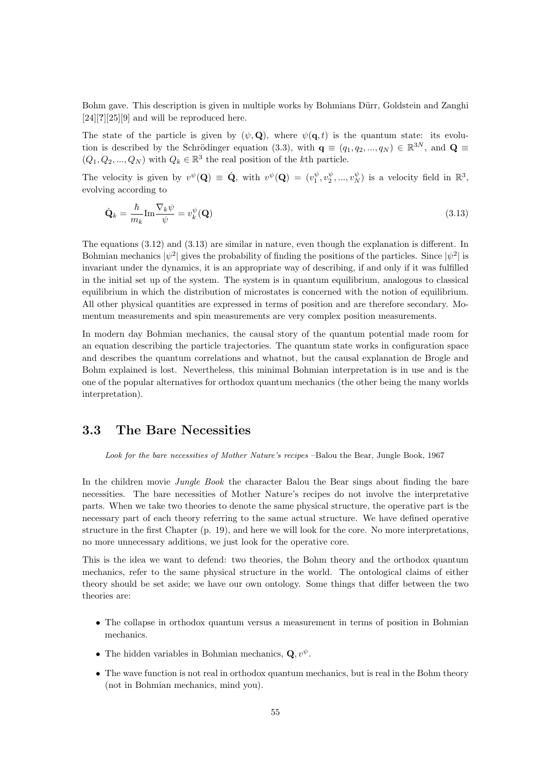Bohm gave. This description is given in multiple works by Bohmians Dürr, Goldstein and Zanghi [24][**?**][25][9] and will be reproduced here.

The state of the particle is given by $(\psi, \mathbf{Q})$, where $\psi(\mathbf{q}, t)$ is the quantum state: its evolution is described by the Schrödinger equation (3.3), with $\mathbf{q} \equiv (q_1, q_2, ..., q_N) \in \mathbb{R}^{3N}$, and $\mathbf{Q} \equiv (Q_1, Q_2, ..., Q_N)$ with $Q_k \in \mathbb{R}^3$ the real position of the $k$th particle.

The velocity is given by $v^{\psi}(\mathbf{Q}) \equiv \dot{\mathbf{Q}}$, with $v^{\psi}(\mathbf{Q}) = (v_1^{\psi}, v_2^{\psi}, ..., v_N^{\psi})$ is a velocity field in $\mathbb{R}^3$, evolving according to

$$\dot{\mathbf{Q}}_k = \frac{\hbar}{m_k} \mathrm{Im} \frac{\nabla_k \psi}{\psi} = v_k^{\psi}(\mathbf{Q}) \tag{3.13}$$

The equations (3.12) and (3.13) are similar in nature, even though the explanation is different. In Bohmian mechanics $|\psi^2|$ gives the probability of finding the positions of the particles. Since $|\psi^2|$ is invariant under the dynamics, it is an appropriate way of describing, if and only if it was fulfilled in the initial set up of the system. The system is in quantum equilibrium, analogous to classical equilibrium in which the distribution of microstates is concerned with the notion of equilibrium. All other physical quantities are expressed in terms of position and are therefore secondary. Momentum measurements and spin measurements are very complex position measurements.

In modern day Bohmian mechanics, the causal story of the quantum potential made room for an equation describing the particle trajectories. The quantum state works in configuration space and describes the quantum correlations and whatnot, but the causal explanation de Broglie and Bohm explained is lost. Nevertheless, this minimal Bohmian interpretation is in use and is the one of the popular alternatives for orthodox quantum mechanics (the other being the many worlds interpretation).

## 3.3 The Bare Necessities

*Look for the bare necessities of Mother Nature's recipes* –Balou the Bear, Jungle Book, 1967

In the children movie *Jungle Book* the character Balou the Bear sings about finding the bare necessities. The bare necessities of Mother Nature's recipes do not involve the interpretative parts. When we take two theories to denote the same physical structure, the operative part is the necessary part of each theory referring to the same actual structure. We have defined operative structure in the first Chapter (p. 19), and here we will look for the core. No more interpretations, no more unnecessary additions, we just look for the operative core.

This is the idea we want to defend: two theories, the Bohm theory and the orthodox quantum mechanics, refer to the same physical structure in the world. The ontological claims of either theory should be set aside; we have our own ontology. Some things that differ between the two theories are:

- The collapse in orthodox quantum versus a measurement in terms of position in Bohmian mechanics.
- The hidden variables in Bohmian mechanics, $\mathbf{Q}, v^{\psi}$.
- The wave function is not real in orthodox quantum mechanics, but is real in the Bohm theory (not in Bohmian mechanics, mind you).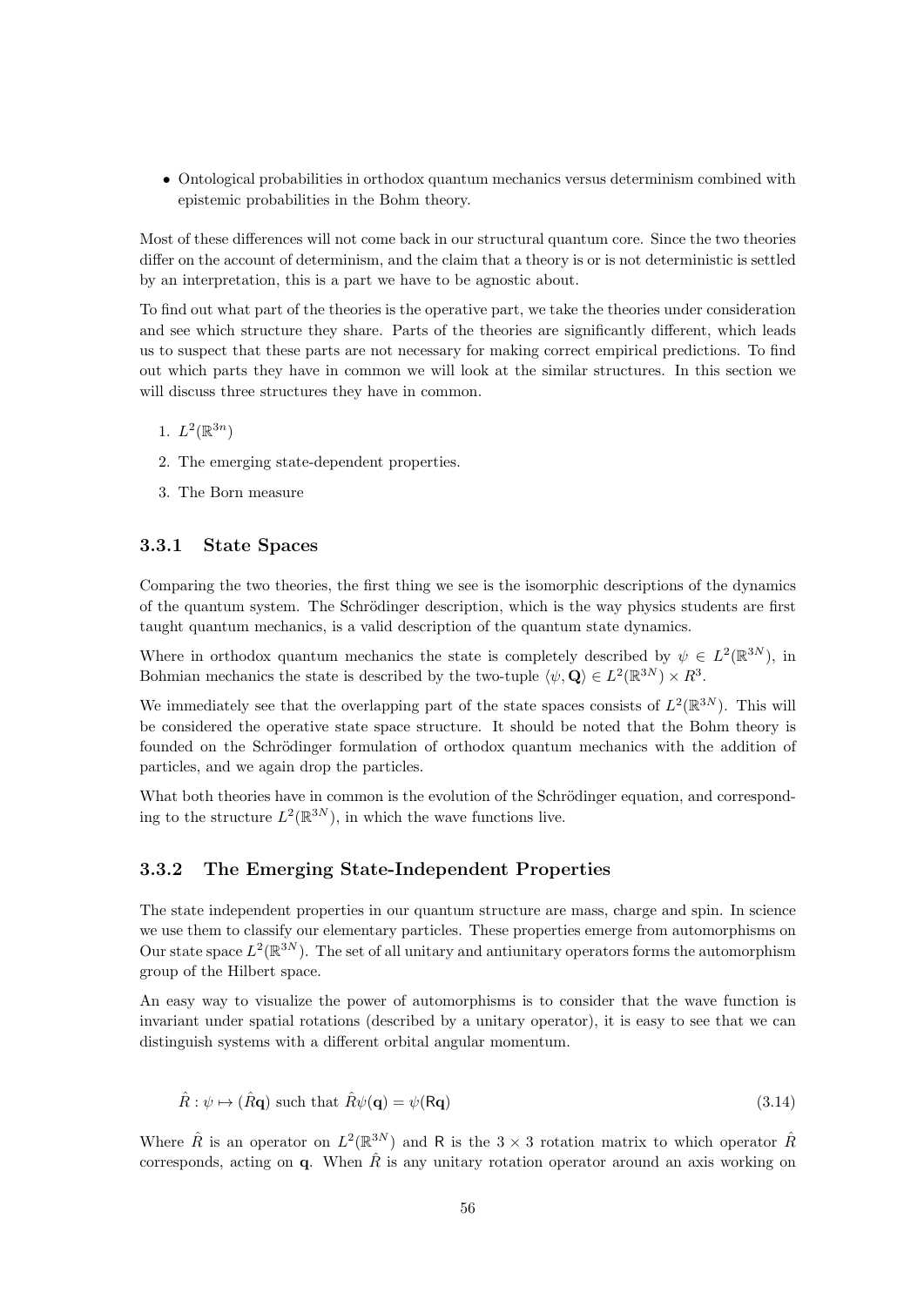- Ontological probabilities in orthodox quantum mechanics versus determinism combined with epistemic probabilities in the Bohm theory.

Most of these differences will not come back in our structural quantum core. Since the two theories differ on the account of determinism, and the claim that a theory is or is not deterministic is settled by an interpretation, this is a part we have to be agnostic about.

To find out what part of the theories is the operative part, we take the theories under consideration and see which structure they share. Parts of the theories are significantly different, which leads us to suspect that these parts are not necessary for making correct empirical predictions. To find out which parts they have in common we will look at the similar structures. In this section we will discuss three structures they have in common.

1. $L^2(\mathbb{R}^{3n})$
2. The emerging state-dependent properties.
3. The Born measure

### 3.3.1 State Spaces

Comparing the two theories, the first thing we see is the isomorphic descriptions of the dynamics of the quantum system. The Schrödinger description, which is the way physics students are first taught quantum mechanics, is a valid description of the quantum state dynamics.

Where in orthodox quantum mechanics the state is completely described by $\psi \in L^2(\mathbb{R}^{3N})$, in Bohmian mechanics the state is described by the two-tuple $\langle \psi, \mathbf{Q} \rangle \in L^2(\mathbb{R}^{3N}) \times R^3$.

We immediately see that the overlapping part of the state spaces consists of $L^2(\mathbb{R}^{3N})$. This will be considered the operative state space structure. It should be noted that the Bohm theory is founded on the Schrödinger formulation of orthodox quantum mechanics with the addition of particles, and we again drop the particles.

What both theories have in common is the evolution of the Schrödinger equation, and corresponding to the structure $L^2(\mathbb{R}^{3N})$, in which the wave functions live.

### 3.3.2 The Emerging State-Independent Properties

The state independent properties in our quantum structure are mass, charge and spin. In science we use them to classify our elementary particles. These properties emerge from automorphisms on Our state space $L^2(\mathbb{R}^{3N})$. The set of all unitary and antiunitary operators forms the automorphism group of the Hilbert space.

An easy way to visualize the power of automorphisms is to consider that the wave function is invariant under spatial rotations (described by a unitary operator), it is easy to see that we can distinguish systems with a different orbital angular momentum.

$$\hat{R} : \psi \mapsto (\hat{R}\mathbf{q}) \text{ such that } \hat{R}\psi(\mathbf{q}) = \psi(\mathsf{R}\mathbf{q}) \tag{3.14}$$

Where $\hat{R}$ is an operator on $L^2(\mathbb{R}^{3N})$ and $\mathsf{R}$ is the $3 \times 3$ rotation matrix to which operator $\hat{R}$ corresponds, acting on $\mathbf{q}$. When $\hat{R}$ is any unitary rotation operator around an axis working on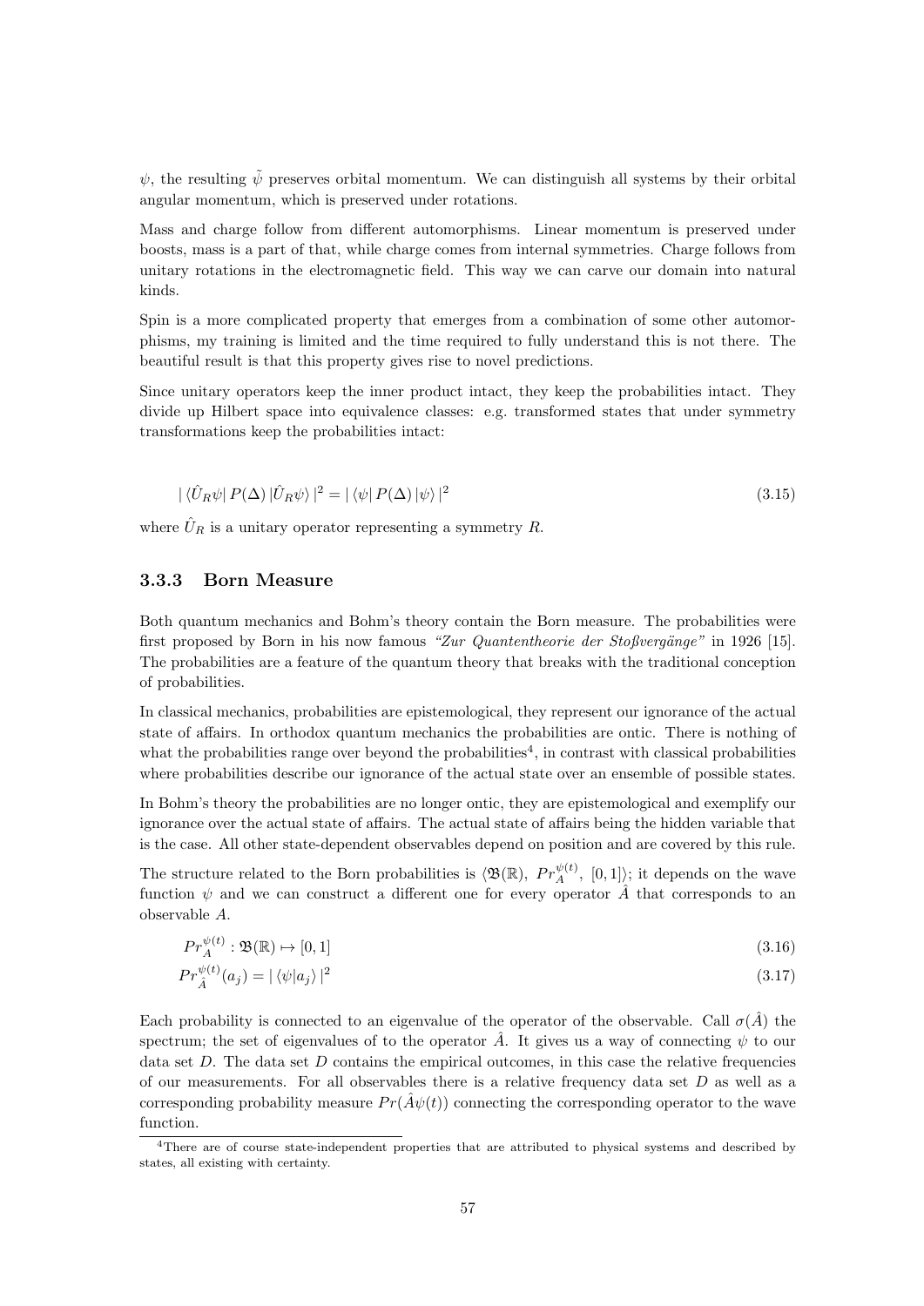$\psi$, the resulting $\tilde{\psi}$ preserves orbital momentum. We can distinguish all systems by their orbital angular momentum, which is preserved under rotations.

Mass and charge follow from different automorphisms. Linear momentum is preserved under boosts, mass is a part of that, while charge comes from internal symmetries. Charge follows from unitary rotations in the electromagnetic field. This way we can carve our domain into natural kinds.

Spin is a more complicated property that emerges from a combination of some other automorphisms, my training is limited and the time required to fully understand this is not there. The beautiful result is that this property gives rise to novel predictions.

Since unitary operators keep the inner product intact, they keep the probabilities intact. They divide up Hilbert space into equivalence classes: e.g. transformed states that under symmetry transformations keep the probabilities intact:

$$|\langle \hat{U}_R\psi|\, P(\Delta)\, |\hat{U}_R\psi\rangle\,|^2 = |\,\langle\psi|\, P(\Delta)\, |\psi\rangle\,|^2 \tag{3.15}$$

where $\hat{U}_R$ is a unitary operator representing a symmetry $R$.

### 3.3.3 Born Measure

Both quantum mechanics and Bohm's theory contain the Born measure. The probabilities were first proposed by Born in his now famous *"Zur Quantentheorie der Stoßvergänge"* in 1926 [15]. The probabilities are a feature of the quantum theory that breaks with the traditional conception of probabilities.

In classical mechanics, probabilities are epistemological, they represent our ignorance of the actual state of affairs. In orthodox quantum mechanics the probabilities are ontic. There is nothing of what the probabilities range over beyond the probabilities[4], in contrast with classical probabilities where probabilities describe our ignorance of the actual state over an ensemble of possible states.

In Bohm's theory the probabilities are no longer ontic, they are epistemological and exemplify our ignorance over the actual state of affairs. The actual state of affairs being the hidden variable that is the case. All other state-dependent observables depend on position and are covered by this rule.

The structure related to the Born probabilities is $\langle \mathfrak{B}(\mathbb{R}),\ Pr_A^{\psi(t)},\ [0,1]\rangle$; it depends on the wave function $\psi$ and we can construct a different one for every operator $\hat{A}$ that corresponds to an observable $A$.

$$Pr_A^{\psi(t)} : \mathfrak{B}(\mathbb{R}) \mapsto [0,1] \tag{3.16}$$

$$Pr_{\hat{A}}^{\psi(t)}(a_j) = |\,\langle\psi|a_j\rangle\,|^2 \tag{3.17}$$

Each probability is connected to an eigenvalue of the operator of the observable. Call $\sigma(\hat{A})$ the spectrum; the set of eigenvalues of to the operator $\hat{A}$. It gives us a way of connecting $\psi$ to our data set $D$. The data set $D$ contains the empirical outcomes, in this case the relative frequencies of our measurements. For all observables there is a relative frequency data set $D$ as well as a corresponding probability measure $Pr(\hat{A}\psi(t))$ connecting the corresponding operator to the wave function.

[4]There are of course state-independent properties that are attributed to physical systems and described by states, all existing with certainty.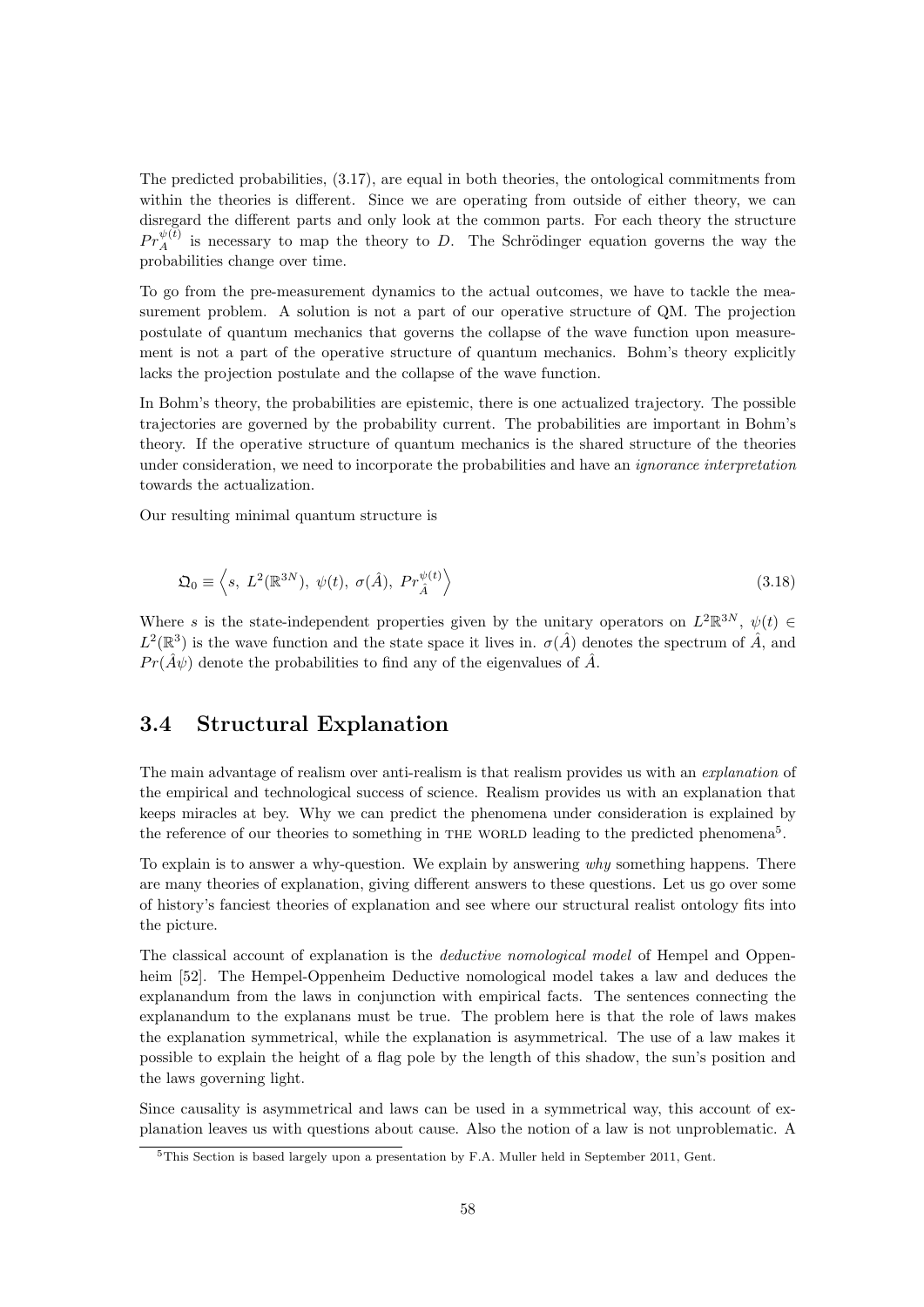The predicted probabilities, (3.17), are equal in both theories, the ontological commitments from within the theories is different. Since we are operating from outside of either theory, we can disregard the different parts and only look at the common parts. For each theory the structure $Pr_A^{\psi(t)}$ is necessary to map the theory to $D$. The Schrödinger equation governs the way the probabilities change over time.

To go from the pre-measurement dynamics to the actual outcomes, we have to tackle the measurement problem. A solution is not a part of our operative structure of QM. The projection postulate of quantum mechanics that governs the collapse of the wave function upon measurement is not a part of the operative structure of quantum mechanics. Bohm's theory explicitly lacks the projection postulate and the collapse of the wave function.

In Bohm's theory, the probabilities are epistemic, there is one actualized trajectory. The possible trajectories are governed by the probability current. The probabilities are important in Bohm's theory. If the operative structure of quantum mechanics is the shared structure of the theories under consideration, we need to incorporate the probabilities and have an *ignorance interpretation* towards the actualization.

Our resulting minimal quantum structure is

$$\mathfrak{Q}_0 \equiv \left\langle s,\ L^2(\mathbb{R}^{3N}),\ \psi(t),\ \sigma(\hat{A}),\ Pr_{\hat{A}}^{\psi(t)} \right\rangle \tag{3.18}$$

Where $s$ is the state-independent properties given by the unitary operators on $L^2\mathbb{R}^{3N}$, $\psi(t) \in L^2(\mathbb{R}^3)$ is the wave function and the state space it lives in. $\sigma(\hat{A})$ denotes the spectrum of $\hat{A}$, and $Pr(\hat{A}\psi)$ denote the probabilities to find any of the eigenvalues of $\hat{A}$.

## 3.4 Structural Explanation

The main advantage of realism over anti-realism is that realism provides us with an *explanation* of the empirical and technological success of science. Realism provides us with an explanation that keeps miracles at bey. Why we can predict the phenomena under consideration is explained by the reference of our theories to something in THE WORLD leading to the predicted phenomena[5].

To explain is to answer a why-question. We explain by answering *why* something happens. There are many theories of explanation, giving different answers to these questions. Let us go over some of history's fanciest theories of explanation and see where our structural realist ontology fits into the picture.

The classical account of explanation is the *deductive nomological model* of Hempel and Oppenheim [52]. The Hempel-Oppenheim Deductive nomological model takes a law and deduces the explanandum from the laws in conjunction with empirical facts. The sentences connecting the explanandum to the explanans must be true. The problem here is that the role of laws makes the explanation symmetrical, while the explanation is asymmetrical. The use of a law makes it possible to explain the height of a flag pole by the length of this shadow, the sun's position and the laws governing light.

Since causality is asymmetrical and laws can be used in a symmetrical way, this account of explanation leaves us with questions about cause. Also the notion of a law is not unproblematic. A

[5] This Section is based largely upon a presentation by F.A. Muller held in September 2011, Gent.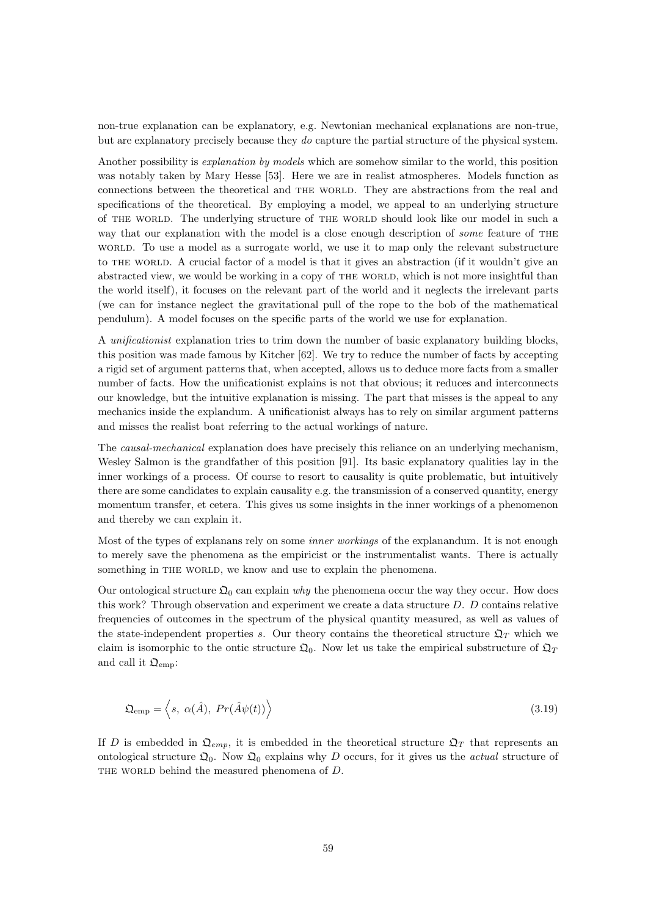non-true explanation can be explanatory, e.g. Newtonian mechanical explanations are non-true, but are explanatory precisely because they *do* capture the partial structure of the physical system.

Another possibility is *explanation by models* which are somehow similar to the world, this position was notably taken by Mary Hesse [53]. Here we are in realist atmospheres. Models function as connections between the theoretical and THE WORLD. They are abstractions from the real and specifications of the theoretical. By employing a model, we appeal to an underlying structure of THE WORLD. The underlying structure of THE WORLD should look like our model in such a way that our explanation with the model is a close enough description of *some* feature of THE WORLD. To use a model as a surrogate world, we use it to map only the relevant substructure to THE WORLD. A crucial factor of a model is that it gives an abstraction (if it wouldn't give an abstracted view, we would be working in a copy of THE WORLD, which is not more insightful than the world itself), it focuses on the relevant part of the world and it neglects the irrelevant parts (we can for instance neglect the gravitational pull of the rope to the bob of the mathematical pendulum). A model focuses on the specific parts of the world we use for explanation.

A *unificationist* explanation tries to trim down the number of basic explanatory building blocks, this position was made famous by Kitcher [62]. We try to reduce the number of facts by accepting a rigid set of argument patterns that, when accepted, allows us to deduce more facts from a smaller number of facts. How the unificationist explains is not that obvious; it reduces and interconnects our knowledge, but the intuitive explanation is missing. The part that misses is the appeal to any mechanics inside the explandum. A unificationist always has to rely on similar argument patterns and misses the realist boat referring to the actual workings of nature.

The *causal-mechanical* explanation does have precisely this reliance on an underlying mechanism, Wesley Salmon is the grandfather of this position [91]. Its basic explanatory qualities lay in the inner workings of a process. Of course to resort to causality is quite problematic, but intuitively there are some candidates to explain causality e.g. the transmission of a conserved quantity, energy momentum transfer, et cetera. This gives us some insights in the inner workings of a phenomenon and thereby we can explain it.

Most of the types of explanans rely on some *inner workings* of the explanandum. It is not enough to merely save the phenomena as the empiricist or the instrumentalist wants. There is actually something in THE WORLD, we know and use to explain the phenomena.

Our ontological structure $\mathfrak{Q}_0$ can explain *why* the phenomena occur the way they occur. How does this work? Through observation and experiment we create a data structure $D$. $D$ contains relative frequencies of outcomes in the spectrum of the physical quantity measured, as well as values of the state-independent properties $s$. Our theory contains the theoretical structure $\mathfrak{Q}_T$ which we claim is isomorphic to the ontic structure $\mathfrak{Q}_0$. Now let us take the empirical substructure of $\mathfrak{Q}_T$ and call it $\mathfrak{Q}_{\text{emp}}$:

$$\mathfrak{Q}_{\text{emp}} = \left\langle s,\ \alpha(\hat{A}),\ Pr(\hat{A}\psi(t)) \right\rangle \tag{3.19}$$

If $D$ is embedded in $\mathfrak{Q}_{emp}$, it is embedded in the theoretical structure $\mathfrak{Q}_T$ that represents an ontological structure $\mathfrak{Q}_0$. Now $\mathfrak{Q}_0$ explains why $D$ occurs, for it gives us the *actual* structure of THE WORLD behind the measured phenomena of $D$.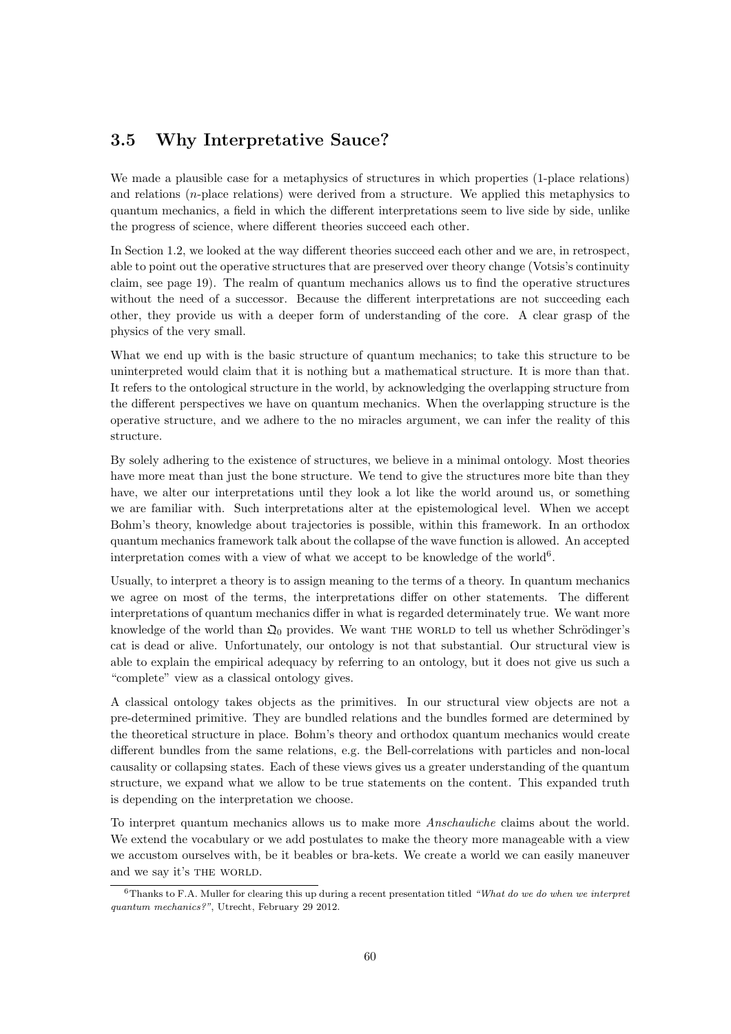## 3.5 Why Interpretative Sauce?

We made a plausible case for a metaphysics of structures in which properties (1-place relations) and relations ($n$-place relations) were derived from a structure. We applied this metaphysics to quantum mechanics, a field in which the different interpretations seem to live side by side, unlike the progress of science, where different theories succeed each other.

In Section 1.2, we looked at the way different theories succeed each other and we are, in retrospect, able to point out the operative structures that are preserved over theory change (Votsis's continuity claim, see page 19). The realm of quantum mechanics allows us to find the operative structures without the need of a successor. Because the different interpretations are not succeeding each other, they provide us with a deeper form of understanding of the core. A clear grasp of the physics of the very small.

What we end up with is the basic structure of quantum mechanics; to take this structure to be uninterpreted would claim that it is nothing but a mathematical structure. It is more than that. It refers to the ontological structure in the world, by acknowledging the overlapping structure from the different perspectives we have on quantum mechanics. When the overlapping structure is the operative structure, and we adhere to the no miracles argument, we can infer the reality of this structure.

By solely adhering to the existence of structures, we believe in a minimal ontology. Most theories have more meat than just the bone structure. We tend to give the structures more bite than they have, we alter our interpretations until they look a lot like the world around us, or something we are familiar with. Such interpretations alter at the epistemological level. When we accept Bohm's theory, knowledge about trajectories is possible, within this framework. In an orthodox quantum mechanics framework talk about the collapse of the wave function is allowed. An accepted interpretation comes with a view of what we accept to be knowledge of the world[6].

Usually, to interpret a theory is to assign meaning to the terms of a theory. In quantum mechanics we agree on most of the terms, the interpretations differ on other statements. The different interpretations of quantum mechanics differ in what is regarded determinately true. We want more knowledge of the world than $\mathfrak{Q}_0$ provides. We want THE WORLD to tell us whether Schrödinger's cat is dead or alive. Unfortunately, our ontology is not that substantial. Our structural view is able to explain the empirical adequacy by referring to an ontology, but it does not give us such a "complete" view as a classical ontology gives.

A classical ontology takes objects as the primitives. In our structural view objects are not a pre-determined primitive. They are bundled relations and the bundles formed are determined by the theoretical structure in place. Bohm's theory and orthodox quantum mechanics would create different bundles from the same relations, e.g. the Bell-correlations with particles and non-local causality or collapsing states. Each of these views gives us a greater understanding of the quantum structure, we expand what we allow to be true statements on the content. This expanded truth is depending on the interpretation we choose.

To interpret quantum mechanics allows us to make more *Anschauliche* claims about the world. We extend the vocabulary or we add postulates to make the theory more manageable with a view we accustom ourselves with, be it beables or bra-kets. We create a world we can easily maneuver and we say it's THE WORLD.

[6] Thanks to F.A. Muller for clearing this up during a recent presentation titled *"What do we do when we interpret quantum mechanics?"*, Utrecht, February 29 2012.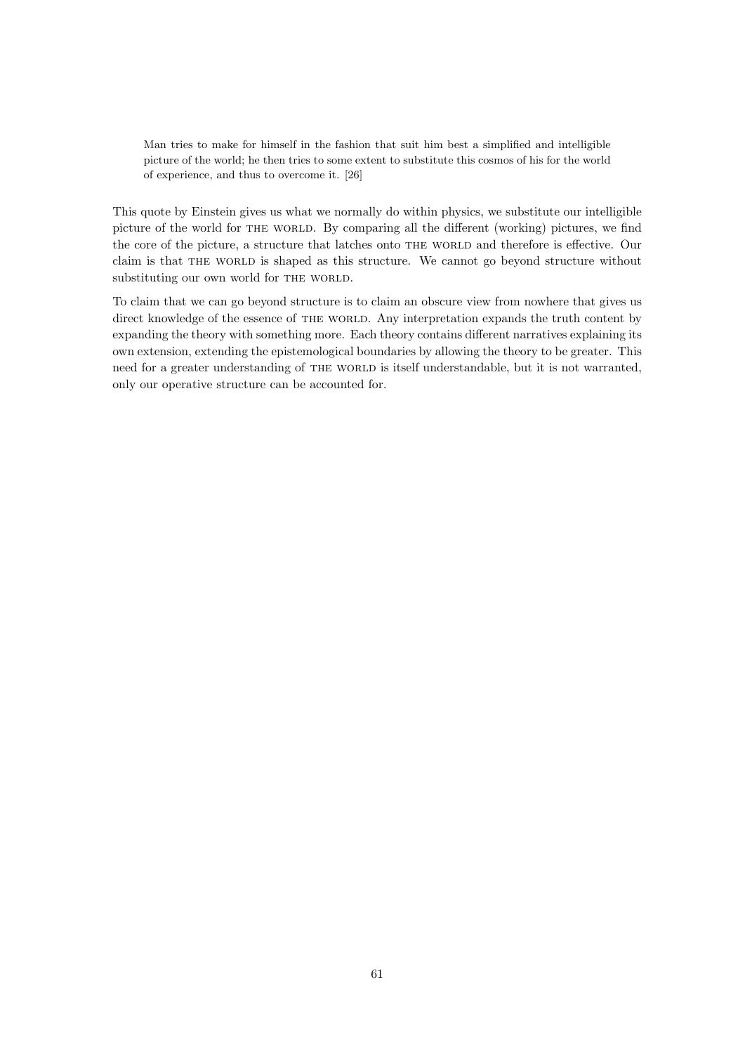> Man tries to make for himself in the fashion that suit him best a simplified and intelligible picture of the world; he then tries to some extent to substitute this cosmos of his for the world of experience, and thus to overcome it. [26]

This quote by Einstein gives us what we normally do within physics, we substitute our intelligible picture of the world for THE WORLD. By comparing all the different (working) pictures, we find the core of the picture, a structure that latches onto THE WORLD and therefore is effective. Our claim is that THE WORLD is shaped as this structure. We cannot go beyond structure without substituting our own world for THE WORLD.

To claim that we can go beyond structure is to claim an obscure view from nowhere that gives us direct knowledge of the essence of THE WORLD. Any interpretation expands the truth content by expanding the theory with something more. Each theory contains different narratives explaining its own extension, extending the epistemological boundaries by allowing the theory to be greater. This need for a greater understanding of THE WORLD is itself understandable, but it is not warranted, only our operative structure can be accounted for.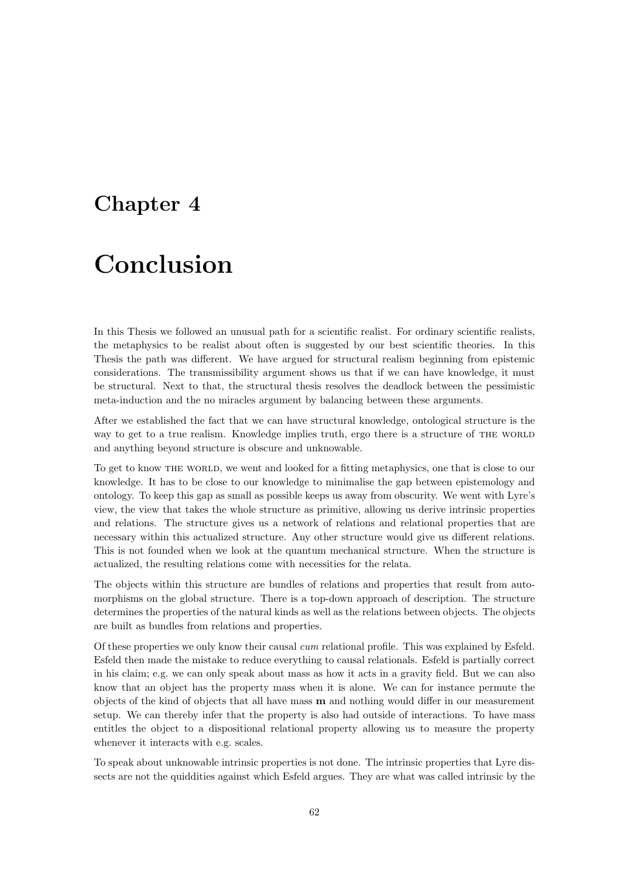# Chapter 4

# Conclusion

In this Thesis we followed an unusual path for a scientific realist. For ordinary scientific realists, the metaphysics to be realist about often is suggested by our best scientific theories. In this Thesis the path was different. We have argued for structural realism beginning from epistemic considerations. The transmissibility argument shows us that if we can have knowledge, it must be structural. Next to that, the structural thesis resolves the deadlock between the pessimistic meta-induction and the no miracles argument by balancing between these arguments.

After we established the fact that we can have structural knowledge, ontological structure is the way to get to a true realism. Knowledge implies truth, ergo there is a structure of THE WORLD and anything beyond structure is obscure and unknowable.

To get to know THE WORLD, we went and looked for a fitting metaphysics, one that is close to our knowledge. It has to be close to our knowledge to minimalise the gap between epistemology and ontology. To keep this gap as small as possible keeps us away from obscurity. We went with Lyre's view, the view that takes the whole structure as primitive, allowing us derive intrinsic properties and relations. The structure gives us a network of relations and relational properties that are necessary within this actualized structure. Any other structure would give us different relations. This is not founded when we look at the quantum mechanical structure. When the structure is actualized, the resulting relations come with necessities for the relata.

The objects within this structure are bundles of relations and properties that result from automorphisms on the global structure. There is a top-down approach of description. The structure determines the properties of the natural kinds as well as the relations between objects. The objects are built as bundles from relations and properties.

Of these properties we only know their causal *cum* relational profile. This was explained by Esfeld. Esfeld then made the mistake to reduce everything to causal relationals. Esfeld is partially correct in his claim; e.g. we can only speak about mass as how it acts in a gravity field. But we can also know that an object has the property mass when it is alone. We can for instance permute the objects of the kind of objects that all have mass **m** and nothing would differ in our measurement setup. We can thereby infer that the property is also had outside of interactions. To have mass entitles the object to a dispositional relational property allowing us to measure the property whenever it interacts with e.g. scales.

To speak about unknowable intrinsic properties is not done. The intrinsic properties that Lyre dissects are not the quiddities against which Esfeld argues. They are what was called intrinsic by the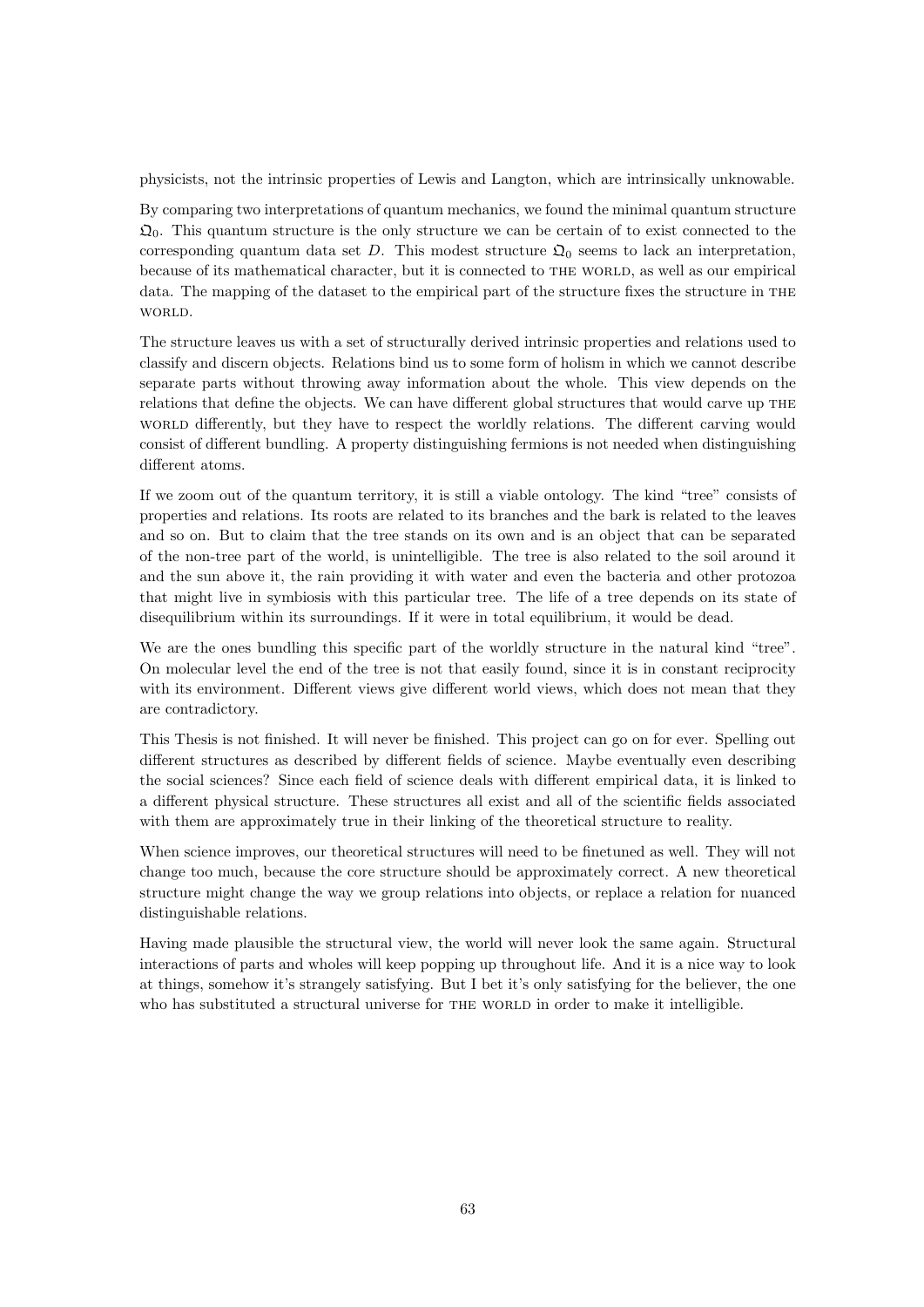physicists, not the intrinsic properties of Lewis and Langton, which are intrinsically unknowable.

By comparing two interpretations of quantum mechanics, we found the minimal quantum structure $\mathfrak{Q}_0$. This quantum structure is the only structure we can be certain of to exist connected to the corresponding quantum data set $D$. This modest structure $\mathfrak{Q}_0$ seems to lack an interpretation, because of its mathematical character, but it is connected to THE WORLD, as well as our empirical data. The mapping of the dataset to the empirical part of the structure fixes the structure in THE WORLD.

The structure leaves us with a set of structurally derived intrinsic properties and relations used to classify and discern objects. Relations bind us to some form of holism in which we cannot describe separate parts without throwing away information about the whole. This view depends on the relations that define the objects. We can have different global structures that would carve up THE WORLD differently, but they have to respect the worldly relations. The different carving would consist of different bundling. A property distinguishing fermions is not needed when distinguishing different atoms.

If we zoom out of the quantum territory, it is still a viable ontology. The kind "tree" consists of properties and relations. Its roots are related to its branches and the bark is related to the leaves and so on. But to claim that the tree stands on its own and is an object that can be separated of the non-tree part of the world, is unintelligible. The tree is also related to the soil around it and the sun above it, the rain providing it with water and even the bacteria and other protozoa that might live in symbiosis with this particular tree. The life of a tree depends on its state of disequilibrium within its surroundings. If it were in total equilibrium, it would be dead.

We are the ones bundling this specific part of the worldly structure in the natural kind "tree". On molecular level the end of the tree is not that easily found, since it is in constant reciprocity with its environment. Different views give different world views, which does not mean that they are contradictory.

This Thesis is not finished. It will never be finished. This project can go on for ever. Spelling out different structures as described by different fields of science. Maybe eventually even describing the social sciences? Since each field of science deals with different empirical data, it is linked to a different physical structure. These structures all exist and all of the scientific fields associated with them are approximately true in their linking of the theoretical structure to reality.

When science improves, our theoretical structures will need to be finetuned as well. They will not change too much, because the core structure should be approximately correct. A new theoretical structure might change the way we group relations into objects, or replace a relation for nuanced distinguishable relations.

Having made plausible the structural view, the world will never look the same again. Structural interactions of parts and wholes will keep popping up throughout life. And it is a nice way to look at things, somehow it's strangely satisfying. But I bet it's only satisfying for the believer, the one who has substituted a structural universe for THE WORLD in order to make it intelligible.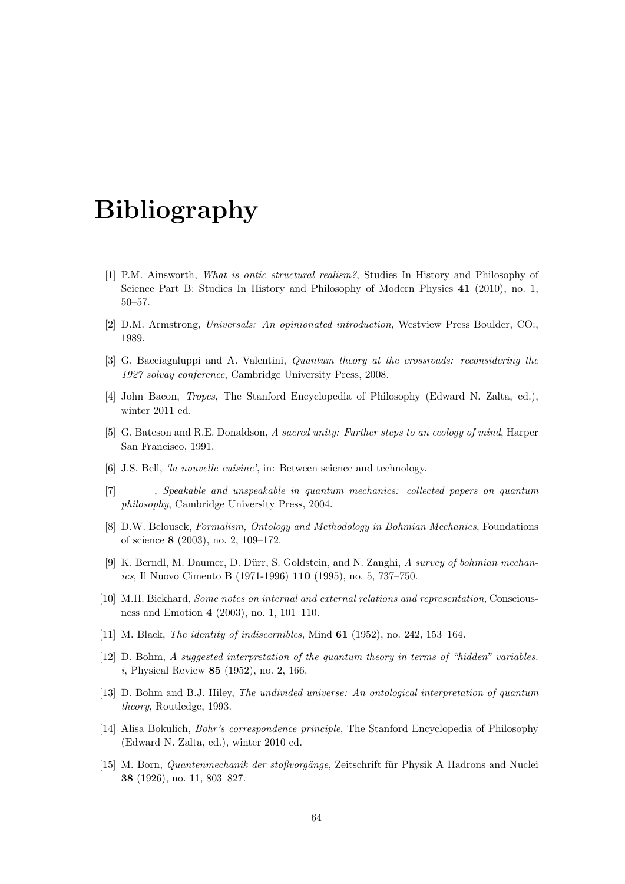# Bibliography

[1] P.M. Ainsworth, *What is ontic structural realism?*, Studies In History and Philosophy of Science Part B: Studies In History and Philosophy of Modern Physics **41** (2010), no. 1, 50–57.

[2] D.M. Armstrong, *Universals: An opinionated introduction*, Westview Press Boulder, CO:, 1989.

[3] G. Bacciagaluppi and A. Valentini, *Quantum theory at the crossroads: reconsidering the 1927 solvay conference*, Cambridge University Press, 2008.

[4] John Bacon, *Tropes*, The Stanford Encyclopedia of Philosophy (Edward N. Zalta, ed.), winter 2011 ed.

[5] G. Bateson and R.E. Donaldson, *A sacred unity: Further steps to an ecology of mind*, Harper San Francisco, 1991.

[6] J.S. Bell, *'la nouvelle cuisine'*, in: Between science and technology.

[7] \_\_\_\_\_\_, *Speakable and unspeakable in quantum mechanics: collected papers on quantum philosophy*, Cambridge University Press, 2004.

[8] D.W. Belousek, *Formalism, Ontology and Methodology in Bohmian Mechanics*, Foundations of science **8** (2003), no. 2, 109–172.

[9] K. Berndl, M. Daumer, D. Dürr, S. Goldstein, and N. Zanghi, *A survey of bohmian mechanics*, Il Nuovo Cimento B (1971-1996) **110** (1995), no. 5, 737–750.

[10] M.H. Bickhard, *Some notes on internal and external relations and representation*, Consciousness and Emotion **4** (2003), no. 1, 101–110.

[11] M. Black, *The identity of indiscernibles*, Mind **61** (1952), no. 242, 153–164.

[12] D. Bohm, *A suggested interpretation of the quantum theory in terms of "hidden" variables. i*, Physical Review **85** (1952), no. 2, 166.

[13] D. Bohm and B.J. Hiley, *The undivided universe: An ontological interpretation of quantum theory*, Routledge, 1993.

[14] Alisa Bokulich, *Bohr's correspondence principle*, The Stanford Encyclopedia of Philosophy (Edward N. Zalta, ed.), winter 2010 ed.

[15] M. Born, *Quantenmechanik der stoßvorgänge*, Zeitschrift für Physik A Hadrons and Nuclei **38** (1926), no. 11, 803–827.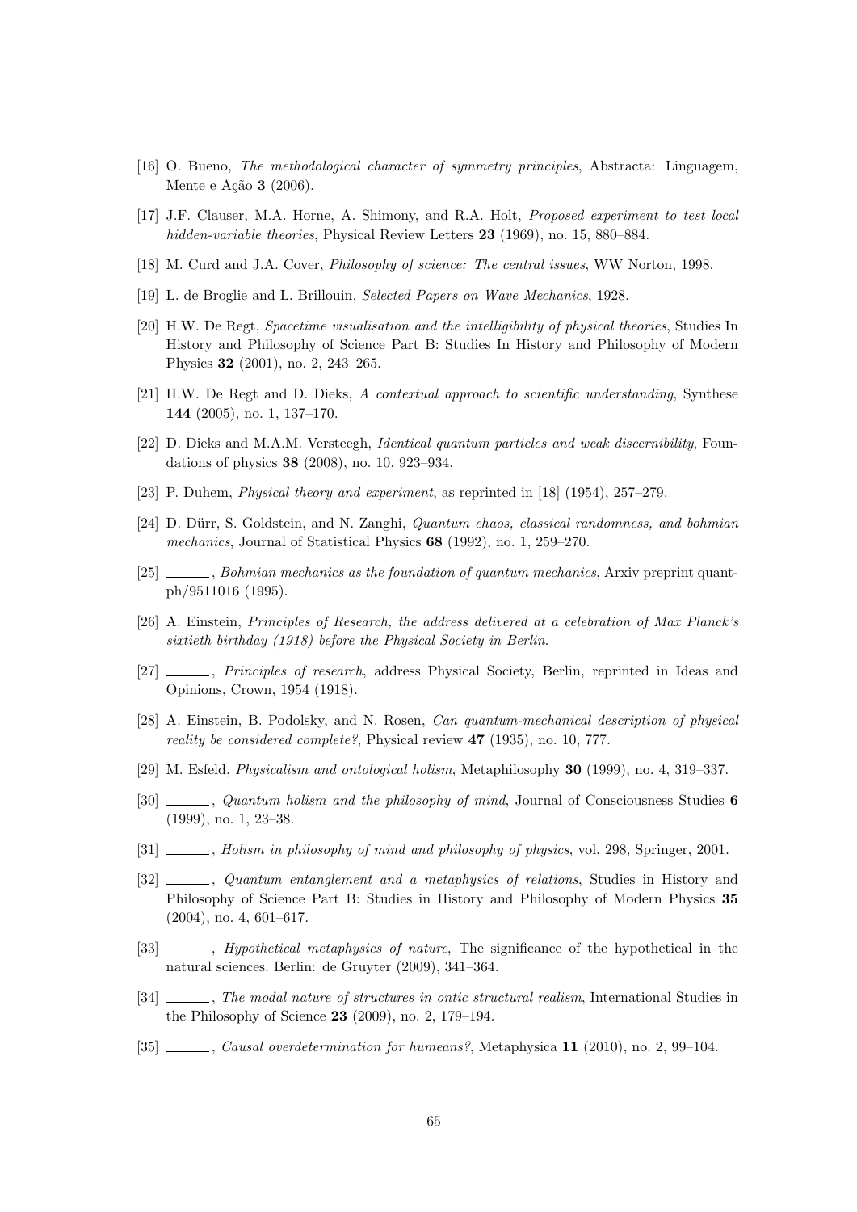[16] O. Bueno, *The methodological character of symmetry principles*, Abstracta: Linguagem, Mente e Ação **3** (2006).

[17] J.F. Clauser, M.A. Horne, A. Shimony, and R.A. Holt, *Proposed experiment to test local hidden-variable theories*, Physical Review Letters **23** (1969), no. 15, 880–884.

[18] M. Curd and J.A. Cover, *Philosophy of science: The central issues*, WW Norton, 1998.

[19] L. de Broglie and L. Brillouin, *Selected Papers on Wave Mechanics*, 1928.

[20] H.W. De Regt, *Spacetime visualisation and the intelligibility of physical theories*, Studies In History and Philosophy of Science Part B: Studies In History and Philosophy of Modern Physics **32** (2001), no. 2, 243–265.

[21] H.W. De Regt and D. Dieks, *A contextual approach to scientific understanding*, Synthese **144** (2005), no. 1, 137–170.

[22] D. Dieks and M.A.M. Versteegh, *Identical quantum particles and weak discernibility*, Foundations of physics **38** (2008), no. 10, 923–934.

[23] P. Duhem, *Physical theory and experiment*, as reprinted in [18] (1954), 257–279.

[24] D. Dürr, S. Goldstein, and N. Zanghi, *Quantum chaos, classical randomness, and bohmian mechanics*, Journal of Statistical Physics **68** (1992), no. 1, 259–270.

[25] ______, *Bohmian mechanics as the foundation of quantum mechanics*, Arxiv preprint quant-ph/9511016 (1995).

[26] A. Einstein, *Principles of Research, the address delivered at a celebration of Max Planck's sixtieth birthday (1918) before the Physical Society in Berlin*.

[27] ______, *Principles of research*, address Physical Society, Berlin, reprinted in Ideas and Opinions, Crown, 1954 (1918).

[28] A. Einstein, B. Podolsky, and N. Rosen, *Can quantum-mechanical description of physical reality be considered complete?*, Physical review **47** (1935), no. 10, 777.

[29] M. Esfeld, *Physicalism and ontological holism*, Metaphilosophy **30** (1999), no. 4, 319–337.

[30] ______, *Quantum holism and the philosophy of mind*, Journal of Consciousness Studies **6** (1999), no. 1, 23–38.

[31] ______, *Holism in philosophy of mind and philosophy of physics*, vol. 298, Springer, 2001.

[32] ______, *Quantum entanglement and a metaphysics of relations*, Studies in History and Philosophy of Science Part B: Studies in History and Philosophy of Modern Physics **35** (2004), no. 4, 601–617.

[33] ______, *Hypothetical metaphysics of nature*, The significance of the hypothetical in the natural sciences. Berlin: de Gruyter (2009), 341–364.

[34] ______, *The modal nature of structures in ontic structural realism*, International Studies in the Philosophy of Science **23** (2009), no. 2, 179–194.

[35] ______, *Causal overdetermination for humeans?*, Metaphysica **11** (2010), no. 2, 99–104.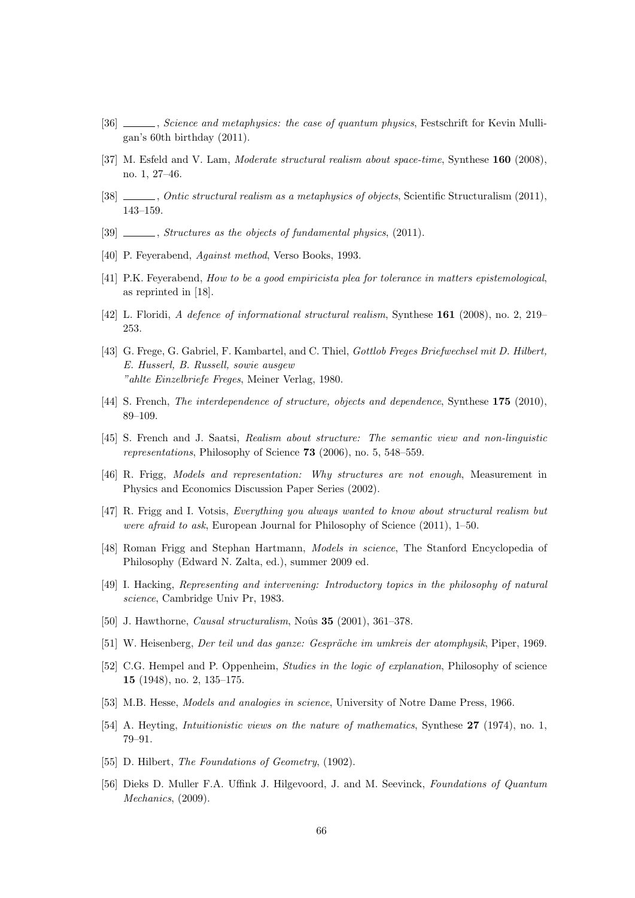[36] ______, *Science and metaphysics: the case of quantum physics*, Festschrift for Kevin Mulligan's 60th birthday (2011).

[37] M. Esfeld and V. Lam, *Moderate structural realism about space-time*, Synthese **160** (2008), no. 1, 27–46.

[38] ______, *Ontic structural realism as a metaphysics of objects*, Scientific Structuralism (2011), 143–159.

[39] ______, *Structures as the objects of fundamental physics*, (2011).

[40] P. Feyerabend, *Against method*, Verso Books, 1993.

[41] P.K. Feyerabend, *How to be a good empiricista plea for tolerance in matters epistemological*, as reprinted in [18].

[42] L. Floridi, *A defence of informational structural realism*, Synthese **161** (2008), no. 2, 219–253.

[43] G. Frege, G. Gabriel, F. Kambartel, and C. Thiel, *Gottlob Freges Briefwechsel mit D. Hilbert, E. Husserl, B. Russell, sowie ausgew "ahlte Einzelbriefe Freges*, Meiner Verlag, 1980.

[44] S. French, *The interdependence of structure, objects and dependence*, Synthese **175** (2010), 89–109.

[45] S. French and J. Saatsi, *Realism about structure: The semantic view and non-linguistic representations*, Philosophy of Science **73** (2006), no. 5, 548–559.

[46] R. Frigg, *Models and representation: Why structures are not enough*, Measurement in Physics and Economics Discussion Paper Series (2002).

[47] R. Frigg and I. Votsis, *Everything you always wanted to know about structural realism but were afraid to ask*, European Journal for Philosophy of Science (2011), 1–50.

[48] Roman Frigg and Stephan Hartmann, *Models in science*, The Stanford Encyclopedia of Philosophy (Edward N. Zalta, ed.), summer 2009 ed.

[49] I. Hacking, *Representing and intervening: Introductory topics in the philosophy of natural science*, Cambridge Univ Pr, 1983.

[50] J. Hawthorne, *Causal structuralism*, Noûs **35** (2001), 361–378.

[51] W. Heisenberg, *Der teil und das ganze: Gespräche im umkreis der atomphysik*, Piper, 1969.

[52] C.G. Hempel and P. Oppenheim, *Studies in the logic of explanation*, Philosophy of science **15** (1948), no. 2, 135–175.

[53] M.B. Hesse, *Models and analogies in science*, University of Notre Dame Press, 1966.

[54] A. Heyting, *Intuitionistic views on the nature of mathematics*, Synthese **27** (1974), no. 1, 79–91.

[55] D. Hilbert, *The Foundations of Geometry*, (1902).

[56] Dieks D. Muller F.A. Uffink J. Hilgevoord, J. and M. Seevinck, *Foundations of Quantum Mechanics*, (2009).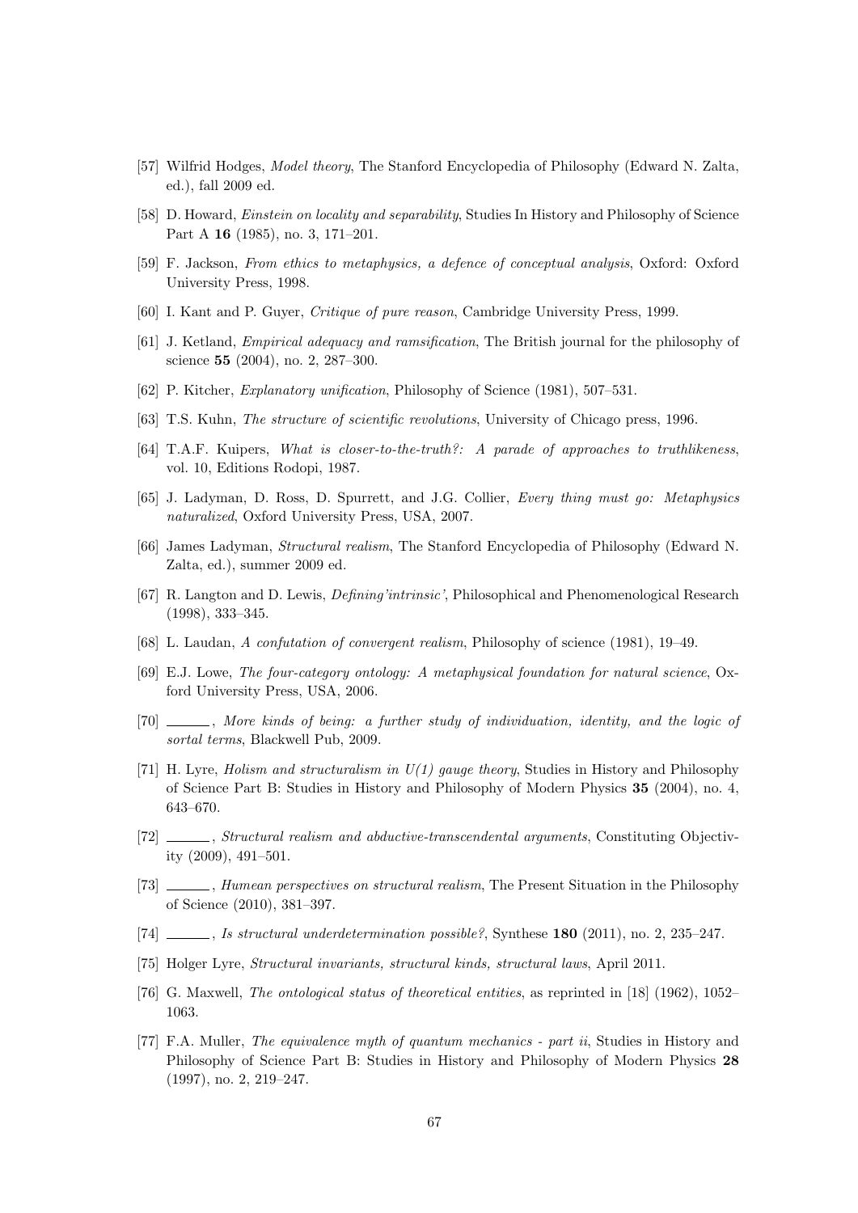[57] Wilfrid Hodges, *Model theory*, The Stanford Encyclopedia of Philosophy (Edward N. Zalta, ed.), fall 2009 ed.

[58] D. Howard, *Einstein on locality and separability*, Studies In History and Philosophy of Science Part A **16** (1985), no. 3, 171–201.

[59] F. Jackson, *From ethics to metaphysics, a defence of conceptual analysis*, Oxford: Oxford University Press, 1998.

[60] I. Kant and P. Guyer, *Critique of pure reason*, Cambridge University Press, 1999.

[61] J. Ketland, *Empirical adequacy and ramsification*, The British journal for the philosophy of science **55** (2004), no. 2, 287–300.

[62] P. Kitcher, *Explanatory unification*, Philosophy of Science (1981), 507–531.

[63] T.S. Kuhn, *The structure of scientific revolutions*, University of Chicago press, 1996.

[64] T.A.F. Kuipers, *What is closer-to-the-truth?: A parade of approaches to truthlikeness*, vol. 10, Editions Rodopi, 1987.

[65] J. Ladyman, D. Ross, D. Spurrett, and J.G. Collier, *Every thing must go: Metaphysics naturalized*, Oxford University Press, USA, 2007.

[66] James Ladyman, *Structural realism*, The Stanford Encyclopedia of Philosophy (Edward N. Zalta, ed.), summer 2009 ed.

[67] R. Langton and D. Lewis, *Defining'intrinsic'*, Philosophical and Phenomenological Research (1998), 333–345.

[68] L. Laudan, *A confutation of convergent realism*, Philosophy of science (1981), 19–49.

[69] E.J. Lowe, *The four-category ontology: A metaphysical foundation for natural science*, Oxford University Press, USA, 2006.

[70] ______, *More kinds of being: a further study of individuation, identity, and the logic of sortal terms*, Blackwell Pub, 2009.

[71] H. Lyre, *Holism and structuralism in U(1) gauge theory*, Studies in History and Philosophy of Science Part B: Studies in History and Philosophy of Modern Physics **35** (2004), no. 4, 643–670.

[72] ______, *Structural realism and abductive-transcendental arguments*, Constituting Objectivity (2009), 491–501.

[73] ______, *Humean perspectives on structural realism*, The Present Situation in the Philosophy of Science (2010), 381–397.

[74] ______, *Is structural underdetermination possible?*, Synthese **180** (2011), no. 2, 235–247.

[75] Holger Lyre, *Structural invariants, structural kinds, structural laws*, April 2011.

[76] G. Maxwell, *The ontological status of theoretical entities*, as reprinted in [18] (1962), 1052–1063.

[77] F.A. Muller, *The equivalence myth of quantum mechanics - part ii*, Studies in History and Philosophy of Science Part B: Studies in History and Philosophy of Modern Physics **28** (1997), no. 2, 219–247.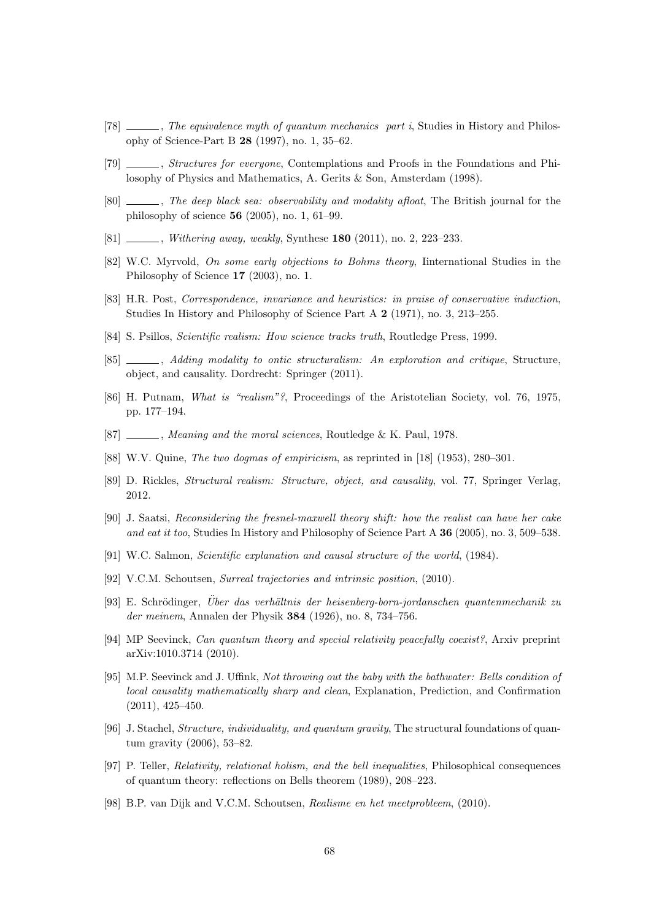- [78] ———, *The equivalence myth of quantum mechanics part i*, Studies in History and Philosophy of Science-Part B **28** (1997), no. 1, 35–62.
- [79] ———, *Structures for everyone*, Contemplations and Proofs in the Foundations and Philosophy of Physics and Mathematics, A. Gerits & Son, Amsterdam (1998).
- [80] ———, *The deep black sea: observability and modality afloat*, The British journal for the philosophy of science **56** (2005), no. 1, 61–99.
- [81] ———, *Withering away, weakly*, Synthese **180** (2011), no. 2, 223–233.
- [82] W.C. Myrvold, *On some early objections to Bohms theory*, Iinternational Studies in the Philosophy of Science **17** (2003), no. 1.
- [83] H.R. Post, *Correspondence, invariance and heuristics: in praise of conservative induction*, Studies In History and Philosophy of Science Part A **2** (1971), no. 3, 213–255.
- [84] S. Psillos, *Scientific realism: How science tracks truth*, Routledge Press, 1999.
- [85] ———, *Adding modality to ontic structuralism: An exploration and critique*, Structure, object, and causality. Dordrecht: Springer (2011).
- [86] H. Putnam, *What is "realism"?*, Proceedings of the Aristotelian Society, vol. 76, 1975, pp. 177–194.
- [87] ———, *Meaning and the moral sciences*, Routledge & K. Paul, 1978.
- [88] W.V. Quine, *The two dogmas of empiricism*, as reprinted in [18] (1953), 280–301.
- [89] D. Rickles, *Structural realism: Structure, object, and causality*, vol. 77, Springer Verlag, 2012.
- [90] J. Saatsi, *Reconsidering the fresnel-maxwell theory shift: how the realist can have her cake and eat it too*, Studies In History and Philosophy of Science Part A **36** (2005), no. 3, 509–538.
- [91] W.C. Salmon, *Scientific explanation and causal structure of the world*, (1984).
- [92] V.C.M. Schoutsen, *Surreal trajectories and intrinsic position*, (2010).
- [93] E. Schrödinger, *Über das verhältnis der heisenberg-born-jordanschen quantenmechanik zu der meinem*, Annalen der Physik **384** (1926), no. 8, 734–756.
- [94] MP Seevinck, *Can quantum theory and special relativity peacefully coexist?*, Arxiv preprint arXiv:1010.3714 (2010).
- [95] M.P. Seevinck and J. Uffink, *Not throwing out the baby with the bathwater: Bells condition of local causality mathematically sharp and clean*, Explanation, Prediction, and Confirmation (2011), 425–450.
- [96] J. Stachel, *Structure, individuality, and quantum gravity*, The structural foundations of quantum gravity (2006), 53–82.
- [97] P. Teller, *Relativity, relational holism, and the bell inequalities*, Philosophical consequences of quantum theory: reflections on Bells theorem (1989), 208–223.
- [98] B.P. van Dijk and V.C.M. Schoutsen, *Realisme en het meetprobleem*, (2010).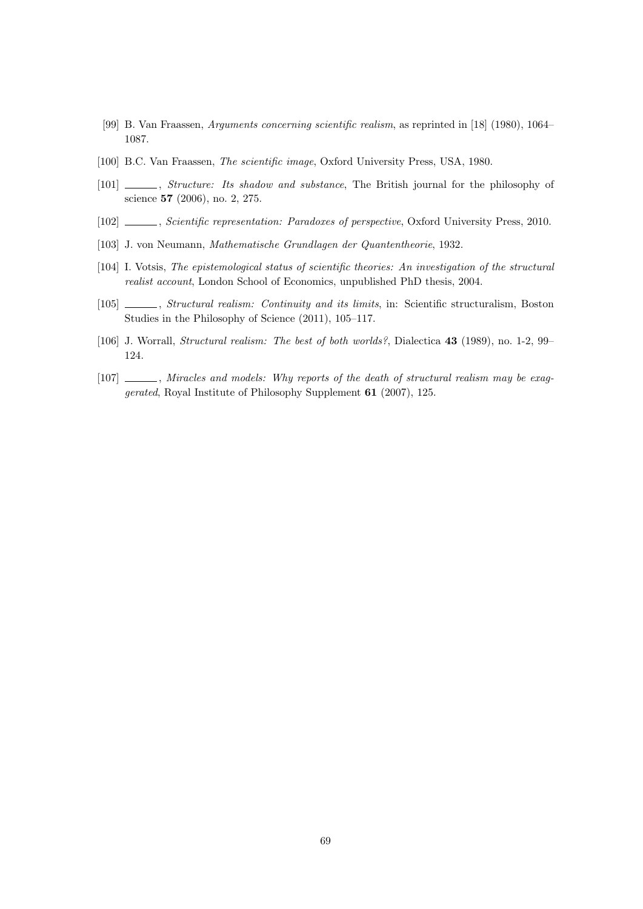[99] B. Van Fraassen, *Arguments concerning scientific realism*, as reprinted in [18] (1980), 1064–1087.

[100] B.C. Van Fraassen, *The scientific image*, Oxford University Press, USA, 1980.

[101] ______, *Structure: Its shadow and substance*, The British journal for the philosophy of science **57** (2006), no. 2, 275.

[102] ______, *Scientific representation: Paradoxes of perspective*, Oxford University Press, 2010.

[103] J. von Neumann, *Mathematische Grundlagen der Quantentheorie*, 1932.

[104] I. Votsis, *The epistemological status of scientific theories: An investigation of the structural realist account*, London School of Economics, unpublished PhD thesis, 2004.

[105] ______, *Structural realism: Continuity and its limits*, in: Scientific structuralism, Boston Studies in the Philosophy of Science (2011), 105–117.

[106] J. Worrall, *Structural realism: The best of both worlds?*, Dialectica **43** (1989), no. 1-2, 99–124.

[107] ______, *Miracles and models: Why reports of the death of structural realism may be exaggerated*, Royal Institute of Philosophy Supplement **61** (2007), 125.